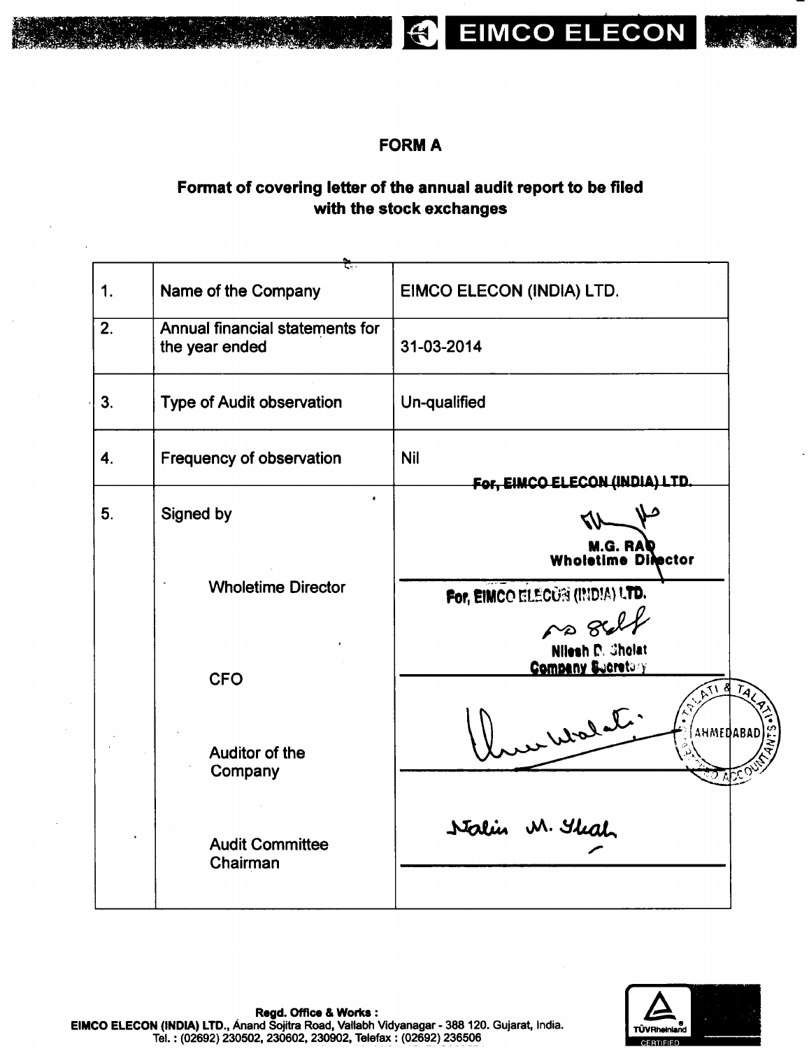# EIMCO ELECON

## FORM A

### Format of covering letter of the annual audit report to be filed with the stock exchanges

| | | |
|---|---|---|
| 1. | Name of the Company | EIMCO ELECON (INDIA) LTD. |
| 2. | Annual financial statements for the year ended | 31-03-2014 |
| 3. | Type of Audit observation | Un-qualified |
| 4. | Frequency of observation | Nil |
| 5. | Signed by<br><br>Wholetime Director<br><br>CFO<br><br>Auditor of the Company<br><br>Audit Committee Chairman | For, EIMCO ELECON (INDIA) LTD.<br>M.G. RAO<br>Wholetime Director<br><br>For, EIMCO ELECON (INDIA) LTD.<br>Nilesh D. Sholat<br>Company Secretary<br><br>TALATI & TALATI AHMEDABAD CHARTERED ACCOUNTANTS<br><br>Nalin M. Shah |

Regd. Office & Works :
EIMCO ELECON (INDIA) LTD., Anand Sojitra Road, Vallabh Vidyanagar - 388 120. Gujarat, India.
Tel. : (02692) 230502, 230602, 230902, Telefax : (02692) 236506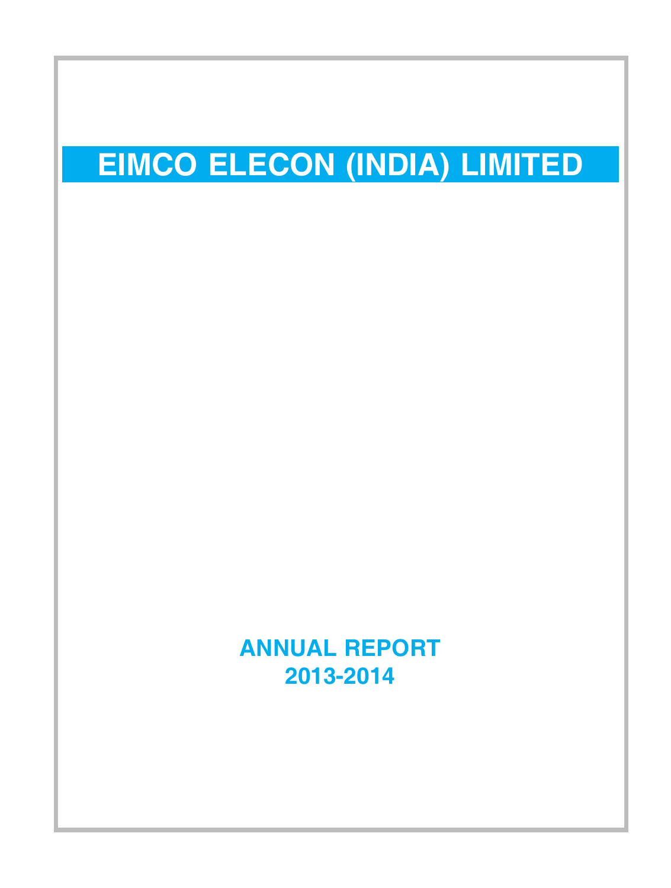# EIMCO ELECON (INDIA) LIMITED

**ANNUAL REPORT**
**2013-2014**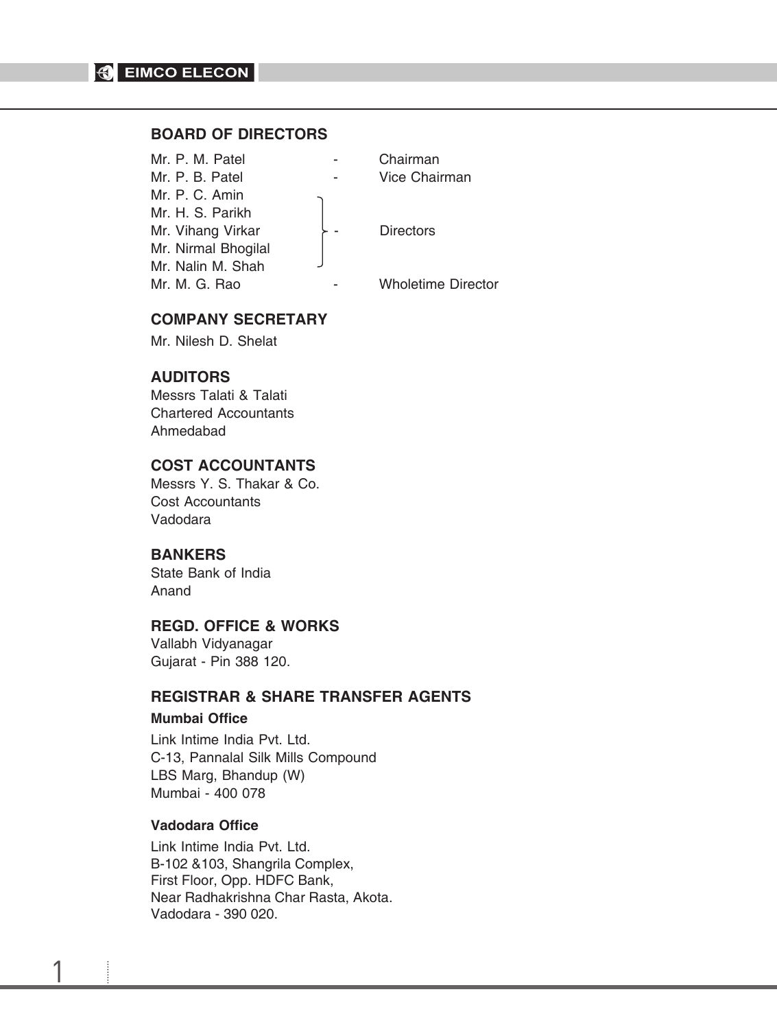## BOARD OF DIRECTORS

| | | |
|---|---|---|
| Mr. P. M. Patel | - | Chairman |
| Mr. P. B. Patel | - | Vice Chairman |
| Mr. P. C. Amin | | |
| Mr. H. S. Parikh | | |
| Mr. Vihang Virkar | - | Directors |
| Mr. Nirmal Bhogilal | | |
| Mr. Nalin M. Shah | | |
| Mr. M. G. Rao | - | Wholetime Director |

## COMPANY SECRETARY

Mr. Nilesh D. Shelat

## AUDITORS

Messrs Talati & Talati
Chartered Accountants
Ahmedabad

## COST ACCOUNTANTS

Messrs Y. S. Thakar & Co.
Cost Accountants
Vadodara

## BANKERS

State Bank of India
Anand

## REGD. OFFICE & WORKS

Vallabh Vidyanagar
Gujarat - Pin 388 120.

## REGISTRAR & SHARE TRANSFER AGENTS

### Mumbai Office

Link Intime India Pvt. Ltd.
C-13, Pannalal Silk Mills Compound
LBS Marg, Bhandup (W)
Mumbai - 400 078

### Vadodara Office

Link Intime India Pvt. Ltd.
B-102 &103, Shangrila Complex,
First Floor, Opp. HDFC Bank,
Near Radhakrishna Char Rasta, Akota.
Vadodara - 390 020.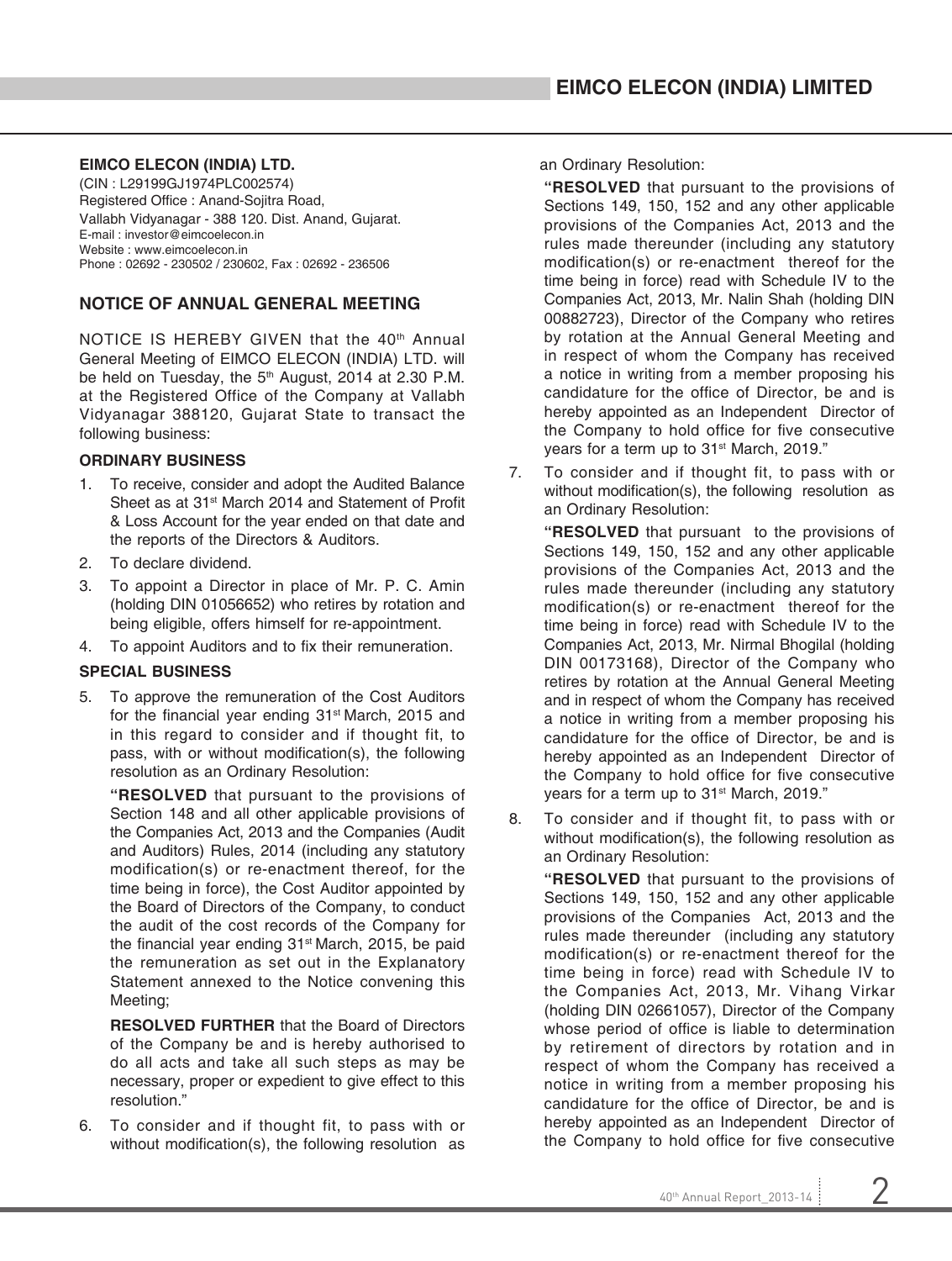**EIMCO ELECON (INDIA) LTD.**

(CIN : L29199GJ1974PLC002574)
Registered Office : Anand-Sojitra Road,
Vallabh Vidyanagar - 388 120. Dist. Anand, Gujarat.
E-mail : investor@eimcoelecon.in
Website : www.eimcoelecon.in
Phone : 02692 - 230502 / 230602, Fax : 02692 - 236506

## NOTICE OF ANNUAL GENERAL MEETING

NOTICE IS HEREBY GIVEN that the 40th Annual General Meeting of EIMCO ELECON (INDIA) LTD. will be held on Tuesday, the 5th August, 2014 at 2.30 P.M. at the Registered Office of the Company at Vallabh Vidyanagar 388120, Gujarat State to transact the following business:

### ORDINARY BUSINESS

1. To receive, consider and adopt the Audited Balance Sheet as at 31st March 2014 and Statement of Profit & Loss Account for the year ended on that date and the reports of the Directors & Auditors.
2. To declare dividend.
3. To appoint a Director in place of Mr. P. C. Amin (holding DIN 01056652) who retires by rotation and being eligible, offers himself for re-appointment.
4. To appoint Auditors and to fix their remuneration.

### SPECIAL BUSINESS

5. To approve the remuneration of the Cost Auditors for the financial year ending 31st March, 2015 and in this regard to consider and if thought fit, to pass, with or without modification(s), the following resolution as an Ordinary Resolution:

   **"RESOLVED** that pursuant to the provisions of Section 148 and all other applicable provisions of the Companies Act, 2013 and the Companies (Audit and Auditors) Rules, 2014 (including any statutory modification(s) or re-enactment thereof, for the time being in force), the Cost Auditor appointed by the Board of Directors of the Company, to conduct the audit of the cost records of the Company for the financial year ending 31st March, 2015, be paid the remuneration as set out in the Explanatory Statement annexed to the Notice convening this Meeting;

   **RESOLVED FURTHER** that the Board of Directors of the Company be and is hereby authorised to do all acts and take all such steps as may be necessary, proper or expedient to give effect to this resolution."

6. To consider and if thought fit, to pass with or without modification(s), the following resolution as an Ordinary Resolution:

   **"RESOLVED** that pursuant to the provisions of Sections 149, 150, 152 and any other applicable provisions of the Companies Act, 2013 and the rules made thereunder (including any statutory modification(s) or re-enactment thereof for the time being in force) read with Schedule IV to the Companies Act, 2013, Mr. Nalin Shah (holding DIN 00882723), Director of the Company who retires by rotation at the Annual General Meeting and in respect of whom the Company has received a notice in writing from a member proposing his candidature for the office of Director, be and is hereby appointed as an Independent Director of the Company to hold office for five consecutive years for a term up to 31st March, 2019."

7. To consider and if thought fit, to pass with or without modification(s), the following resolution as an Ordinary Resolution:

   **"RESOLVED** that pursuant to the provisions of Sections 149, 150, 152 and any other applicable provisions of the Companies Act, 2013 and the rules made thereunder (including any statutory modification(s) or re-enactment thereof for the time being in force) read with Schedule IV to the Companies Act, 2013, Mr. Nirmal Bhogilal (holding DIN 00173168), Director of the Company who retires by rotation at the Annual General Meeting and in respect of whom the Company has received a notice in writing from a member proposing his candidature for the office of Director, be and is hereby appointed as an Independent Director of the Company to hold office for five consecutive years for a term up to 31st March, 2019."

8. To consider and if thought fit, to pass with or without modification(s), the following resolution as an Ordinary Resolution:

   **"RESOLVED** that pursuant to the provisions of Sections 149, 150, 152 and any other applicable provisions of the Companies Act, 2013 and the rules made thereunder (including any statutory modification(s) or re-enactment thereof for the time being in force) read with Schedule IV to the Companies Act, 2013, Mr. Vihang Virkar (holding DIN 02661057), Director of the Company whose period of office is liable to determination by retirement of directors by rotation and in respect of whom the Company has received a notice in writing from a member proposing his candidature for the office of Director, be and is hereby appointed as an Independent Director of the Company to hold office for five consecutive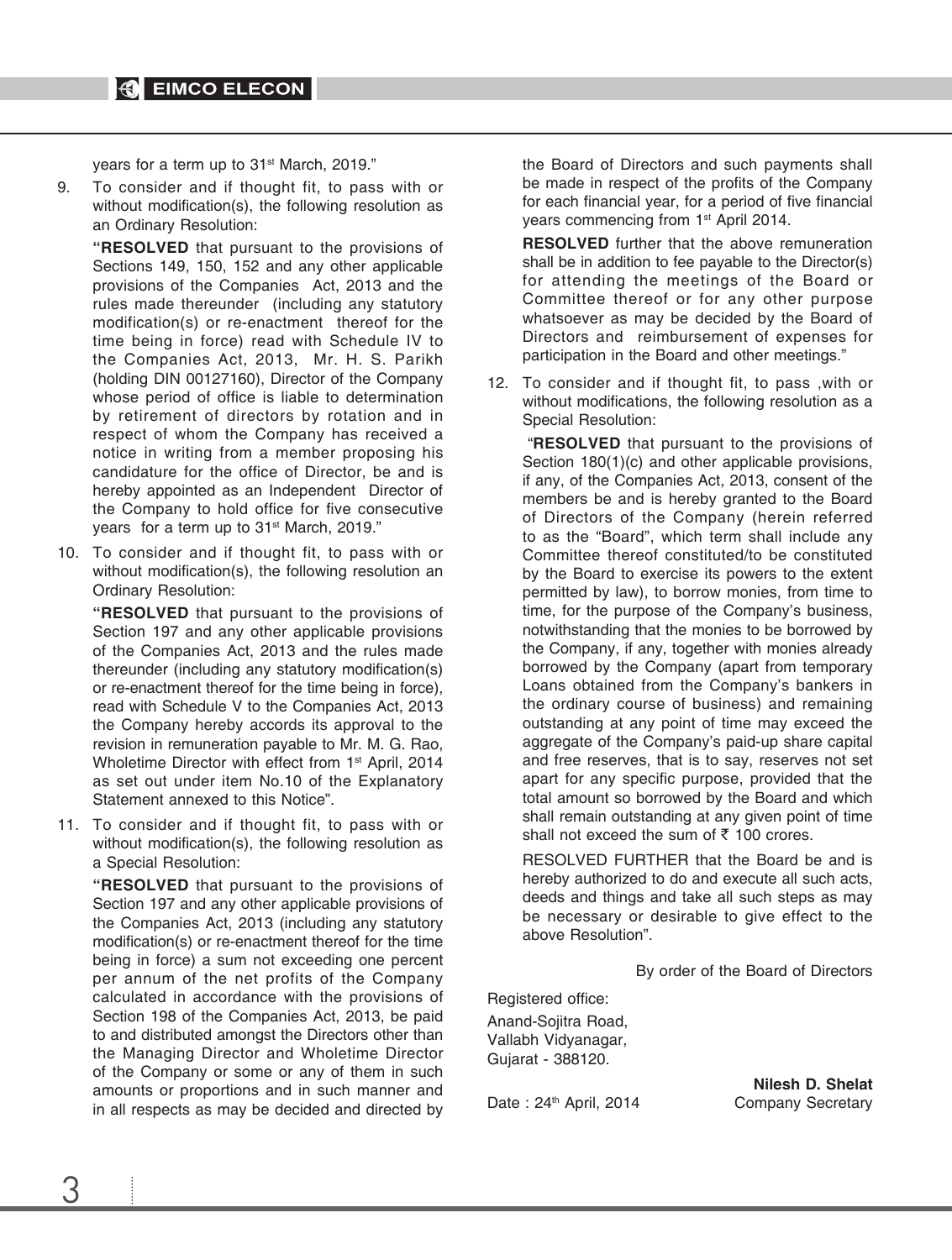years for a term up to 31st March, 2019."

9. To consider and if thought fit, to pass with or without modification(s), the following resolution as an Ordinary Resolution:

   **"RESOLVED** that pursuant to the provisions of Sections 149, 150, 152 and any other applicable provisions of the Companies Act, 2013 and the rules made thereunder (including any statutory modification(s) or re-enactment thereof for the time being in force) read with Schedule IV to the Companies Act, 2013, Mr. H. S. Parikh (holding DIN 00127160), Director of the Company whose period of office is liable to determination by retirement of directors by rotation and in respect of whom the Company has received a notice in writing from a member proposing his candidature for the office of Director, be and is hereby appointed as an Independent Director of the Company to hold office for five consecutive years for a term up to 31st March, 2019."

10. To consider and if thought fit, to pass with or without modification(s), the following resolution an Ordinary Resolution:

    **"RESOLVED** that pursuant to the provisions of Section 197 and any other applicable provisions of the Companies Act, 2013 and the rules made thereunder (including any statutory modification(s) or re-enactment thereof for the time being in force), read with Schedule V to the Companies Act, 2013 the Company hereby accords its approval to the revision in remuneration payable to Mr. M. G. Rao, Wholetime Director with effect from 1st April, 2014 as set out under item No.10 of the Explanatory Statement annexed to this Notice".

11. To consider and if thought fit, to pass with or without modification(s), the following resolution as a Special Resolution:

    **"RESOLVED** that pursuant to the provisions of Section 197 and any other applicable provisions of the Companies Act, 2013 (including any statutory modification(s) or re-enactment thereof for the time being in force) a sum not exceeding one percent per annum of the net profits of the Company calculated in accordance with the provisions of Section 198 of the Companies Act, 2013, be paid to and distributed amongst the Directors other than the Managing Director and Wholetime Director of the Company or some or any of them in such amounts or proportions and in such manner and in all respects as may be decided and directed by the Board of Directors and such payments shall be made in respect of the profits of the Company for each financial year, for a period of five financial years commencing from 1st April 2014.

    **RESOLVED** further that the above remuneration shall be in addition to fee payable to the Director(s) for attending the meetings of the Board or Committee thereof or for any other purpose whatsoever as may be decided by the Board of Directors and reimbursement of expenses for participation in the Board and other meetings."

12. To consider and if thought fit, to pass ,with or without modifications, the following resolution as a Special Resolution:

    "**RESOLVED** that pursuant to the provisions of Section 180(1)(c) and other applicable provisions, if any, of the Companies Act, 2013, consent of the members be and is hereby granted to the Board of Directors of the Company (herein referred to as the "Board", which term shall include any Committee thereof constituted/to be constituted by the Board to exercise its powers to the extent permitted by law), to borrow monies, from time to time, for the purpose of the Company's business, notwithstanding that the monies to be borrowed by the Company, if any, together with monies already borrowed by the Company (apart from temporary Loans obtained from the Company's bankers in the ordinary course of business) and remaining outstanding at any point of time may exceed the aggregate of the Company's paid-up share capital and free reserves, that is to say, reserves not set apart for any specific purpose, provided that the total amount so borrowed by the Board and which shall remain outstanding at any given point of time shall not exceed the sum of ₹ 100 crores.

    RESOLVED FURTHER that the Board be and is hereby authorized to do and execute all such acts, deeds and things and take all such steps as may be necessary or desirable to give effect to the above Resolution".

By order of the Board of Directors

Registered office:
Anand-Sojitra Road,
Vallabh Vidyanagar,
Gujarat - 388120.

Date : 24th April, 2014

**Nilesh D. Shelat**
Company Secretary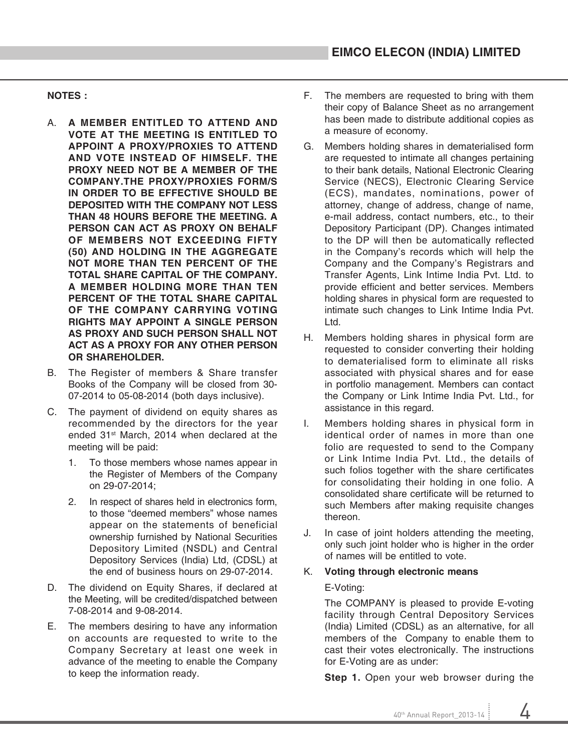**NOTES :**

A. **A MEMBER ENTITLED TO ATTEND AND VOTE AT THE MEETING IS ENTITLED TO APPOINT A PROXY/PROXIES TO ATTEND AND VOTE INSTEAD OF HIMSELF. THE PROXY NEED NOT BE A MEMBER OF THE COMPANY.THE PROXY/PROXIES FORM/S IN ORDER TO BE EFFECTIVE SHOULD BE DEPOSITED WITH THE COMPANY NOT LESS THAN 48 HOURS BEFORE THE MEETING. A PERSON CAN ACT AS PROXY ON BEHALF OF MEMBERS NOT EXCEEDING FIFTY (50) AND HOLDING IN THE AGGREGATE NOT MORE THAN TEN PERCENT OF THE TOTAL SHARE CAPITAL OF THE COMPANY. A MEMBER HOLDING MORE THAN TEN PERCENT OF THE TOTAL SHARE CAPITAL OF THE COMPANY CARRYING VOTING RIGHTS MAY APPOINT A SINGLE PERSON AS PROXY AND SUCH PERSON SHALL NOT ACT AS A PROXY FOR ANY OTHER PERSON OR SHAREHOLDER.**

B. The Register of members & Share transfer Books of the Company will be closed from 30-07-2014 to 05-08-2014 (both days inclusive).

C. The payment of dividend on equity shares as recommended by the directors for the year ended 31st March, 2014 when declared at the meeting will be paid:

   1. To those members whose names appear in the Register of Members of the Company on 29-07-2014;

   2. In respect of shares held in electronics form, to those "deemed members" whose names appear on the statements of beneficial ownership furnished by National Securities Depository Limited (NSDL) and Central Depository Services (India) Ltd, (CDSL) at the end of business hours on 29-07-2014.

D. The dividend on Equity Shares, if declared at the Meeting, will be credited/dispatched between 7-08-2014 and 9-08-2014.

E. The members desiring to have any information on accounts are requested to write to the Company Secretary at least one week in advance of the meeting to enable the Company to keep the information ready.

F. The members are requested to bring with them their copy of Balance Sheet as no arrangement has been made to distribute additional copies as a measure of economy.

G. Members holding shares in dematerialised form are requested to intimate all changes pertaining to their bank details, National Electronic Clearing Service (NECS), Electronic Clearing Service (ECS), mandates, nominations, power of attorney, change of address, change of name, e-mail address, contact numbers, etc., to their Depository Participant (DP). Changes intimated to the DP will then be automatically reflected in the Company's records which will help the Company and the Company's Registrars and Transfer Agents, Link Intime India Pvt. Ltd. to provide efficient and better services. Members holding shares in physical form are requested to intimate such changes to Link Intime India Pvt. Ltd.

H. Members holding shares in physical form are requested to consider converting their holding to dematerialised form to eliminate all risks associated with physical shares and for ease in portfolio management. Members can contact the Company or Link Intime India Pvt. Ltd., for assistance in this regard.

I. Members holding shares in physical form in identical order of names in more than one folio are requested to send to the Company or Link Intime India Pvt. Ltd., the details of such folios together with the share certificates for consolidating their holding in one folio. A consolidated share certificate will be returned to such Members after making requisite changes thereon.

J. In case of joint holders attending the meeting, only such joint holder who is higher in the order of names will be entitled to vote.

K. **Voting through electronic means**

   E-Voting:

   The COMPANY is pleased to provide E-voting facility through Central Depository Services (India) Limited (CDSL) as an alternative, for all members of the Company to enable them to cast their votes electronically. The instructions for E-Voting are as under:

   **Step 1.** Open your web browser during the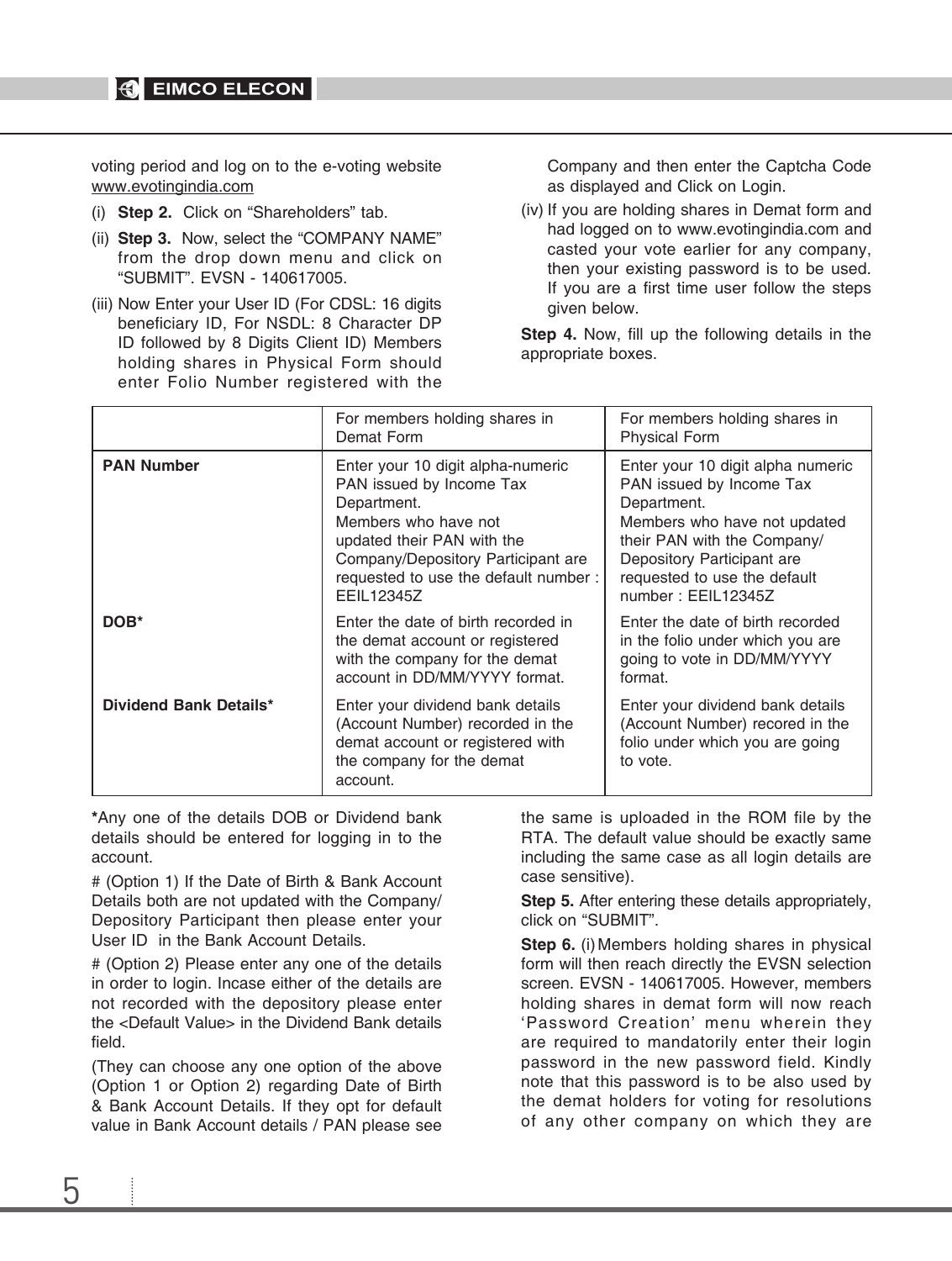voting period and log on to the e-voting website www.evotingindia.com

(i) **Step 2.** Click on “Shareholders” tab.

(ii) **Step 3.** Now, select the “COMPANY NAME” from the drop down menu and click on “SUBMIT”. EVSN - 140617005.

(iii) Now Enter your User ID (For CDSL: 16 digits beneficiary ID, For NSDL: 8 Character DP ID followed by 8 Digits Client ID) Members holding shares in Physical Form should enter Folio Number registered with the Company and then enter the Captcha Code as displayed and Click on Login.

(iv) If you are holding shares in Demat form and had logged on to www.evotingindia.com and casted your vote earlier for any company, then your existing password is to be used. If you are a first time user follow the steps given below.

**Step 4.** Now, fill up the following details in the appropriate boxes.

| | For members holding shares in Demat Form | For members holding shares in Physical Form |
|---|---|---|
| **PAN Number** | Enter your 10 digit alpha-numeric PAN issued by Income Tax Department. Members who have not updated their PAN with the Company/Depository Participant are requested to use the default number : EEIL12345Z | Enter your 10 digit alpha numeric PAN issued by Income Tax Department. Members who have not updated their PAN with the Company/ Depository Participant are requested to use the default number : EEIL12345Z |
| **DOB*** | Enter the date of birth recorded in the demat account or registered with the company for the demat account in DD/MM/YYYY format. | Enter the date of birth recorded in the folio under which you are going to vote in DD/MM/YYYY format. |
| **Dividend Bank Details*** | Enter your dividend bank details (Account Number) recorded in the demat account or registered with the company for the demat account. | Enter your dividend bank details (Account Number) recored in the folio under which you are going to vote. |

***Any one of the details DOB or Dividend bank details should be entered for logging in to the account.

# (Option 1) If the Date of Birth & Bank Account Details both are not updated with the Company/ Depository Participant then please enter your User ID in the Bank Account Details.

# (Option 2) Please enter any one of the details in order to login. Incase either of the details are not recorded with the depository please enter the <Default Value> in the Dividend Bank details field.

(They can choose any one option of the above (Option 1 or Option 2) regarding Date of Birth & Bank Account Details. If they opt for default value in Bank Account details / PAN please see the same is uploaded in the ROM file by the RTA. The default value should be exactly same including the same case as all login details are case sensitive).

**Step 5.** After entering these details appropriately, click on “SUBMIT”.

**Step 6.** (i) Members holding shares in physical form will then reach directly the EVSN selection screen. EVSN - 140617005. However, members holding shares in demat form will now reach ‘Password Creation’ menu wherein they are required to mandatorily enter their login password in the new password field. Kindly note that this password is to be also used by the demat holders for voting for resolutions of any other company on which they are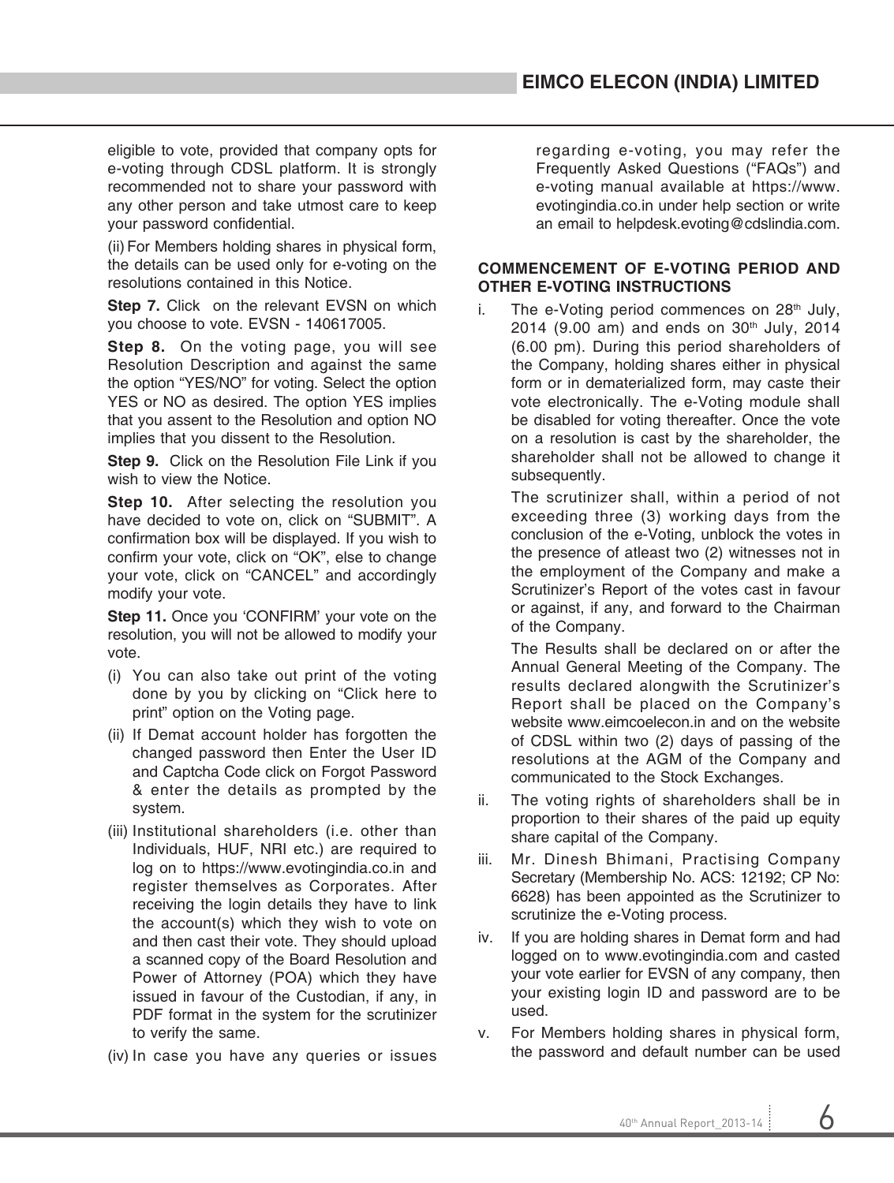eligible to vote, provided that company opts for e-voting through CDSL platform. It is strongly recommended not to share your password with any other person and take utmost care to keep your password confidential.

(ii) For Members holding shares in physical form, the details can be used only for e-voting on the resolutions contained in this Notice.

**Step 7.** Click on the relevant EVSN on which you choose to vote. EVSN - 140617005.

**Step 8.** On the voting page, you will see Resolution Description and against the same the option "YES/NO" for voting. Select the option YES or NO as desired. The option YES implies that you assent to the Resolution and option NO implies that you dissent to the Resolution.

**Step 9.** Click on the Resolution File Link if you wish to view the Notice.

**Step 10.** After selecting the resolution you have decided to vote on, click on "SUBMIT". A confirmation box will be displayed. If you wish to confirm your vote, click on "OK", else to change your vote, click on "CANCEL" and accordingly modify your vote.

**Step 11.** Once you 'CONFIRM' your vote on the resolution, you will not be allowed to modify your vote.

(i) You can also take out print of the voting done by you by clicking on "Click here to print" option on the Voting page.

(ii) If Demat account holder has forgotten the changed password then Enter the User ID and Captcha Code click on Forgot Password & enter the details as prompted by the system.

(iii) Institutional shareholders (i.e. other than Individuals, HUF, NRI etc.) are required to log on to https://www.evotingindia.co.in and register themselves as Corporates. After receiving the login details they have to link the account(s) which they wish to vote on and then cast their vote. They should upload a scanned copy of the Board Resolution and Power of Attorney (POA) which they have issued in favour of the Custodian, if any, in PDF format in the system for the scrutinizer to verify the same.

(iv) In case you have any queries or issues regarding e-voting, you may refer the Frequently Asked Questions ("FAQs") and e-voting manual available at https://www.evotingindia.co.in under help section or write an email to helpdesk.evoting@cdslindia.com.

**COMMENCEMENT OF E-VOTING PERIOD AND OTHER E-VOTING INSTRUCTIONS**

i. The e-Voting period commences on 28th July, 2014 (9.00 am) and ends on 30th July, 2014 (6.00 pm). During this period shareholders of the Company, holding shares either in physical form or in dematerialized form, may caste their vote electronically. The e-Voting module shall be disabled for voting thereafter. Once the vote on a resolution is cast by the shareholder, the shareholder shall not be allowed to change it subsequently.

   The scrutinizer shall, within a period of not exceeding three (3) working days from the conclusion of the e-Voting, unblock the votes in the presence of atleast two (2) witnesses not in the employment of the Company and make a Scrutinizer's Report of the votes cast in favour or against, if any, and forward to the Chairman of the Company.

   The Results shall be declared on or after the Annual General Meeting of the Company. The results declared alongwith the Scrutinizer's Report shall be placed on the Company's website www.eimcoelecon.in and on the website of CDSL within two (2) days of passing of the resolutions at the AGM of the Company and communicated to the Stock Exchanges.

ii. The voting rights of shareholders shall be in proportion to their shares of the paid up equity share capital of the Company.

iii. Mr. Dinesh Bhimani, Practising Company Secretary (Membership No. ACS: 12192; CP No: 6628) has been appointed as the Scrutinizer to scrutinize the e-Voting process.

iv. If you are holding shares in Demat form and had logged on to www.evotingindia.com and casted your vote earlier for EVSN of any company, then your existing login ID and password are to be used.

v. For Members holding shares in physical form, the password and default number can be used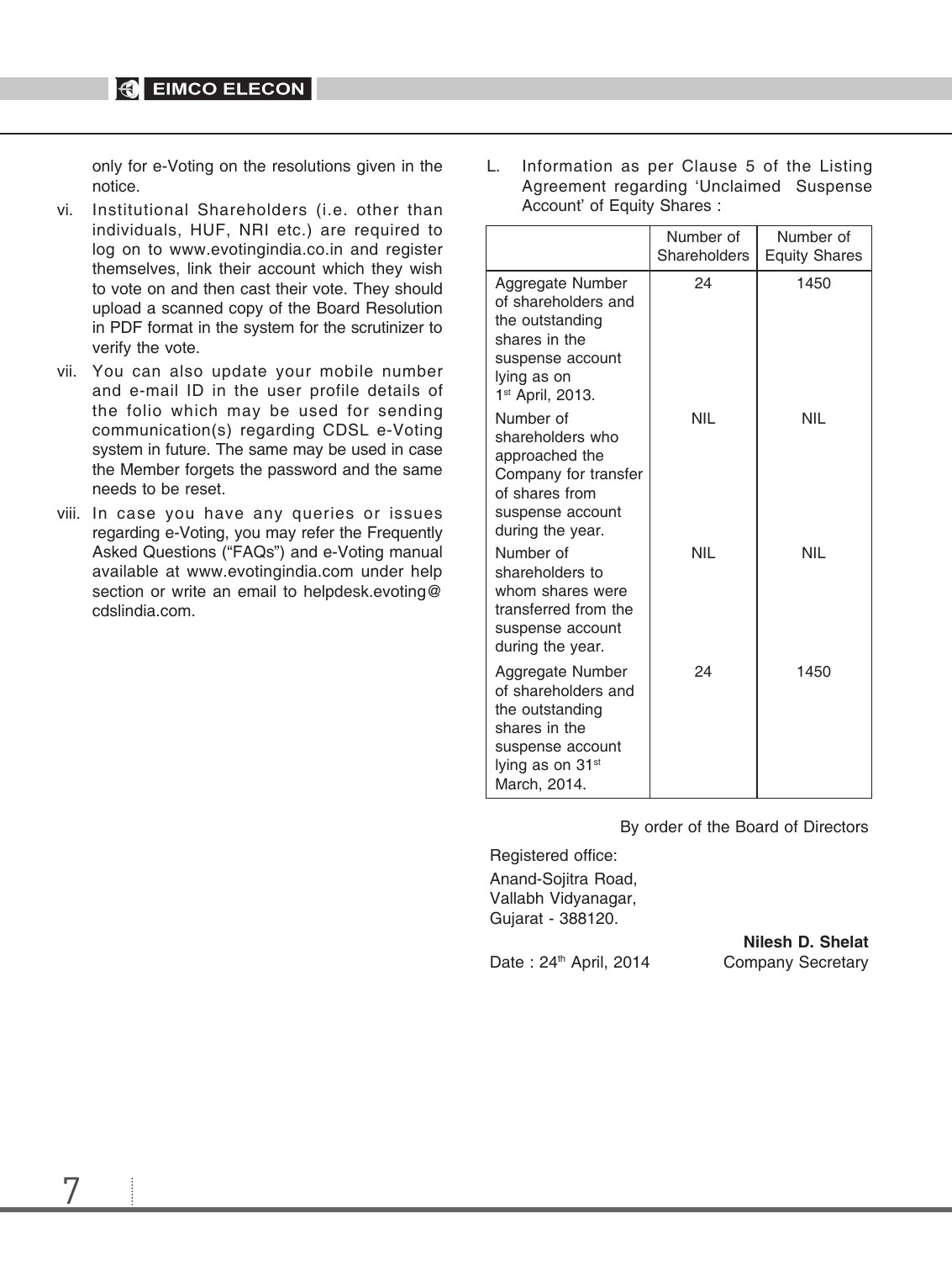only for e-Voting on the resolutions given in the notice.

vi. Institutional Shareholders (i.e. other than individuals, HUF, NRI etc.) are required to log on to www.evotingindia.co.in and register themselves, link their account which they wish to vote on and then cast their vote. They should upload a scanned copy of the Board Resolution in PDF format in the system for the scrutinizer to verify the vote.

vii. You can also update your mobile number and e-mail ID in the user profile details of the folio which may be used for sending communication(s) regarding CDSL e-Voting system in future. The same may be used in case the Member forgets the password and the same needs to be reset.

viii. In case you have any queries or issues regarding e-Voting, you may refer the Frequently Asked Questions ("FAQs") and e-Voting manual available at www.evotingindia.com under help section or write an email to helpdesk.evoting@cdslindia.com.

L. Information as per Clause 5 of the Listing Agreement regarding 'Unclaimed Suspense Account' of Equity Shares :

| | Number of Shareholders | Number of Equity Shares |
|---|---|---|
| Aggregate Number of shareholders and the outstanding shares in the suspense account lying as on 1st April, 2013. | 24 | 1450 |
| Number of shareholders who approached the Company for transfer of shares from suspense account during the year. | NIL | NIL |
| Number of shareholders to whom shares were transferred from the suspense account during the year. | NIL | NIL |
| Aggregate Number of shareholders and the outstanding shares in the suspense account lying as on 31st March, 2014. | 24 | 1450 |

By order of the Board of Directors

Registered office:
Anand-Sojitra Road,
Vallabh Vidyanagar,
Gujarat - 388120.

Date : 24th April, 2014

**Nilesh D. Shelat**
Company Secretary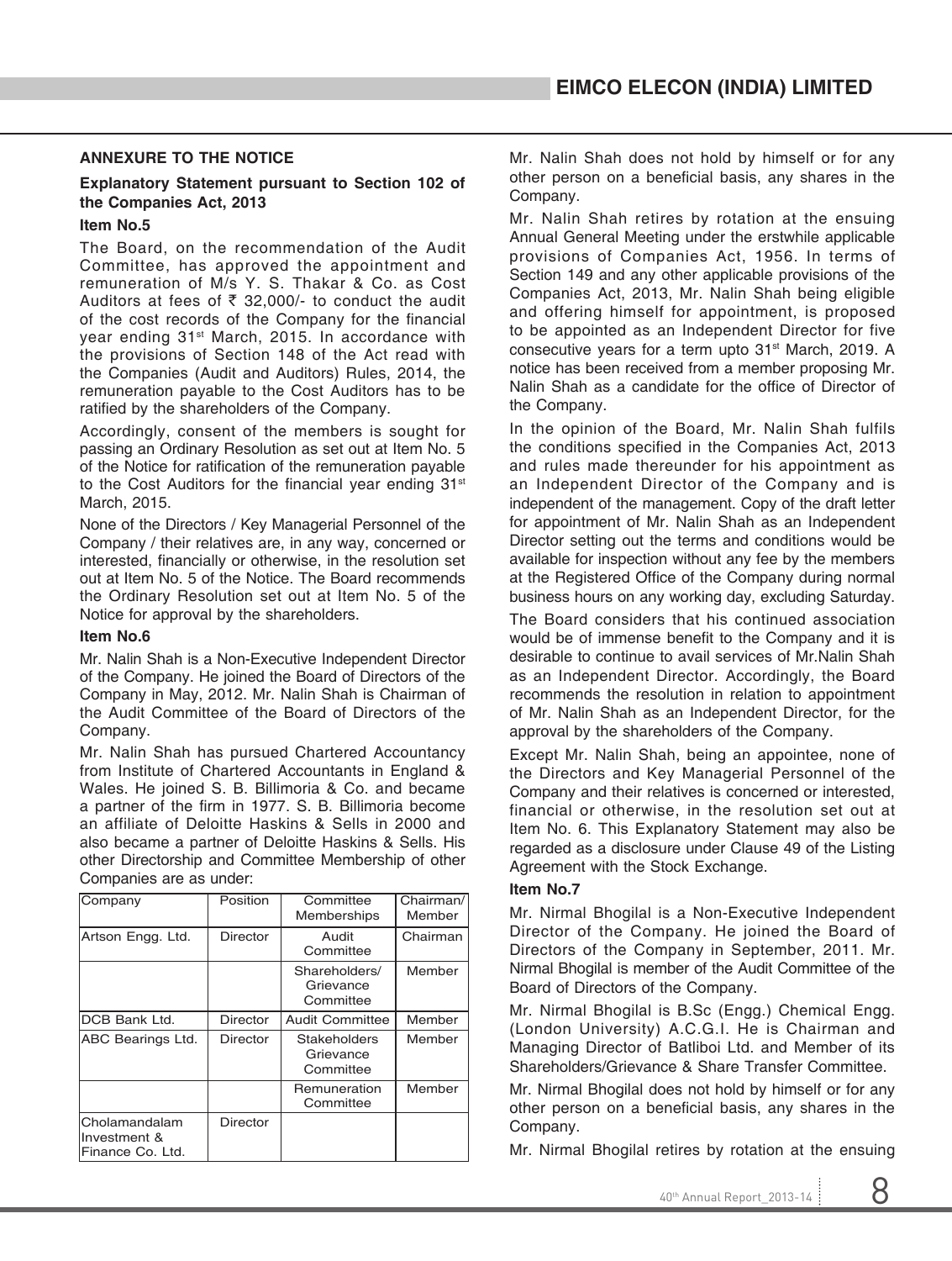## ANNEXURE TO THE NOTICE

### Explanatory Statement pursuant to Section 102 of the Companies Act, 2013

#### Item No.5

The Board, on the recommendation of the Audit Committee, has approved the appointment and remuneration of M/s Y. S. Thakar & Co. as Cost Auditors at fees of ₹ 32,000/- to conduct the audit of the cost records of the Company for the financial year ending 31st March, 2015. In accordance with the provisions of Section 148 of the Act read with the Companies (Audit and Auditors) Rules, 2014, the remuneration payable to the Cost Auditors has to be ratified by the shareholders of the Company.

Accordingly, consent of the members is sought for passing an Ordinary Resolution as set out at Item No. 5 of the Notice for ratification of the remuneration payable to the Cost Auditors for the financial year ending 31st March, 2015.

None of the Directors / Key Managerial Personnel of the Company / their relatives are, in any way, concerned or interested, financially or otherwise, in the resolution set out at Item No. 5 of the Notice. The Board recommends the Ordinary Resolution set out at Item No. 5 of the Notice for approval by the shareholders.

#### Item No.6

Mr. Nalin Shah is a Non-Executive Independent Director of the Company. He joined the Board of Directors of the Company in May, 2012. Mr. Nalin Shah is Chairman of the Audit Committee of the Board of Directors of the Company.

Mr. Nalin Shah has pursued Chartered Accountancy from Institute of Chartered Accountants in England & Wales. He joined S. B. Billimoria & Co. and became a partner of the firm in 1977. S. B. Billimoria become an affiliate of Deloitte Haskins & Sells in 2000 and also became a partner of Deloitte Haskins & Sells. His other Directorship and Committee Membership of other Companies are as under:

| Company | Position | Committee Memberships | Chairman/ Member |
|---|---|---|---|
| Artson Engg. Ltd. | Director | Audit Committee | Chairman |
| | | Shareholders/ Grievance Committee | Member |
| DCB Bank Ltd. | Director | Audit Committee | Member |
| ABC Bearings Ltd. | Director | Stakeholders Grievance Committee | Member |
| | | Remuneration Committee | Member |
| Cholamandalam Investment & Finance Co. Ltd. | Director | | |

Mr. Nalin Shah does not hold by himself or for any other person on a beneficial basis, any shares in the Company.

Mr. Nalin Shah retires by rotation at the ensuing Annual General Meeting under the erstwhile applicable provisions of Companies Act, 1956. In terms of Section 149 and any other applicable provisions of the Companies Act, 2013, Mr. Nalin Shah being eligible and offering himself for appointment, is proposed to be appointed as an Independent Director for five consecutive years for a term upto 31st March, 2019. A notice has been received from a member proposing Mr. Nalin Shah as a candidate for the office of Director of the Company.

In the opinion of the Board, Mr. Nalin Shah fulfils the conditions specified in the Companies Act, 2013 and rules made thereunder for his appointment as an Independent Director of the Company and is independent of the management. Copy of the draft letter for appointment of Mr. Nalin Shah as an Independent Director setting out the terms and conditions would be available for inspection without any fee by the members at the Registered Office of the Company during normal business hours on any working day, excluding Saturday.

The Board considers that his continued association would be of immense benefit to the Company and it is desirable to continue to avail services of Mr.Nalin Shah as an Independent Director. Accordingly, the Board recommends the resolution in relation to appointment of Mr. Nalin Shah as an Independent Director, for the approval by the shareholders of the Company.

Except Mr. Nalin Shah, being an appointee, none of the Directors and Key Managerial Personnel of the Company and their relatives is concerned or interested, financial or otherwise, in the resolution set out at Item No. 6. This Explanatory Statement may also be regarded as a disclosure under Clause 49 of the Listing Agreement with the Stock Exchange.

#### Item No.7

Mr. Nirmal Bhogilal is a Non-Executive Independent Director of the Company. He joined the Board of Directors of the Company in September, 2011. Mr. Nirmal Bhogilal is member of the Audit Committee of the Board of Directors of the Company.

Mr. Nirmal Bhogilal is B.Sc (Engg.) Chemical Engg. (London University) A.C.G.I. He is Chairman and Managing Director of Batliboi Ltd. and Member of its Shareholders/Grievance & Share Transfer Committee.

Mr. Nirmal Bhogilal does not hold by himself or for any other person on a beneficial basis, any shares in the Company.

Mr. Nirmal Bhogilal retires by rotation at the ensuing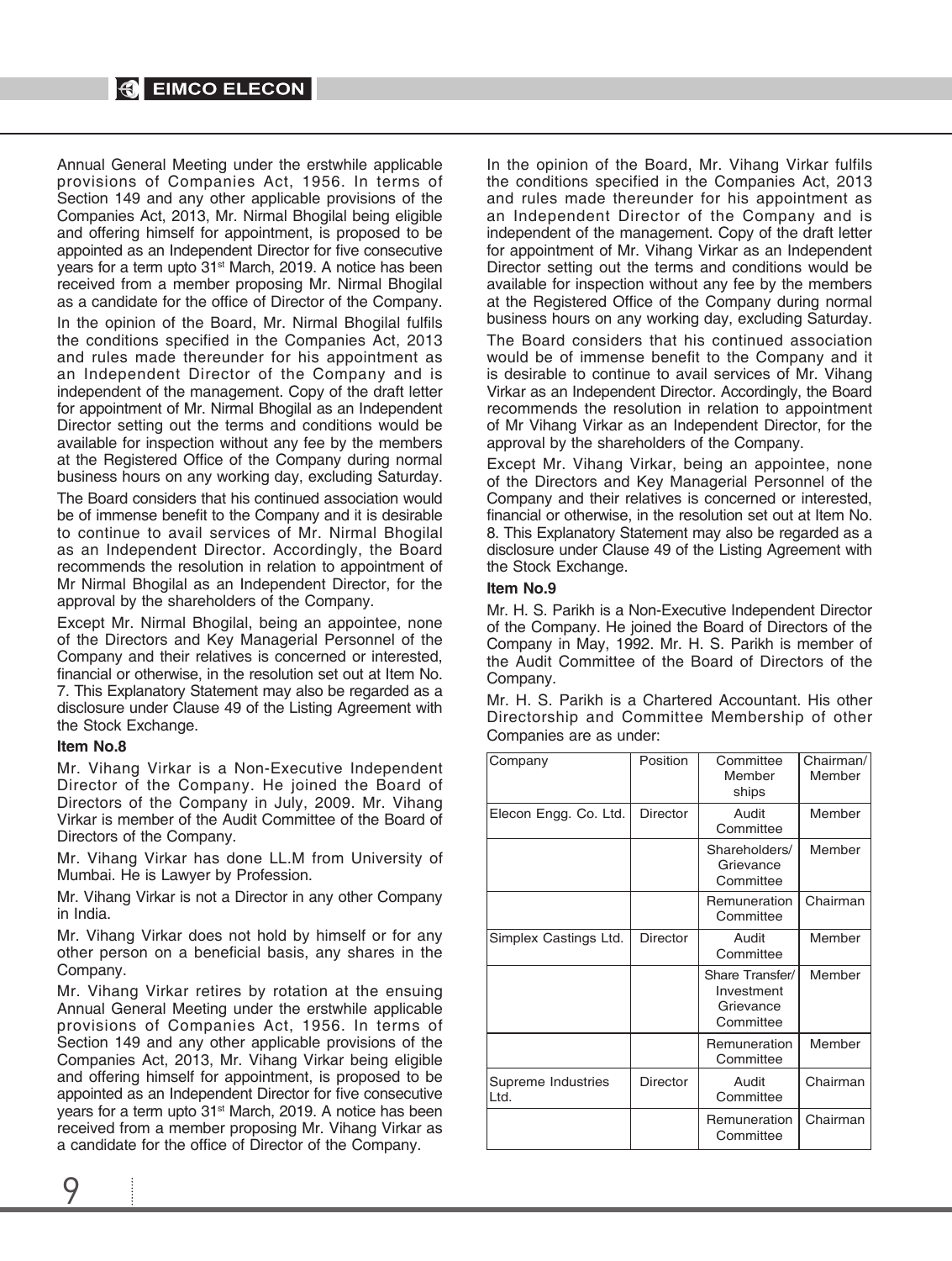Annual General Meeting under the erstwhile applicable provisions of Companies Act, 1956. In terms of Section 149 and any other applicable provisions of the Companies Act, 2013, Mr. Nirmal Bhogilal being eligible and offering himself for appointment, is proposed to be appointed as an Independent Director for five consecutive years for a term upto 31st March, 2019. A notice has been received from a member proposing Mr. Nirmal Bhogilal as a candidate for the office of Director of the Company.

In the opinion of the Board, Mr. Nirmal Bhogilal fulfils the conditions specified in the Companies Act, 2013 and rules made thereunder for his appointment as an Independent Director of the Company and is independent of the management. Copy of the draft letter for appointment of Mr. Nirmal Bhogilal as an Independent Director setting out the terms and conditions would be available for inspection without any fee by the members at the Registered Office of the Company during normal business hours on any working day, excluding Saturday.

The Board considers that his continued association would be of immense benefit to the Company and it is desirable to continue to avail services of Mr. Nirmal Bhogilal as an Independent Director. Accordingly, the Board recommends the resolution in relation to appointment of Mr Nirmal Bhogilal as an Independent Director, for the approval by the shareholders of the Company.

Except Mr. Nirmal Bhogilal, being an appointee, none of the Directors and Key Managerial Personnel of the Company and their relatives is concerned or interested, financial or otherwise, in the resolution set out at Item No. 7. This Explanatory Statement may also be regarded as a disclosure under Clause 49 of the Listing Agreement with the Stock Exchange.

**Item No.8**

Mr. Vihang Virkar is a Non-Executive Independent Director of the Company. He joined the Board of Directors of the Company in July, 2009. Mr. Vihang Virkar is member of the Audit Committee of the Board of Directors of the Company.

Mr. Vihang Virkar has done LL.M from University of Mumbai. He is Lawyer by Profession.

Mr. Vihang Virkar is not a Director in any other Company in India.

Mr. Vihang Virkar does not hold by himself or for any other person on a beneficial basis, any shares in the Company.

Mr. Vihang Virkar retires by rotation at the ensuing Annual General Meeting under the erstwhile applicable provisions of Companies Act, 1956. In terms of Section 149 and any other applicable provisions of the Companies Act, 2013, Mr. Vihang Virkar being eligible and offering himself for appointment, is proposed to be appointed as an Independent Director for five consecutive years for a term upto 31st March, 2019. A notice has been received from a member proposing Mr. Vihang Virkar as a candidate for the office of Director of the Company.

In the opinion of the Board, Mr. Vihang Virkar fulfils the conditions specified in the Companies Act, 2013 and rules made thereunder for his appointment as an Independent Director of the Company and is independent of the management. Copy of the draft letter for appointment of Mr. Vihang Virkar as an Independent Director setting out the terms and conditions would be available for inspection without any fee by the members at the Registered Office of the Company during normal business hours on any working day, excluding Saturday.

The Board considers that his continued association would be of immense benefit to the Company and it is desirable to continue to avail services of Mr. Vihang Virkar as an Independent Director. Accordingly, the Board recommends the resolution in relation to appointment of Mr Vihang Virkar as an Independent Director, for the approval by the shareholders of the Company.

Except Mr. Vihang Virkar, being an appointee, none of the Directors and Key Managerial Personnel of the Company and their relatives is concerned or interested, financial or otherwise, in the resolution set out at Item No. 8. This Explanatory Statement may also be regarded as a disclosure under Clause 49 of the Listing Agreement with the Stock Exchange.

**Item No.9**

Mr. H. S. Parikh is a Non-Executive Independent Director of the Company. He joined the Board of Directors of the Company in May, 1992. Mr. H. S. Parikh is member of the Audit Committee of the Board of Directors of the Company.

Mr. H. S. Parikh is a Chartered Accountant. His other Directorship and Committee Membership of other Companies are as under:

| Company | Position | Committee Memberships | Chairman/ Member |
|---|---|---|---|
| Elecon Engg. Co. Ltd. | Director | Audit Committee | Member |
| | | Shareholders/ Grievance Committee | Member |
| | | Remuneration Committee | Chairman |
| Simplex Castings Ltd. | Director | Audit Committee | Member |
| | | Share Transfer/ Investment Grievance Committee | Member |
| | | Remuneration Committee | Member |
| Supreme Industries Ltd. | Director | Audit Committee | Chairman |
| | | Remuneration Committee | Chairman |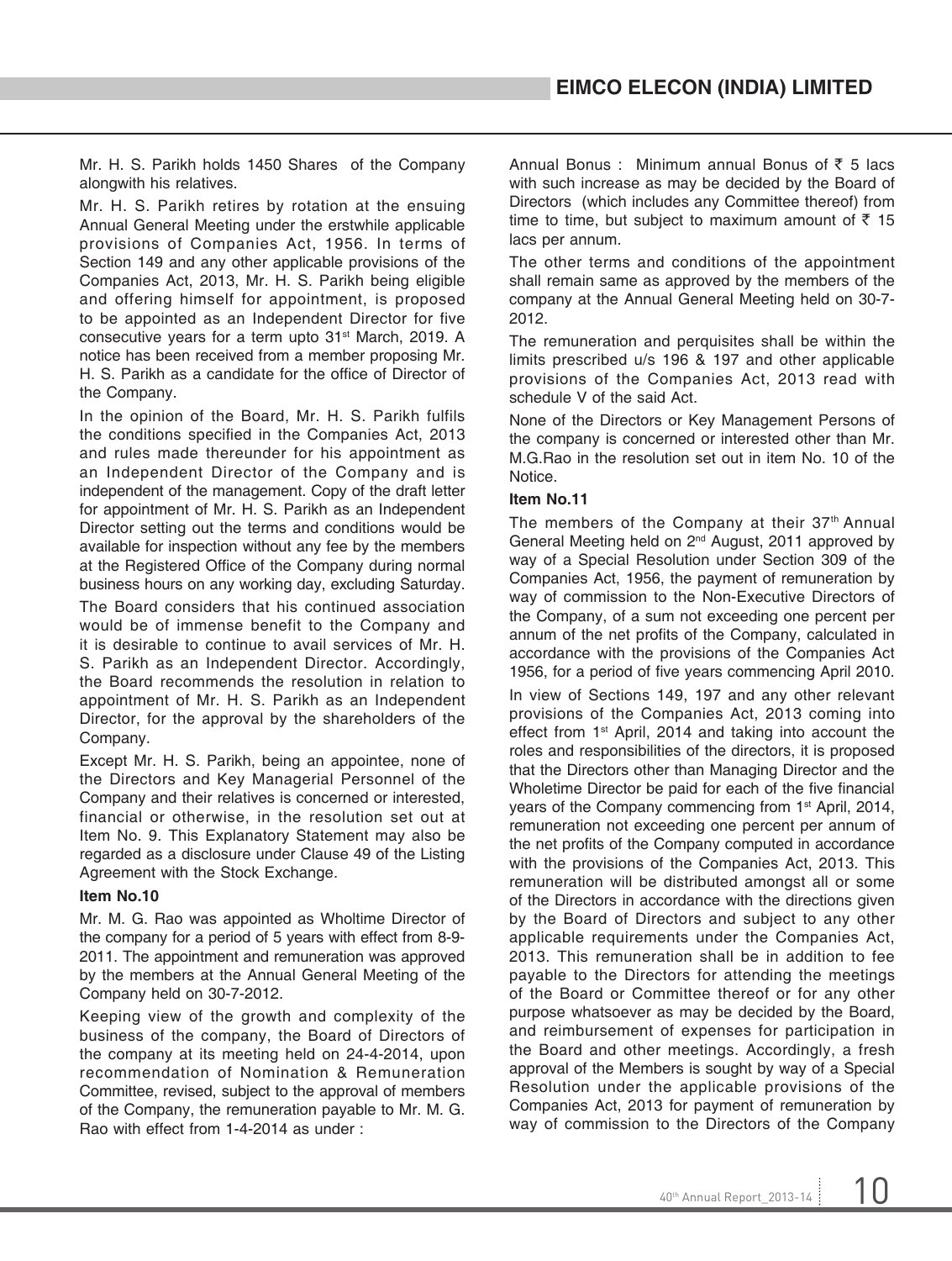Mr. H. S. Parikh holds 1450 Shares of the Company alongwith his relatives.

Mr. H. S. Parikh retires by rotation at the ensuing Annual General Meeting under the erstwhile applicable provisions of Companies Act, 1956. In terms of Section 149 and any other applicable provisions of the Companies Act, 2013, Mr. H. S. Parikh being eligible and offering himself for appointment, is proposed to be appointed as an Independent Director for five consecutive years for a term upto 31st March, 2019. A notice has been received from a member proposing Mr. H. S. Parikh as a candidate for the office of Director of the Company.

In the opinion of the Board, Mr. H. S. Parikh fulfils the conditions specified in the Companies Act, 2013 and rules made thereunder for his appointment as an Independent Director of the Company and is independent of the management. Copy of the draft letter for appointment of Mr. H. S. Parikh as an Independent Director setting out the terms and conditions would be available for inspection without any fee by the members at the Registered Office of the Company during normal business hours on any working day, excluding Saturday.

The Board considers that his continued association would be of immense benefit to the Company and it is desirable to continue to avail services of Mr. H. S. Parikh as an Independent Director. Accordingly, the Board recommends the resolution in relation to appointment of Mr. H. S. Parikh as an Independent Director, for the approval by the shareholders of the Company.

Except Mr. H. S. Parikh, being an appointee, none of the Directors and Key Managerial Personnel of the Company and their relatives is concerned or interested, financial or otherwise, in the resolution set out at Item No. 9. This Explanatory Statement may also be regarded as a disclosure under Clause 49 of the Listing Agreement with the Stock Exchange.

**Item No.10**

Mr. M. G. Rao was appointed as Wholtime Director of the company for a period of 5 years with effect from 8-9-2011. The appointment and remuneration was approved by the members at the Annual General Meeting of the Company held on 30-7-2012.

Keeping view of the growth and complexity of the business of the company, the Board of Directors of the company at its meeting held on 24-4-2014, upon recommendation of Nomination & Remuneration Committee, revised, subject to the approval of members of the Company, the remuneration payable to Mr. M. G. Rao with effect from 1-4-2014 as under :

Annual Bonus : Minimum annual Bonus of ₹ 5 lacs with such increase as may be decided by the Board of Directors (which includes any Committee thereof) from time to time, but subject to maximum amount of ₹ 15 lacs per annum.

The other terms and conditions of the appointment shall remain same as approved by the members of the company at the Annual General Meeting held on 30-7-2012.

The remuneration and perquisites shall be within the limits prescribed u/s 196 & 197 and other applicable provisions of the Companies Act, 2013 read with schedule V of the said Act.

None of the Directors or Key Management Persons of the company is concerned or interested other than Mr. M.G.Rao in the resolution set out in item No. 10 of the Notice.

**Item No.11**

The members of the Company at their 37th Annual General Meeting held on 2nd August, 2011 approved by way of a Special Resolution under Section 309 of the Companies Act, 1956, the payment of remuneration by way of commission to the Non-Executive Directors of the Company, of a sum not exceeding one percent per annum of the net profits of the Company, calculated in accordance with the provisions of the Companies Act 1956, for a period of five years commencing April 2010.

In view of Sections 149, 197 and any other relevant provisions of the Companies Act, 2013 coming into effect from 1st April, 2014 and taking into account the roles and responsibilities of the directors, it is proposed that the Directors other than Managing Director and the Wholetime Director be paid for each of the five financial years of the Company commencing from 1st April, 2014, remuneration not exceeding one percent per annum of the net profits of the Company computed in accordance with the provisions of the Companies Act, 2013. This remuneration will be distributed amongst all or some of the Directors in accordance with the directions given by the Board of Directors and subject to any other applicable requirements under the Companies Act, 2013. This remuneration shall be in addition to fee payable to the Directors for attending the meetings of the Board or Committee thereof or for any other purpose whatsoever as may be decided by the Board, and reimbursement of expenses for participation in the Board and other meetings. Accordingly, a fresh approval of the Members is sought by way of a Special Resolution under the applicable provisions of the Companies Act, 2013 for payment of remuneration by way of commission to the Directors of the Company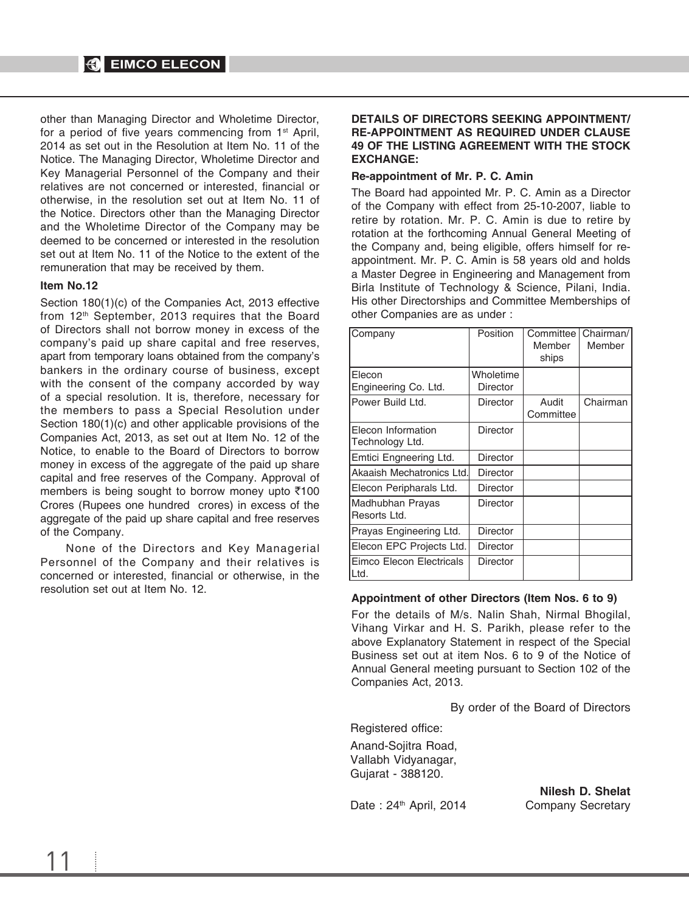other than Managing Director and Wholetime Director, for a period of five years commencing from 1st April, 2014 as set out in the Resolution at Item No. 11 of the Notice. The Managing Director, Wholetime Director and Key Managerial Personnel of the Company and their relatives are not concerned or interested, financial or otherwise, in the resolution set out at Item No. 11 of the Notice. Directors other than the Managing Director and the Wholetime Director of the Company may be deemed to be concerned or interested in the resolution set out at Item No. 11 of the Notice to the extent of the remuneration that may be received by them.

**Item No.12**

Section 180(1)(c) of the Companies Act, 2013 effective from 12th September, 2013 requires that the Board of Directors shall not borrow money in excess of the company's paid up share capital and free reserves, apart from temporary loans obtained from the company's bankers in the ordinary course of business, except with the consent of the company accorded by way of a special resolution. It is, therefore, necessary for the members to pass a Special Resolution under Section 180(1)(c) and other applicable provisions of the Companies Act, 2013, as set out at Item No. 12 of the Notice, to enable to the Board of Directors to borrow money in excess of the aggregate of the paid up share capital and free reserves of the Company. Approval of members is being sought to borrow money upto ₹100 Crores (Rupees one hundred crores) in excess of the aggregate of the paid up share capital and free reserves of the Company.

None of the Directors and Key Managerial Personnel of the Company and their relatives is concerned or interested, financial or otherwise, in the resolution set out at Item No. 12.

**DETAILS OF DIRECTORS SEEKING APPOINTMENT/ RE-APPOINTMENT AS REQUIRED UNDER CLAUSE 49 OF THE LISTING AGREEMENT WITH THE STOCK EXCHANGE:**

**Re-appointment of Mr. P. C. Amin**

The Board had appointed Mr. P. C. Amin as a Director of the Company with effect from 25-10-2007, liable to retire by rotation. Mr. P. C. Amin is due to retire by rotation at the forthcoming Annual General Meeting of the Company and, being eligible, offers himself for re-appointment. Mr. P. C. Amin is 58 years old and holds a Master Degree in Engineering and Management from Birla Institute of Technology & Science, Pilani, India. His other Directorships and Committee Memberships of other Companies are as under :

| Company | Position | Committee Member ships | Chairman/ Member |
|---|---|---|---|
| Elecon Engineering Co. Ltd. | Wholetime Director | | |
| Power Build Ltd. | Director | Audit Committee | Chairman |
| Elecon Information Technology Ltd. | Director | | |
| Emtici Engneering Ltd. | Director | | |
| Akaaish Mechatronics Ltd. | Director | | |
| Elecon Peripharals Ltd. | Director | | |
| Madhubhan Prayas Resorts Ltd. | Director | | |
| Prayas Engineering Ltd. | Director | | |
| Elecon EPC Projects Ltd. | Director | | |
| Eimco Elecon Electricals Ltd. | Director | | |

**Appointment of other Directors (Item Nos. 6 to 9)**

For the details of M/s. Nalin Shah, Nirmal Bhogilal, Vihang Virkar and H. S. Parikh, please refer to the above Explanatory Statement in respect of the Special Business set out at item Nos. 6 to 9 of the Notice of Annual General meeting pursuant to Section 102 of the Companies Act, 2013.

By order of the Board of Directors

Registered office:

Anand-Sojitra Road,
Vallabh Vidyanagar,
Gujarat - 388120.

Date : 24th April, 2014

**Nilesh D. Shelat**
Company Secretary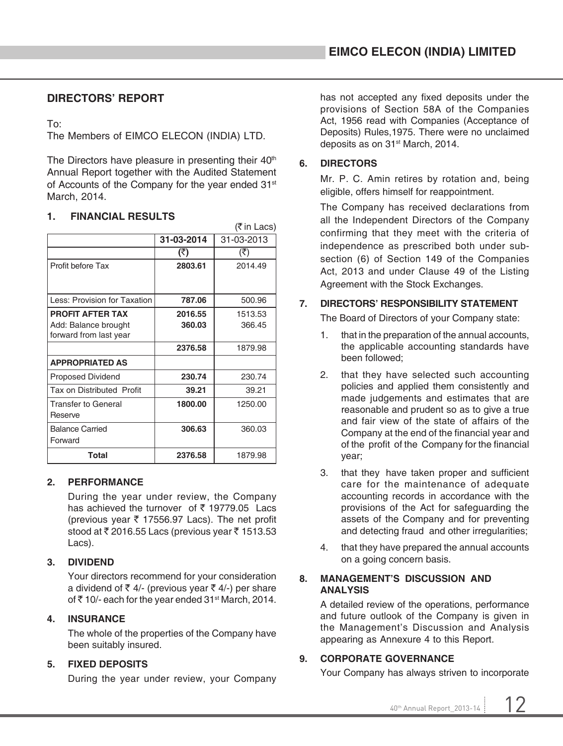## DIRECTORS' REPORT

To:
The Members of EIMCO ELECON (INDIA) LTD.

The Directors have pleasure in presenting their 40th Annual Report together with the Audited Statement of Accounts of the Company for the year ended 31st March, 2014.

### 1. FINANCIAL RESULTS

(₹ in Lacs)

| | 31-03-2014 | 31-03-2013 |
|---|---|---|
| | (₹) | (₹) |
| Profit before Tax | **2803.61** | 2014.49 |
| Less: Provision for Taxation | **787.06** | 500.96 |
| **PROFIT AFTER TAX** | **2016.55** | 1513.53 |
| Add: Balance brought forward from last year | **360.03** | 366.45 |
| | **2376.58** | 1879.98 |
| **APPROPRIATED AS** | | |
| Proposed Dividend | **230.74** | 230.74 |
| Tax on Distributed Profit | **39.21** | 39.21 |
| Transfer to General Reserve | **1800.00** | 1250.00 |
| Balance Carried Forward | **306.63** | 360.03 |
| **Total** | **2376.58** | 1879.98 |

### 2. PERFORMANCE

During the year under review, the Company has achieved the turnover of ₹ 19779.05 Lacs (previous year ₹ 17556.97 Lacs). The net profit stood at ₹ 2016.55 Lacs (previous year ₹ 1513.53 Lacs).

### 3. DIVIDEND

Your directors recommend for your consideration a dividend of ₹ 4/- (previous year ₹ 4/-) per share of ₹ 10/- each for the year ended 31st March, 2014.

### 4. INSURANCE

The whole of the properties of the Company have been suitably insured.

### 5. FIXED DEPOSITS

During the year under review, your Company has not accepted any fixed deposits under the provisions of Section 58A of the Companies Act, 1956 read with Companies (Acceptance of Deposits) Rules,1975. There were no unclaimed deposits as on 31st March, 2014.

### 6. DIRECTORS

Mr. P. C. Amin retires by rotation and, being eligible, offers himself for reappointment.

The Company has received declarations from all the Independent Directors of the Company confirming that they meet with the criteria of independence as prescribed both under sub-section (6) of Section 149 of the Companies Act, 2013 and under Clause 49 of the Listing Agreement with the Stock Exchanges.

### 7. DIRECTORS' RESPONSIBILITY STATEMENT

The Board of Directors of your Company state:

1. that in the preparation of the annual accounts, the applicable accounting standards have been followed;
2. that they have selected such accounting policies and applied them consistently and made judgements and estimates that are reasonable and prudent so as to give a true and fair view of the state of affairs of the Company at the end of the financial year and of the profit of the Company for the financial year;
3. that they have taken proper and sufficient care for the maintenance of adequate accounting records in accordance with the provisions of the Act for safeguarding the assets of the Company and for preventing and detecting fraud and other irregularities;
4. that they have prepared the annual accounts on a going concern basis.

### 8. MANAGEMENT'S DISCUSSION AND ANALYSIS

A detailed review of the operations, performance and future outlook of the Company is given in the Management's Discussion and Analysis appearing as Annexure 4 to this Report.

### 9. CORPORATE GOVERNANCE

Your Company has always striven to incorporate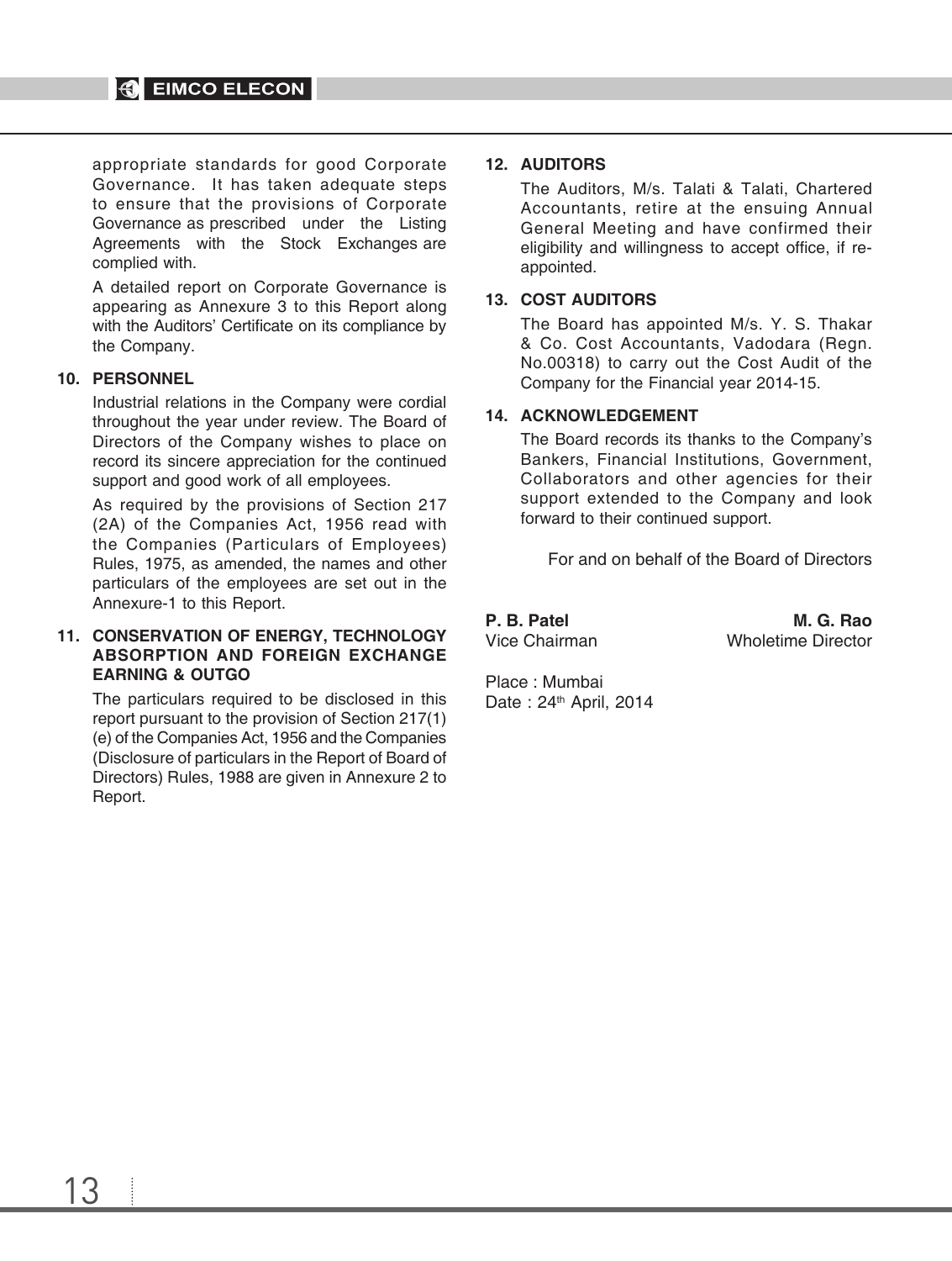appropriate standards for good Corporate Governance. It has taken adequate steps to ensure that the provisions of Corporate Governance as prescribed under the Listing Agreements with the Stock Exchanges are complied with.

A detailed report on Corporate Governance is appearing as Annexure 3 to this Report along with the Auditors' Certificate on its compliance by the Company.

## 10. PERSONNEL

Industrial relations in the Company were cordial throughout the year under review. The Board of Directors of the Company wishes to place on record its sincere appreciation for the continued support and good work of all employees.

As required by the provisions of Section 217 (2A) of the Companies Act, 1956 read with the Companies (Particulars of Employees) Rules, 1975, as amended, the names and other particulars of the employees are set out in the Annexure-1 to this Report.

## 11. CONSERVATION OF ENERGY, TECHNOLOGY ABSORPTION AND FOREIGN EXCHANGE EARNING & OUTGO

The particulars required to be disclosed in this report pursuant to the provision of Section 217(1) (e) of the Companies Act, 1956 and the Companies (Disclosure of particulars in the Report of Board of Directors) Rules, 1988 are given in Annexure 2 to Report.

## 12. AUDITORS

The Auditors, M/s. Talati & Talati, Chartered Accountants, retire at the ensuing Annual General Meeting and have confirmed their eligibility and willingness to accept office, if re-appointed.

## 13. COST AUDITORS

The Board has appointed M/s. Y. S. Thakar & Co. Cost Accountants, Vadodara (Regn. No.00318) to carry out the Cost Audit of the Company for the Financial year 2014-15.

## 14. ACKNOWLEDGEMENT

The Board records its thanks to the Company's Bankers, Financial Institutions, Government, Collaborators and other agencies for their support extended to the Company and look forward to their continued support.

For and on behalf of the Board of Directors

**P. B. Patel**
Vice Chairman

**M. G. Rao**
Wholetime Director

Place : Mumbai
Date : 24th April, 2014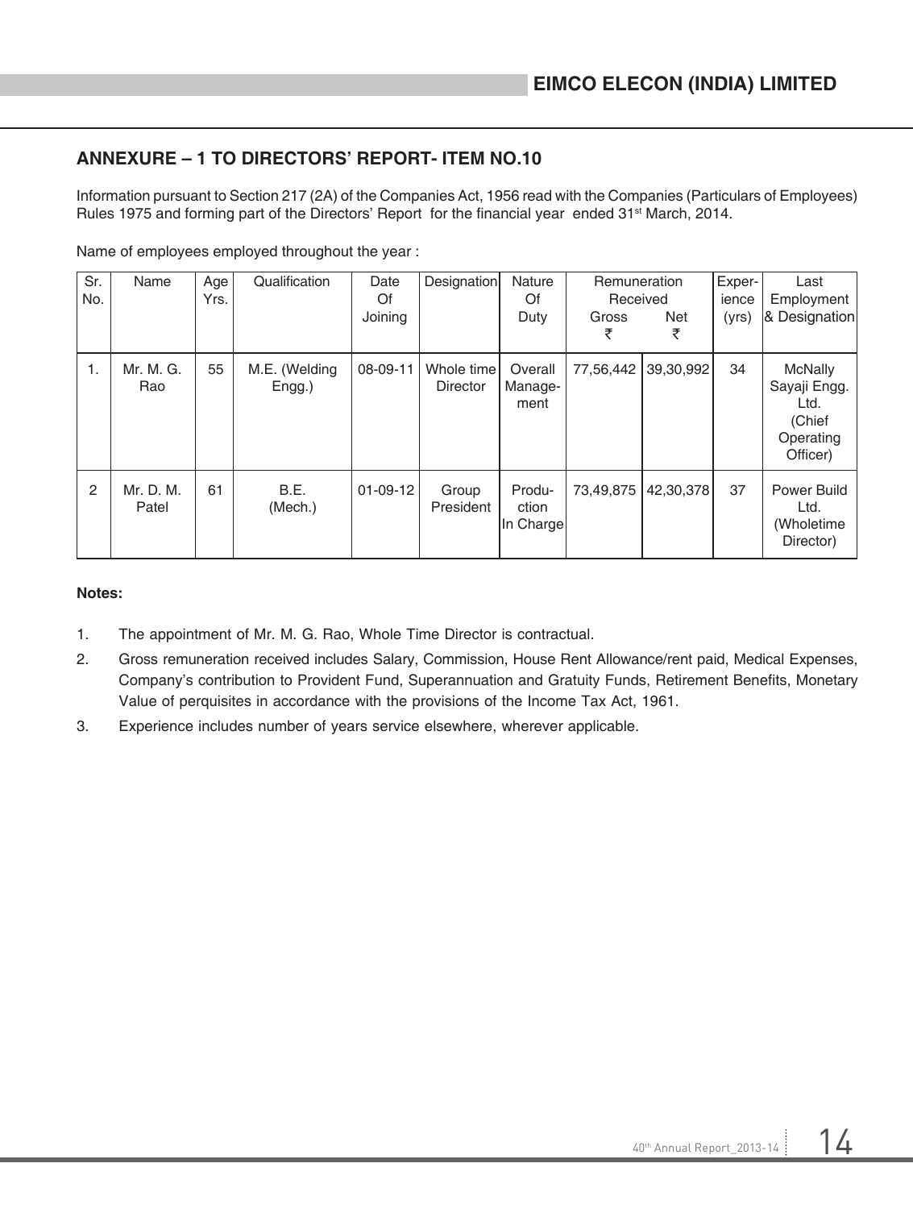## ANNEXURE – 1 TO DIRECTORS' REPORT- ITEM NO.10

Information pursuant to Section 217 (2A) of the Companies Act, 1956 read with the Companies (Particulars of Employees) Rules 1975 and forming part of the Directors' Report for the financial year ended 31st March, 2014.

Name of employees employed throughout the year :

| Sr. No. | Name | Age Yrs. | Qualification | Date Of Joining | Designation | Nature Of Duty | Remuneration Received | | Experience (yrs) | Last Employment & Designation |
|---|---|---|---|---|---|---|---|---|---|---|
| | | | | | | | Gross ₹ | Net ₹ | | |
| 1. | Mr. M. G. Rao | 55 | M.E. (Welding Engg.) | 08-09-11 | Whole time Director | Overall Management | 77,56,442 | 39,30,992 | 34 | McNally Sayaji Engg. Ltd. (Chief Operating Officer) |
| 2 | Mr. D. M. Patel | 61 | B.E. (Mech.) | 01-09-12 | Group President | Production In Charge | 73,49,875 | 42,30,378 | 37 | Power Build Ltd. (Wholetime Director) |

**Notes:**

1. The appointment of Mr. M. G. Rao, Whole Time Director is contractual.
2. Gross remuneration received includes Salary, Commission, House Rent Allowance/rent paid, Medical Expenses, Company's contribution to Provident Fund, Superannuation and Gratuity Funds, Retirement Benefits, Monetary Value of perquisites in accordance with the provisions of the Income Tax Act, 1961.
3. Experience includes number of years service elsewhere, wherever applicable.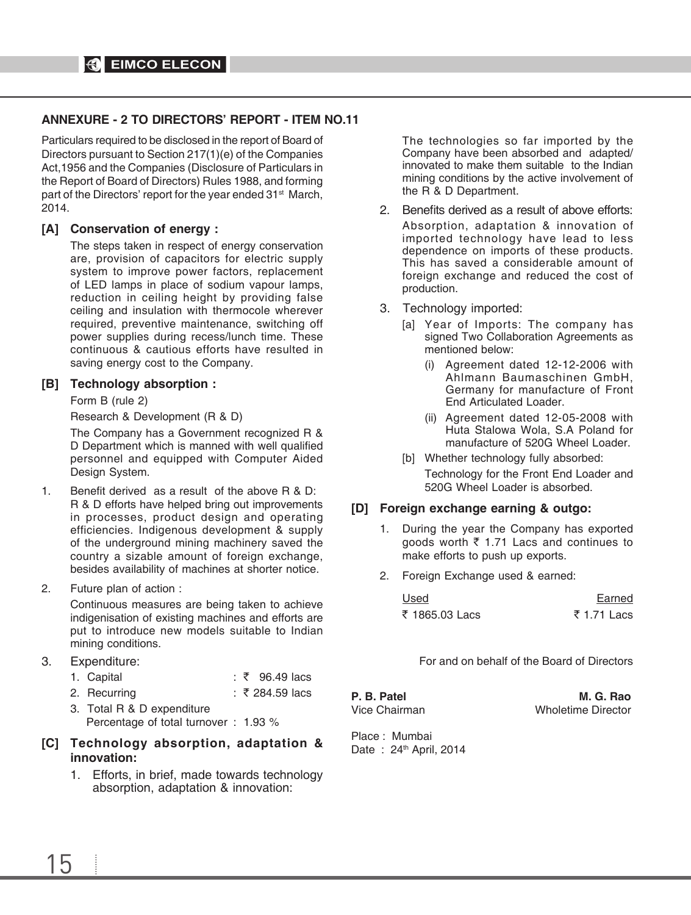## ANNEXURE - 2 TO DIRECTORS' REPORT - ITEM NO.11

Particulars required to be disclosed in the report of Board of Directors pursuant to Section 217(1)(e) of the Companies Act,1956 and the Companies (Disclosure of Particulars in the Report of Board of Directors) Rules 1988, and forming part of the Directors' report for the year ended 31st March, 2014.

### [A] Conservation of energy :

The steps taken in respect of energy conservation are, provision of capacitors for electric supply system to improve power factors, replacement of LED lamps in place of sodium vapour lamps, reduction in ceiling height by providing false ceiling and insulation with thermocole wherever required, preventive maintenance, switching off power supplies during recess/lunch time. These continuous & cautious efforts have resulted in saving energy cost to the Company.

### [B] Technology absorption :

Form B (rule 2)

Research & Development (R & D)

The Company has a Government recognized R & D Department which is manned with well qualified personnel and equipped with Computer Aided Design System.

1. Benefit derived as a result of the above R & D: R & D efforts have helped bring out improvements in processes, product design and operating efficiencies. Indigenous development & supply of the underground mining machinery saved the country a sizable amount of foreign exchange, besides availability of machines at shorter notice.

2. Future plan of action :

   Continuous measures are being taken to achieve indigenisation of existing machines and efforts are put to introduce new models suitable to Indian mining conditions.

3. Expenditure:

   1. Capital : ₹ 96.49 lacs
   2. Recurring : ₹ 284.59 lacs
   3. Total R & D expenditure  
      Percentage of total turnover : 1.93 %

### [C] Technology absorption, adaptation & innovation:

1. Efforts, in brief, made towards technology absorption, adaptation & innovation:

   The technologies so far imported by the Company have been absorbed and adapted/ innovated to make them suitable to the Indian mining conditions by the active involvement of the R & D Department.

2. Benefits derived as a result of above efforts:

   Absorption, adaptation & innovation of imported technology have lead to less dependence on imports of these products. This has saved a considerable amount of foreign exchange and reduced the cost of production.

3. Technology imported:

   [a] Year of Imports: The company has signed Two Collaboration Agreements as mentioned below:

   (i) Agreement dated 12-12-2006 with Ahlmann Baumaschinen GmbH, Germany for manufacture of Front End Articulated Loader.

   (ii) Agreement dated 12-05-2008 with Huta Stalowa Wola, S.A Poland for manufacture of 520G Wheel Loader.

   [b] Whether technology fully absorbed:

   Technology for the Front End Loader and 520G Wheel Loader is absorbed.

### [D] Foreign exchange earning & outgo:

1. During the year the Company has exported goods worth ₹ 1.71 Lacs and continues to make efforts to push up exports.

2. Foreign Exchange used & earned:

| Used | Earned |
|---|---|
| ₹ 1865.03 Lacs | ₹ 1.71 Lacs |

For and on behalf of the Board of Directors

**P. B. Patel**  
Vice Chairman

**M. G. Rao**  
Wholetime Director

Place : Mumbai  
Date : 24th April, 2014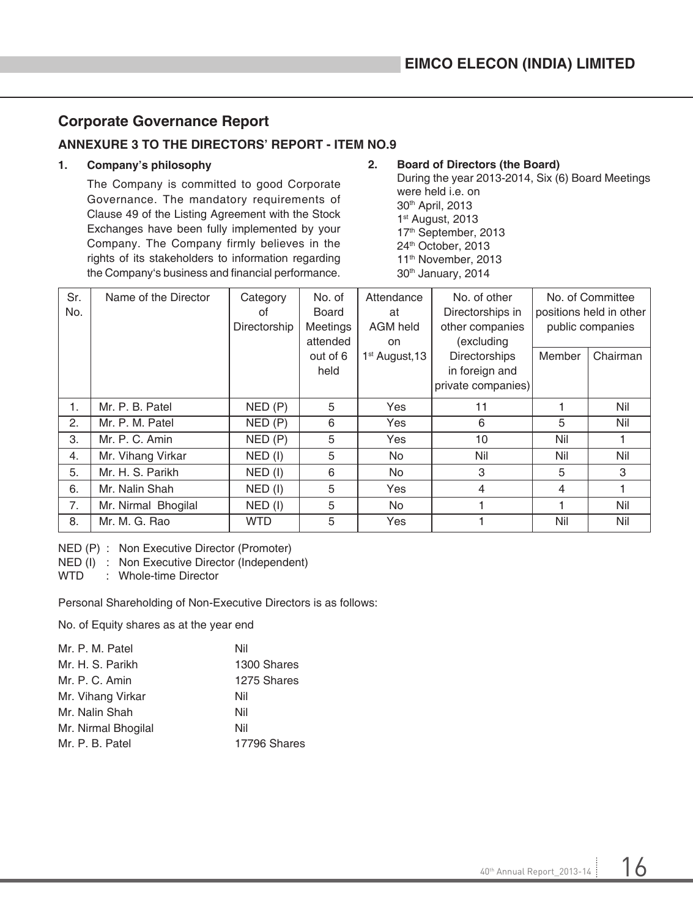## Corporate Governance Report

### ANNEXURE 3 TO THE DIRECTORS' REPORT - ITEM NO.9

**1. Company's philosophy**

The Company is committed to good Corporate Governance. The mandatory requirements of Clause 49 of the Listing Agreement with the Stock Exchanges have been fully implemented by your Company. The Company firmly believes in the rights of its stakeholders to information regarding the Company's business and financial performance.

**2. Board of Directors (the Board)**

During the year 2013-2014, Six (6) Board Meetings were held i.e. on
30th April, 2013
1st August, 2013
17th September, 2013
24th October, 2013
11th November, 2013
30th January, 2014

| Sr. No. | Name of the Director | Category of Directorship | No. of Board Meetings attended out of 6 held | Attendance at AGM held on 1st August,13 | No. of other Directorships in other companies (excluding Directorships in foreign and private companies) | No. of Committee positions held in other public companies | |
|---|---|---|---|---|---|---|---|
| | | | | | | Member | Chairman |
| 1. | Mr. P. B. Patel | NED (P) | 5 | Yes | 11 | 1 | Nil |
| 2. | Mr. P. M. Patel | NED (P) | 6 | Yes | 6 | 5 | Nil |
| 3. | Mr. P. C. Amin | NED (P) | 5 | Yes | 10 | Nil | 1 |
| 4. | Mr. Vihang Virkar | NED (I) | 5 | No | Nil | Nil | Nil |
| 5. | Mr. H. S. Parikh | NED (I) | 6 | No | 3 | 5 | 3 |
| 6. | Mr. Nalin Shah | NED (I) | 5 | Yes | 4 | 4 | 1 |
| 7. | Mr. Nirmal Bhogilal | NED (I) | 5 | No | 1 | 1 | Nil |
| 8. | Mr. M. G. Rao | WTD | 5 | Yes | 1 | Nil | Nil |

NED (P) : Non Executive Director (Promoter)
NED (I) : Non Executive Director (Independent)
WTD : Whole-time Director

Personal Shareholding of Non-Executive Directors is as follows:

No. of Equity shares as at the year end

| | |
|---|---|
| Mr. P. M. Patel | Nil |
| Mr. H. S. Parikh | 1300 Shares |
| Mr. P. C. Amin | 1275 Shares |
| Mr. Vihang Virkar | Nil |
| Mr. Nalin Shah | Nil |
| Mr. Nirmal Bhogilal | Nil |
| Mr. P. B. Patel | 17796 Shares |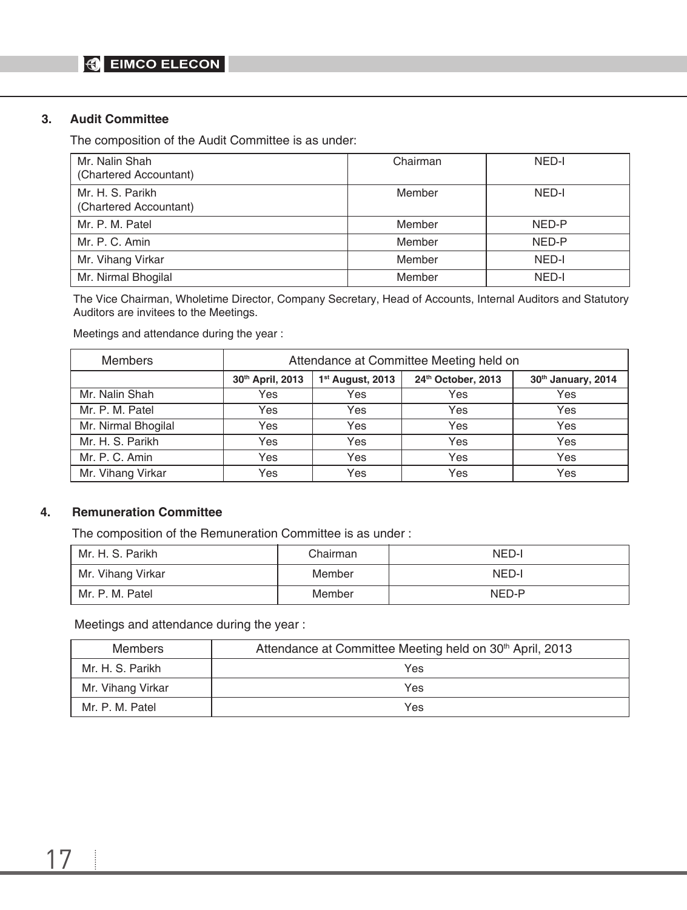### 3. Audit Committee

The composition of the Audit Committee is as under:

| | | |
|---|---|---|
| Mr. Nalin Shah (Chartered Accountant) | Chairman | NED-I |
| Mr. H. S. Parikh (Chartered Accountant) | Member | NED-I |
| Mr. P. M. Patel | Member | NED-P |
| Mr. P. C. Amin | Member | NED-P |
| Mr. Vihang Virkar | Member | NED-I |
| Mr. Nirmal Bhogilal | Member | NED-I |

The Vice Chairman, Wholetime Director, Company Secretary, Head of Accounts, Internal Auditors and Statutory Auditors are invitees to the Meetings.

Meetings and attendance during the year :

| Members | Attendance at Committee Meeting held on | | | |
|---|---|---|---|---|
| | 30th April, 2013 | 1st August, 2013 | 24th October, 2013 | 30th January, 2014 |
| Mr. Nalin Shah | Yes | Yes | Yes | Yes |
| Mr. P. M. Patel | Yes | Yes | Yes | Yes |
| Mr. Nirmal Bhogilal | Yes | Yes | Yes | Yes |
| Mr. H. S. Parikh | Yes | Yes | Yes | Yes |
| Mr. P. C. Amin | Yes | Yes | Yes | Yes |
| Mr. Vihang Virkar | Yes | Yes | Yes | Yes |

### 4. Remuneration Committee

The composition of the Remuneration Committee is as under :

| | | |
|---|---|---|
| Mr. H. S. Parikh | Chairman | NED-I |
| Mr. Vihang Virkar | Member | NED-I |
| Mr. P. M. Patel | Member | NED-P |

Meetings and attendance during the year :

| Members | Attendance at Committee Meeting held on 30th April, 2013 |
|---|---|
| Mr. H. S. Parikh | Yes |
| Mr. Vihang Virkar | Yes |
| Mr. P. M. Patel | Yes |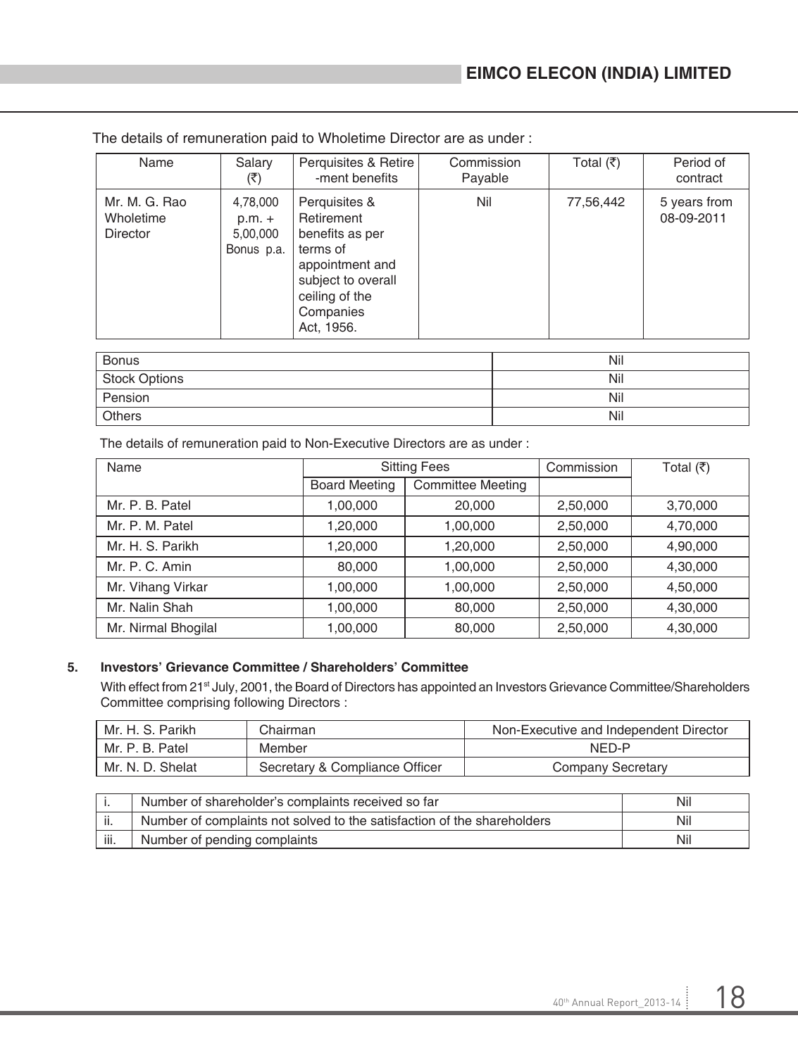The details of remuneration paid to Wholetime Director are as under :

| Name | Salary (₹) | Perquisites & Retire -ment benefits | Commission Payable | Total (₹) | Period of contract |
|---|---|---|---|---|---|
| Mr. M. G. Rao Wholetime Director | 4,78,000 p.m. + 5,00,000 Bonus p.a. | Perquisites & Retirement benefits as per terms of appointment and subject to overall ceiling of the Companies Act, 1956. | Nil | 77,56,442 | 5 years from 08-09-2011 |

| | |
|---|---|
| Bonus | Nil |
| Stock Options | Nil |
| Pension | Nil |
| Others | Nil |

The details of remuneration paid to Non-Executive Directors are as under :

| Name | Sitting Fees | | Commission | Total (₹) |
|---|---|---|---|---|
| | Board Meeting | Committee Meeting | | |
| Mr. P. B. Patel | 1,00,000 | 20,000 | 2,50,000 | 3,70,000 |
| Mr. P. M. Patel | 1,20,000 | 1,00,000 | 2,50,000 | 4,70,000 |
| Mr. H. S. Parikh | 1,20,000 | 1,20,000 | 2,50,000 | 4,90,000 |
| Mr. P. C. Amin | 80,000 | 1,00,000 | 2,50,000 | 4,30,000 |
| Mr. Vihang Virkar | 1,00,000 | 1,00,000 | 2,50,000 | 4,50,000 |
| Mr. Nalin Shah | 1,00,000 | 80,000 | 2,50,000 | 4,30,000 |
| Mr. Nirmal Bhogilal | 1,00,000 | 80,000 | 2,50,000 | 4,30,000 |

**5. Investors' Grievance Committee / Shareholders' Committee**

With effect from 21st July, 2001, the Board of Directors has appointed an Investors Grievance Committee/Shareholders Committee comprising following Directors :

| | | |
|---|---|---|
| Mr. H. S. Parikh | Chairman | Non-Executive and Independent Director |
| Mr. P. B. Patel | Member | NED-P |
| Mr. N. D. Shelat | Secretary & Compliance Officer | Company Secretary |

| | | |
|---|---|---|
| i. | Number of shareholder's complaints received so far | Nil |
| ii. | Number of complaints not solved to the satisfaction of the shareholders | Nil |
| iii. | Number of pending complaints | Nil |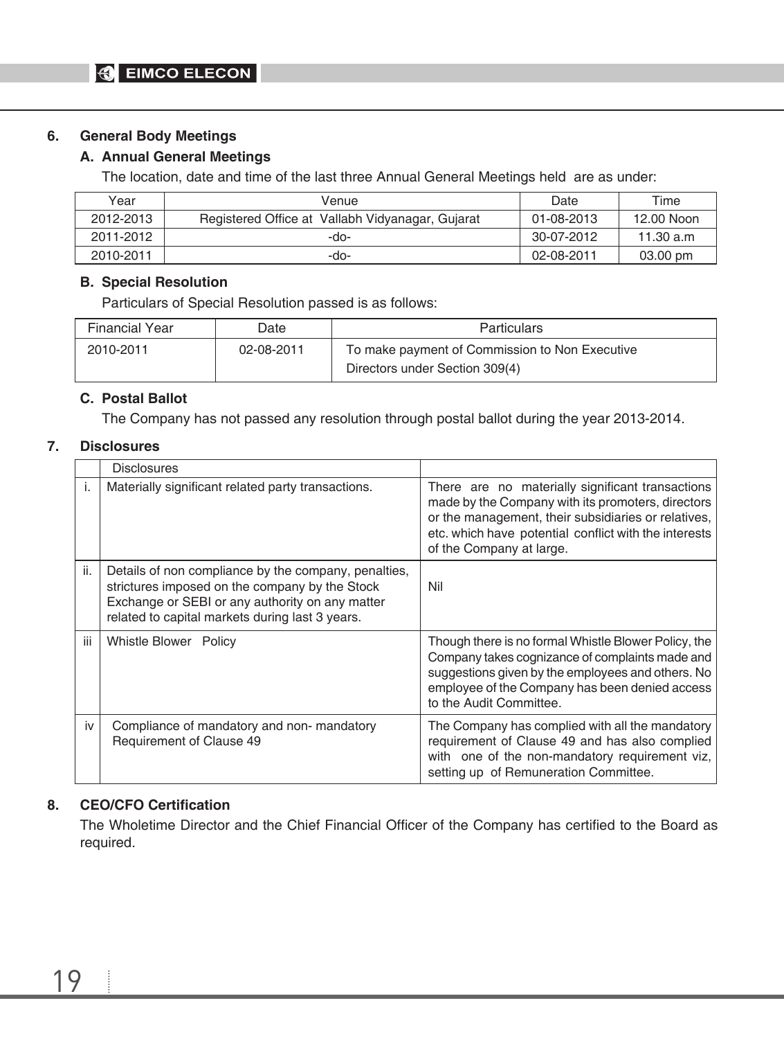## 6. General Body Meetings

### A. Annual General Meetings

The location, date and time of the last three Annual General Meetings held are as under:

| Year | Venue | Date | Time |
|---|---|---|---|
| 2012-2013 | Registered Office at Vallabh Vidyanagar, Gujarat | 01-08-2013 | 12.00 Noon |
| 2011-2012 | -do- | 30-07-2012 | 11.30 a.m |
| 2010-2011 | -do- | 02-08-2011 | 03.00 pm |

### B. Special Resolution

Particulars of Special Resolution passed is as follows:

| Financial Year | Date | Particulars |
|---|---|---|
| 2010-2011 | 02-08-2011 | To make payment of Commission to Non Executive Directors under Section 309(4) |

### C. Postal Ballot

The Company has not passed any resolution through postal ballot during the year 2013-2014.

## 7. Disclosures

| | Disclosures | |
|---|---|---|
| i. | Materially significant related party transactions. | There are no materially significant transactions made by the Company with its promoters, directors or the management, their subsidiaries or relatives, etc. which have potential conflict with the interests of the Company at large. |
| ii. | Details of non compliance by the company, penalties, strictures imposed on the company by the Stock Exchange or SEBI or any authority on any matter related to capital markets during last 3 years. | Nil |
| iii | Whistle Blower Policy | Though there is no formal Whistle Blower Policy, the Company takes cognizance of complaints made and suggestions given by the employees and others. No employee of the Company has been denied access to the Audit Committee. |
| iv | Compliance of mandatory and non- mandatory Requirement of Clause 49 | The Company has complied with all the mandatory requirement of Clause 49 and has also complied with one of the non-mandatory requirement viz, setting up of Remuneration Committee. |

## 8. CEO/CFO Certification

The Wholetime Director and the Chief Financial Officer of the Company has certified to the Board as required.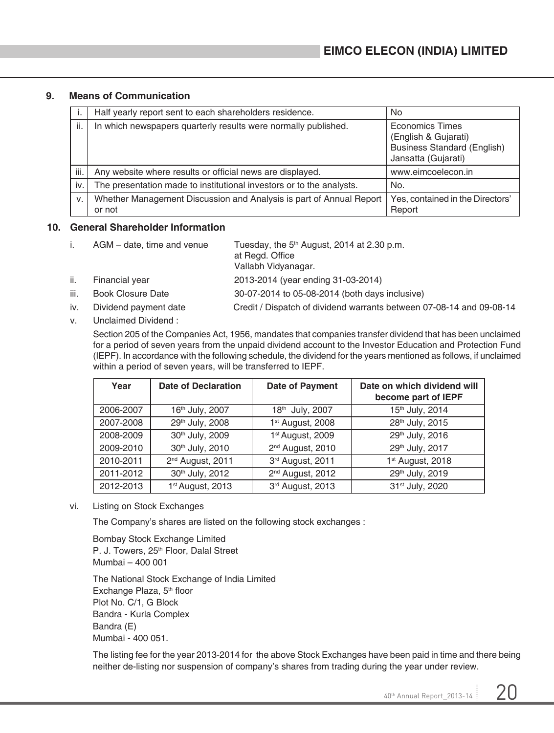## 9. Means of Communication

| i. | Half yearly report sent to each shareholders residence. | No |
|---|---|---|
| ii. | In which newspapers quarterly results were normally published. | Economics Times (English & Gujarati) Business Standard (English) Jansatta (Gujarati) |
| iii. | Any website where results or official news are displayed. | www.eimcoelecon.in |
| iv. | The presentation made to institutional investors or to the analysts. | No. |
| v. | Whether Management Discussion and Analysis is part of Annual Report or not | Yes, contained in the Directors' Report |

## 10. General Shareholder Information

i. AGM – date, time and venue — Tuesday, the 5th August, 2014 at 2.30 p.m. at Regd. Office Vallabh Vidyanagar.

ii. Financial year — 2013-2014 (year ending 31-03-2014)

iii. Book Closure Date — 30-07-2014 to 05-08-2014 (both days inclusive)

iv. Dividend payment date — Credit / Dispatch of dividend warrants between 07-08-14 and 09-08-14

v. Unclaimed Dividend :

Section 205 of the Companies Act, 1956, mandates that companies transfer dividend that has been unclaimed for a period of seven years from the unpaid dividend account to the Investor Education and Protection Fund (IEPF). In accordance with the following schedule, the dividend for the years mentioned as follows, if unclaimed within a period of seven years, will be transferred to IEPF.

| Year | Date of Declaration | Date of Payment | Date on which dividend will become part of IEPF |
|---|---|---|---|
| 2006-2007 | 16th July, 2007 | 18th July, 2007 | 15th July, 2014 |
| 2007-2008 | 29th July, 2008 | 1st August, 2008 | 28th July, 2015 |
| 2008-2009 | 30th July, 2009 | 1st August, 2009 | 29th July, 2016 |
| 2009-2010 | 30th July, 2010 | 2nd August, 2010 | 29th July, 2017 |
| 2010-2011 | 2nd August, 2011 | 3rd August, 2011 | 1st August, 2018 |
| 2011-2012 | 30th July, 2012 | 2nd August, 2012 | 29th July, 2019 |
| 2012-2013 | 1st August, 2013 | 3rd August, 2013 | 31st July, 2020 |

vi. Listing on Stock Exchanges

The Company's shares are listed on the following stock exchanges :

Bombay Stock Exchange Limited
P. J. Towers, 25th Floor, Dalal Street
Mumbai – 400 001

The National Stock Exchange of India Limited
Exchange Plaza, 5th floor
Plot No. C/1, G Block
Bandra - Kurla Complex
Bandra (E)
Mumbai - 400 051.

The listing fee for the year 2013-2014 for the above Stock Exchanges have been paid in time and there being neither de-listing nor suspension of company's shares from trading during the year under review.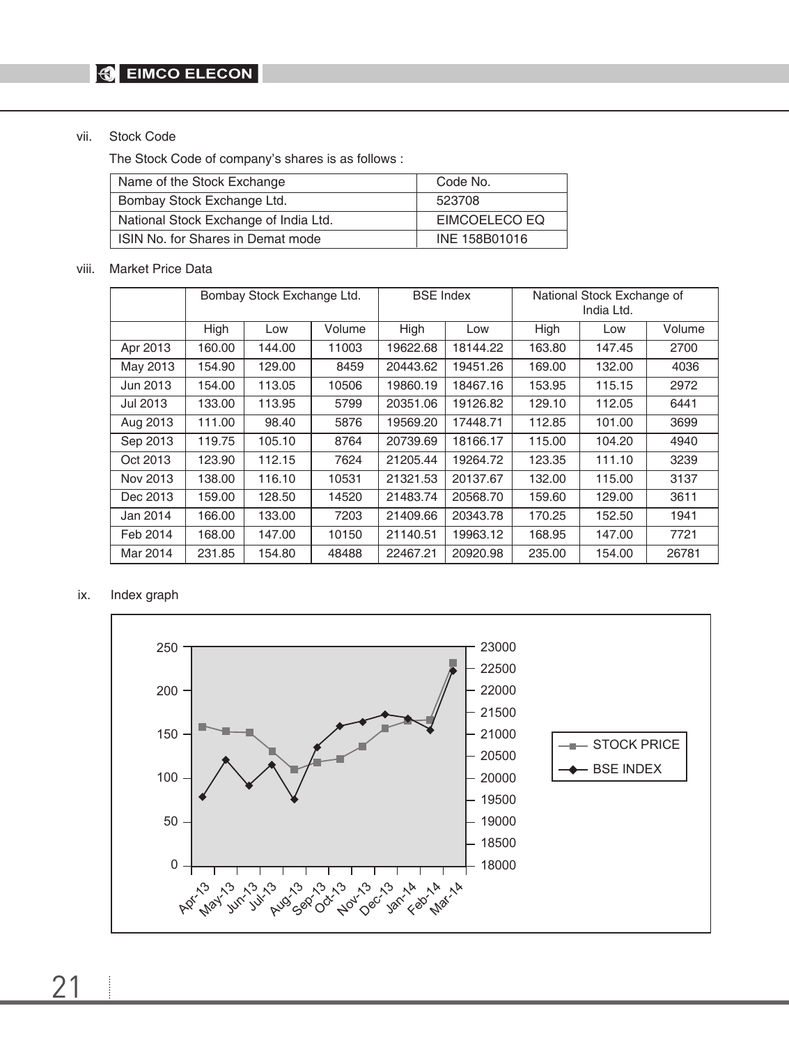vii. Stock Code

The Stock Code of company's shares is as follows :

| Name of the Stock Exchange | Code No. |
|---|---|
| Bombay Stock Exchange Ltd. | 523708 |
| National Stock Exchange of India Ltd. | EIMCOELECO EQ |
| ISIN No. for Shares in Demat mode | INE 158B01016 |

viii. Market Price Data

| | Bombay Stock Exchange Ltd. | | | BSE Index | | National Stock Exchange of India Ltd. | | |
|---|---|---|---|---|---|---|---|---|
| | High | Low | Volume | High | Low | High | Low | Volume |
| Apr 2013 | 160.00 | 144.00 | 11003 | 19622.68 | 18144.22 | 163.80 | 147.45 | 2700 |
| May 2013 | 154.90 | 129.00 | 8459 | 20443.62 | 19451.26 | 169.00 | 132.00 | 4036 |
| Jun 2013 | 154.00 | 113.05 | 10506 | 19860.19 | 18467.16 | 153.95 | 115.15 | 2972 |
| Jul 2013 | 133.00 | 113.95 | 5799 | 20351.06 | 19126.82 | 129.10 | 112.05 | 6441 |
| Aug 2013 | 111.00 | 98.40 | 5876 | 19569.20 | 17448.71 | 112.85 | 101.00 | 3699 |
| Sep 2013 | 119.75 | 105.10 | 8764 | 20739.69 | 18166.17 | 115.00 | 104.20 | 4940 |
| Oct 2013 | 123.90 | 112.15 | 7624 | 21205.44 | 19264.72 | 123.35 | 111.10 | 3239 |
| Nov 2013 | 138.00 | 116.10 | 10531 | 21321.53 | 20137.67 | 132.00 | 115.00 | 3137 |
| Dec 2013 | 159.00 | 128.50 | 14520 | 21483.74 | 20568.70 | 159.60 | 129.00 | 3611 |
| Jan 2014 | 166.00 | 133.00 | 7203 | 21409.66 | 20343.78 | 170.25 | 152.50 | 1941 |
| Feb 2014 | 168.00 | 147.00 | 10150 | 21140.51 | 19963.12 | 168.95 | 147.00 | 7721 |
| Mar 2014 | 231.85 | 154.80 | 48488 | 22467.21 | 20920.98 | 235.00 | 154.00 | 26781 |

ix. Index graph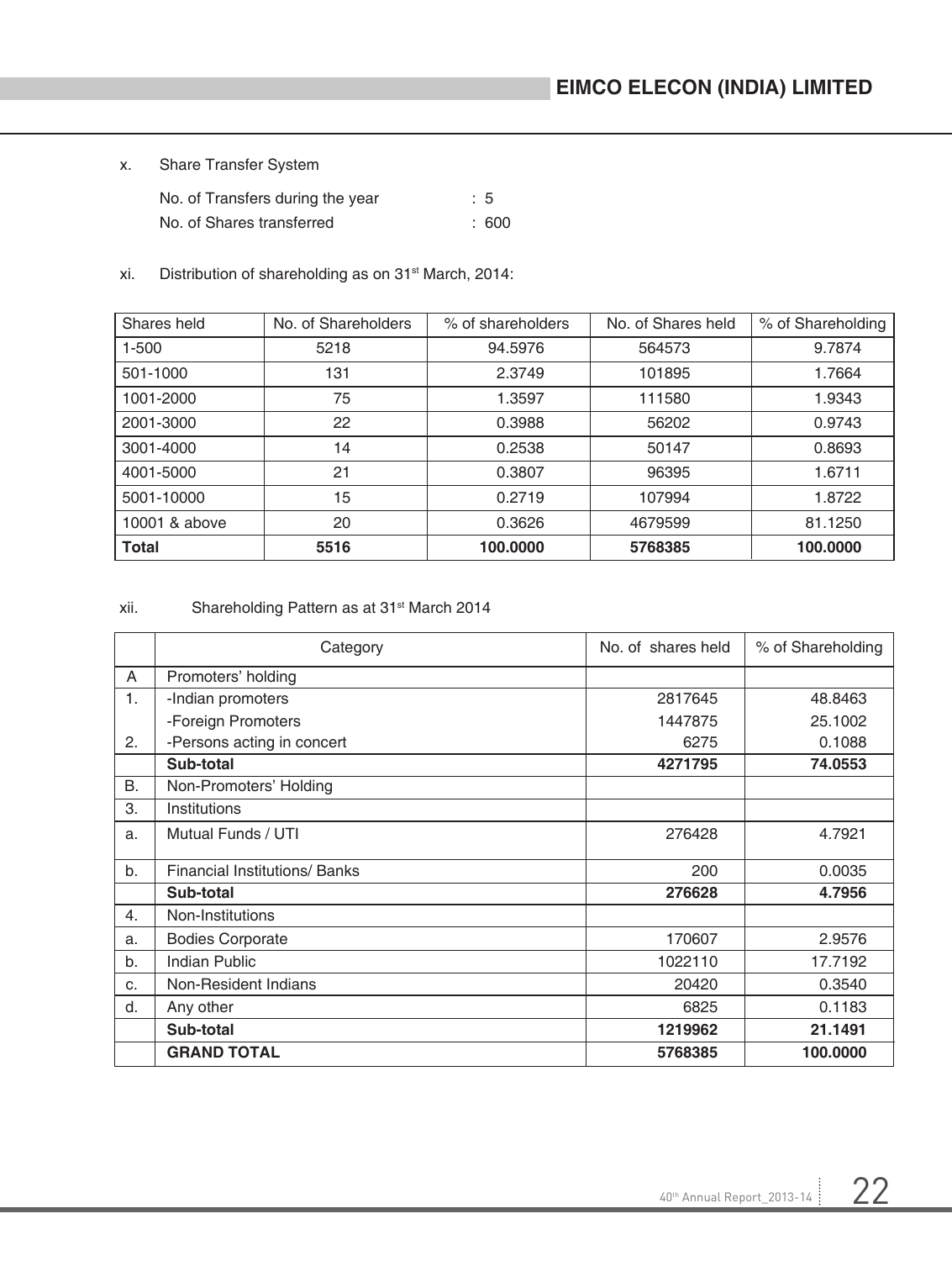x. Share Transfer System

No. of Transfers during the year : 5

No. of Shares transferred : 600

xi. Distribution of shareholding as on 31st March, 2014:

| Shares held | No. of Shareholders | % of shareholders | No. of Shares held | % of Shareholding |
|---|---|---|---|---|
| 1-500 | 5218 | 94.5976 | 564573 | 9.7874 |
| 501-1000 | 131 | 2.3749 | 101895 | 1.7664 |
| 1001-2000 | 75 | 1.3597 | 111580 | 1.9343 |
| 2001-3000 | 22 | 0.3988 | 56202 | 0.9743 |
| 3001-4000 | 14 | 0.2538 | 50147 | 0.8693 |
| 4001-5000 | 21 | 0.3807 | 96395 | 1.6711 |
| 5001-10000 | 15 | 0.2719 | 107994 | 1.8722 |
| 10001 & above | 20 | 0.3626 | 4679599 | 81.1250 |
| **Total** | **5516** | **100.0000** | **5768385** | **100.0000** |

xii. Shareholding Pattern as at 31st March 2014

| | Category | No. of shares held | % of Shareholding |
|---|---|---|---|
| A | Promoters' holding | | |
| 1. | -Indian promoters | 2817645 | 48.8463 |
| | -Foreign Promoters | 1447875 | 25.1002 |
| 2. | -Persons acting in concert | 6275 | 0.1088 |
| | **Sub-total** | **4271795** | **74.0553** |
| B. | Non-Promoters' Holding | | |
| 3. | Institutions | | |
| a. | Mutual Funds / UTI | 276428 | 4.7921 |
| b. | Financial Institutions/ Banks | 200 | 0.0035 |
| | **Sub-total** | **276628** | **4.7956** |
| 4. | Non-Institutions | | |
| a. | Bodies Corporate | 170607 | 2.9576 |
| b. | Indian Public | 1022110 | 17.7192 |
| c. | Non-Resident Indians | 20420 | 0.3540 |
| d. | Any other | 6825 | 0.1183 |
| | **Sub-total** | **1219962** | **21.1491** |
| | **GRAND TOTAL** | **5768385** | **100.0000** |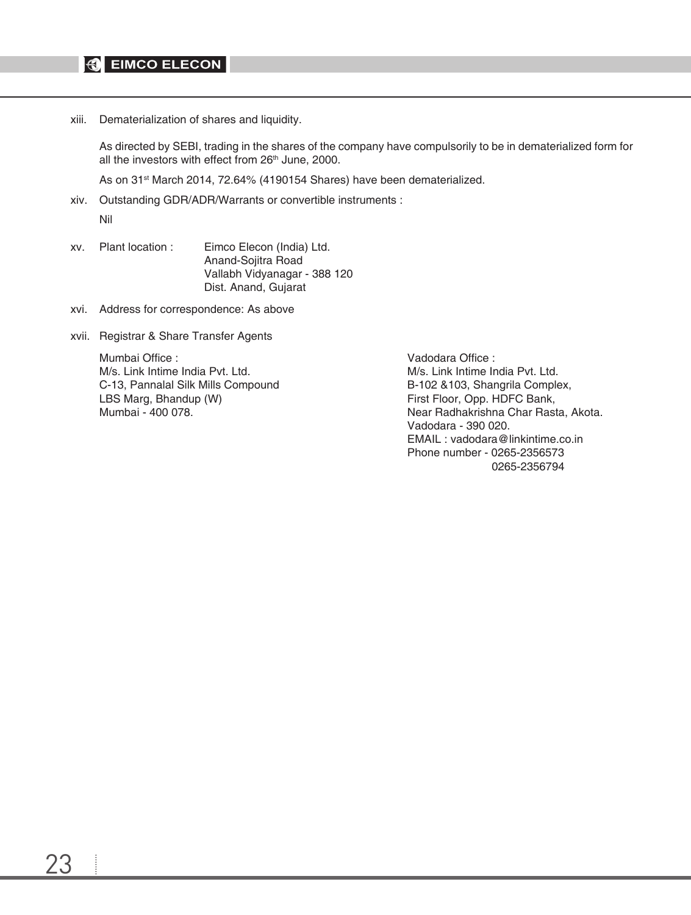xiii. Dematerialization of shares and liquidity.

As directed by SEBI, trading in the shares of the company have compulsorily to be in dematerialized form for all the investors with effect from 26th June, 2000.

As on 31st March 2014, 72.64% (4190154 Shares) have been dematerialized.

xiv. Outstanding GDR/ADR/Warrants or convertible instruments :

Nil

xv. Plant location : Eimco Elecon (India) Ltd.
Anand-Sojitra Road
Vallabh Vidyanagar - 388 120
Dist. Anand, Gujarat

xvi. Address for correspondence: As above

xvii. Registrar & Share Transfer Agents

Mumbai Office :
M/s. Link Intime India Pvt. Ltd.
C-13, Pannalal Silk Mills Compound
LBS Marg, Bhandup (W)
Mumbai - 400 078.

Vadodara Office :
M/s. Link Intime India Pvt. Ltd.
B-102 &103, Shangrila Complex,
First Floor, Opp. HDFC Bank,
Near Radhakrishna Char Rasta, Akota.
Vadodara - 390 020.
EMAIL : vadodara@linkintime.co.in
Phone number - 0265-2356573
0265-2356794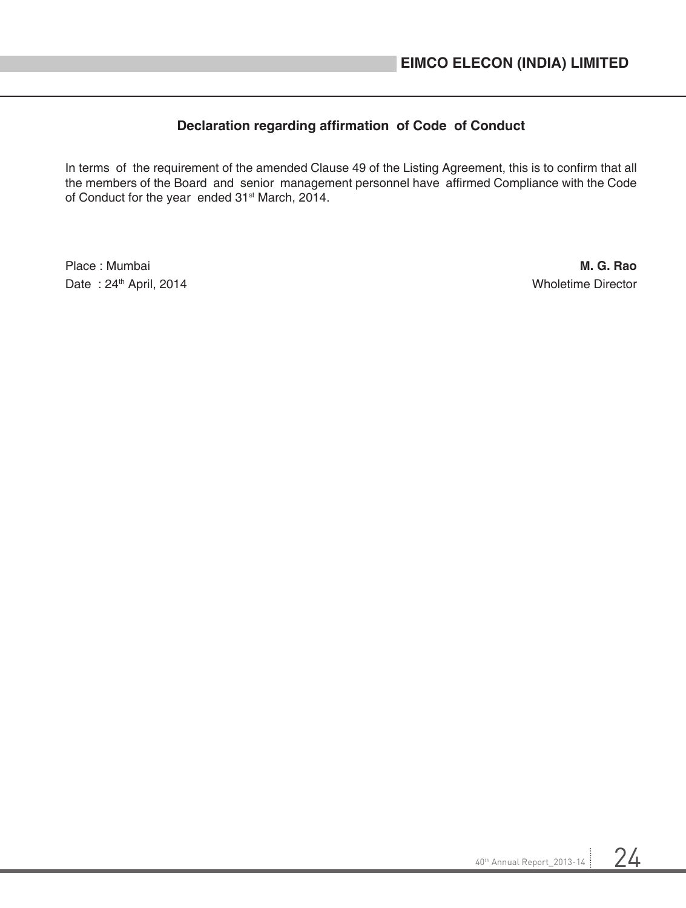## Declaration regarding affirmation of Code of Conduct

In terms of the requirement of the amended Clause 49 of the Listing Agreement, this is to confirm that all the members of the Board and senior management personnel have affirmed Compliance with the Code of Conduct for the year ended 31st March, 2014.

Place : Mumbai

Date : 24th April, 2014

**M. G. Rao**

Wholetime Director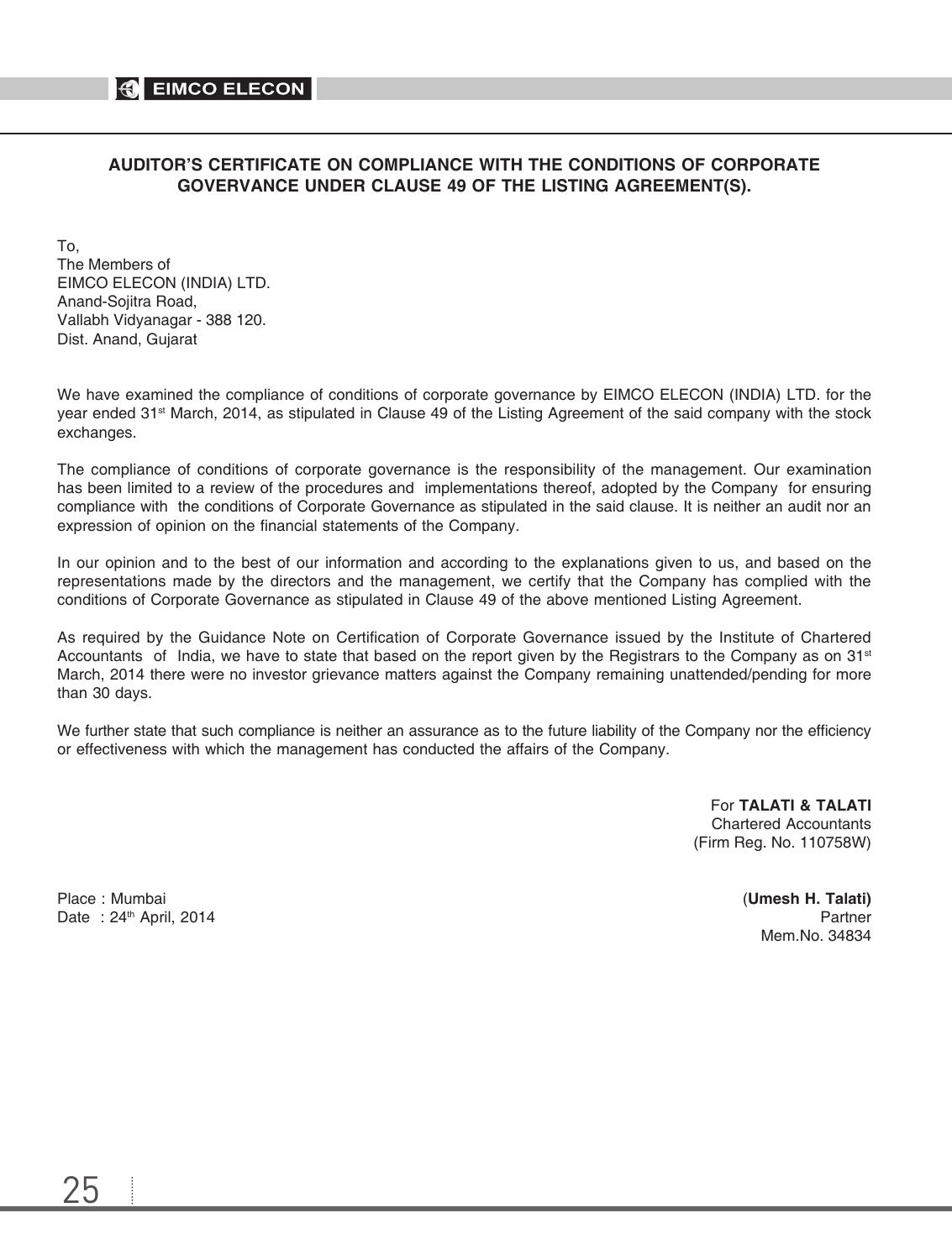## AUDITOR'S CERTIFICATE ON COMPLIANCE WITH THE CONDITIONS OF CORPORATE GOVERVANCE UNDER CLAUSE 49 OF THE LISTING AGREEMENT(S).

To,
The Members of
EIMCO ELECON (INDIA) LTD.
Anand-Sojitra Road,
Vallabh Vidyanagar - 388 120.
Dist. Anand, Gujarat

We have examined the compliance of conditions of corporate governance by EIMCO ELECON (INDIA) LTD. for the year ended 31st March, 2014, as stipulated in Clause 49 of the Listing Agreement of the said company with the stock exchanges.

The compliance of conditions of corporate governance is the responsibility of the management. Our examination has been limited to a review of the procedures and implementations thereof, adopted by the Company for ensuring compliance with the conditions of Corporate Governance as stipulated in the said clause. It is neither an audit nor an expression of opinion on the financial statements of the Company.

In our opinion and to the best of our information and according to the explanations given to us, and based on the representations made by the directors and the management, we certify that the Company has complied with the conditions of Corporate Governance as stipulated in Clause 49 of the above mentioned Listing Agreement.

As required by the Guidance Note on Certification of Corporate Governance issued by the Institute of Chartered Accountants of India, we have to state that based on the report given by the Registrars to the Company as on 31st March, 2014 there were no investor grievance matters against the Company remaining unattended/pending for more than 30 days.

We further state that such compliance is neither an assurance as to the future liability of the Company nor the efficiency or effectiveness with which the management has conducted the affairs of the Company.

For **TALATI & TALATI**
Chartered Accountants
(Firm Reg. No. 110758W)

Place : Mumbai
Date : 24th April, 2014

(**Umesh H. Talati)**
Partner
Mem.No. 34834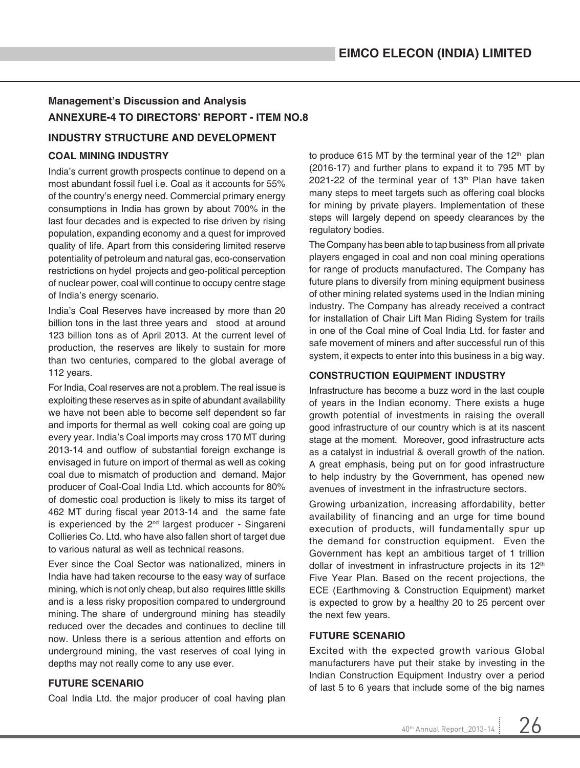## Management's Discussion and Analysis

## ANNEXURE-4 TO DIRECTORS' REPORT - ITEM NO.8

### INDUSTRY STRUCTURE AND DEVELOPMENT

### COAL MINING INDUSTRY

India's current growth prospects continue to depend on a most abundant fossil fuel i.e. Coal as it accounts for 55% of the country's energy need. Commercial primary energy consumptions in India has grown by about 700% in the last four decades and is expected to rise driven by rising population, expanding economy and a quest for improved quality of life. Apart from this considering limited reserve potentiality of petroleum and natural gas, eco-conservation restrictions on hydel projects and geo-political perception of nuclear power, coal will continue to occupy centre stage of India's energy scenario.

India's Coal Reserves have increased by more than 20 billion tons in the last three years and stood at around 123 billion tons as of April 2013. At the current level of production, the reserves are likely to sustain for more than two centuries, compared to the global average of 112 years.

For India, Coal reserves are not a problem. The real issue is exploiting these reserves as in spite of abundant availability we have not been able to become self dependent so far and imports for thermal as well coking coal are going up every year. India's Coal imports may cross 170 MT during 2013-14 and outflow of substantial foreign exchange is envisaged in future on import of thermal as well as coking coal due to mismatch of production and demand. Major producer of Coal-Coal India Ltd. which accounts for 80% of domestic coal production is likely to miss its target of 462 MT during fiscal year 2013-14 and the same fate is experienced by the 2nd largest producer - Singareni Collieries Co. Ltd. who have also fallen short of target due to various natural as well as technical reasons.

Ever since the Coal Sector was nationalized, miners in India have had taken recourse to the easy way of surface mining, which is not only cheap, but also requires little skills and is a less risky proposition compared to underground mining. The share of underground mining has steadily reduced over the decades and continues to decline till now. Unless there is a serious attention and efforts on underground mining, the vast reserves of coal lying in depths may not really come to any use ever.

### FUTURE SCENARIO

Coal India Ltd. the major producer of coal having plan to produce 615 MT by the terminal year of the 12th plan (2016-17) and further plans to expand it to 795 MT by 2021-22 of the terminal year of 13th Plan have taken many steps to meet targets such as offering coal blocks for mining by private players. Implementation of these steps will largely depend on speedy clearances by the regulatory bodies.

The Company has been able to tap business from all private players engaged in coal and non coal mining operations for range of products manufactured. The Company has future plans to diversify from mining equipment business of other mining related systems used in the Indian mining industry. The Company has already received a contract for installation of Chair Lift Man Riding System for trails in one of the Coal mine of Coal India Ltd. for faster and safe movement of miners and after successful run of this system, it expects to enter into this business in a big way.

### CONSTRUCTION EQUIPMENT INDUSTRY

Infrastructure has become a buzz word in the last couple of years in the Indian economy. There exists a huge growth potential of investments in raising the overall good infrastructure of our country which is at its nascent stage at the moment. Moreover, good infrastructure acts as a catalyst in industrial & overall growth of the nation. A great emphasis, being put on for good infrastructure to help industry by the Government, has opened new avenues of investment in the infrastructure sectors.

Growing urbanization, increasing affordability, better availability of financing and an urge for time bound execution of products, will fundamentally spur up the demand for construction equipment. Even the Government has kept an ambitious target of 1 trillion dollar of investment in infrastructure projects in its 12th Five Year Plan. Based on the recent projections, the ECE (Earthmoving & Construction Equipment) market is expected to grow by a healthy 20 to 25 percent over the next few years.

### FUTURE SCENARIO

Excited with the expected growth various Global manufacturers have put their stake by investing in the Indian Construction Equipment Industry over a period of last 5 to 6 years that include some of the big names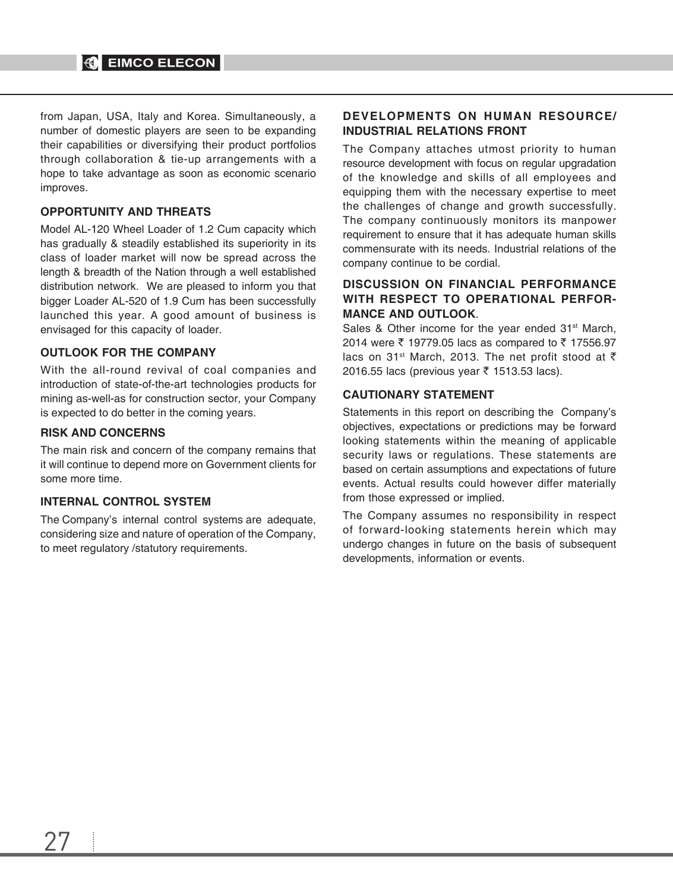from Japan, USA, Italy and Korea. Simultaneously, a number of domestic players are seen to be expanding their capabilities or diversifying their product portfolios through collaboration & tie-up arrangements with a hope to take advantage as soon as economic scenario improves.

## OPPORTUNITY AND THREATS

Model AL-120 Wheel Loader of 1.2 Cum capacity which has gradually & steadily established its superiority in its class of loader market will now be spread across the length & breadth of the Nation through a well established distribution network. We are pleased to inform you that bigger Loader AL-520 of 1.9 Cum has been successfully launched this year. A good amount of business is envisaged for this capacity of loader.

## OUTLOOK FOR THE COMPANY

With the all-round revival of coal companies and introduction of state-of-the-art technologies products for mining as-well-as for construction sector, your Company is expected to do better in the coming years.

## RISK AND CONCERNS

The main risk and concern of the company remains that it will continue to depend more on Government clients for some more time.

## INTERNAL CONTROL SYSTEM

The Company's internal control systems are adequate, considering size and nature of operation of the Company, to meet regulatory /statutory requirements.

## DEVELOPMENTS ON HUMAN RESOURCE/ INDUSTRIAL RELATIONS FRONT

The Company attaches utmost priority to human resource development with focus on regular upgradation of the knowledge and skills of all employees and equipping them with the necessary expertise to meet the challenges of change and growth successfully. The company continuously monitors its manpower requirement to ensure that it has adequate human skills commensurate with its needs. Industrial relations of the company continue to be cordial.

## DISCUSSION ON FINANCIAL PERFORMANCE WITH RESPECT TO OPERATIONAL PERFORMANCE AND OUTLOOK.

Sales & Other income for the year ended 31st March, 2014 were ₹ 19779.05 lacs as compared to ₹ 17556.97 lacs on 31st March, 2013. The net profit stood at ₹ 2016.55 lacs (previous year ₹ 1513.53 lacs).

## CAUTIONARY STATEMENT

Statements in this report on describing the Company's objectives, expectations or predictions may be forward looking statements within the meaning of applicable security laws or regulations. These statements are based on certain assumptions and expectations of future events. Actual results could however differ materially from those expressed or implied.

The Company assumes no responsibility in respect of forward-looking statements herein which may undergo changes in future on the basis of subsequent developments, information or events.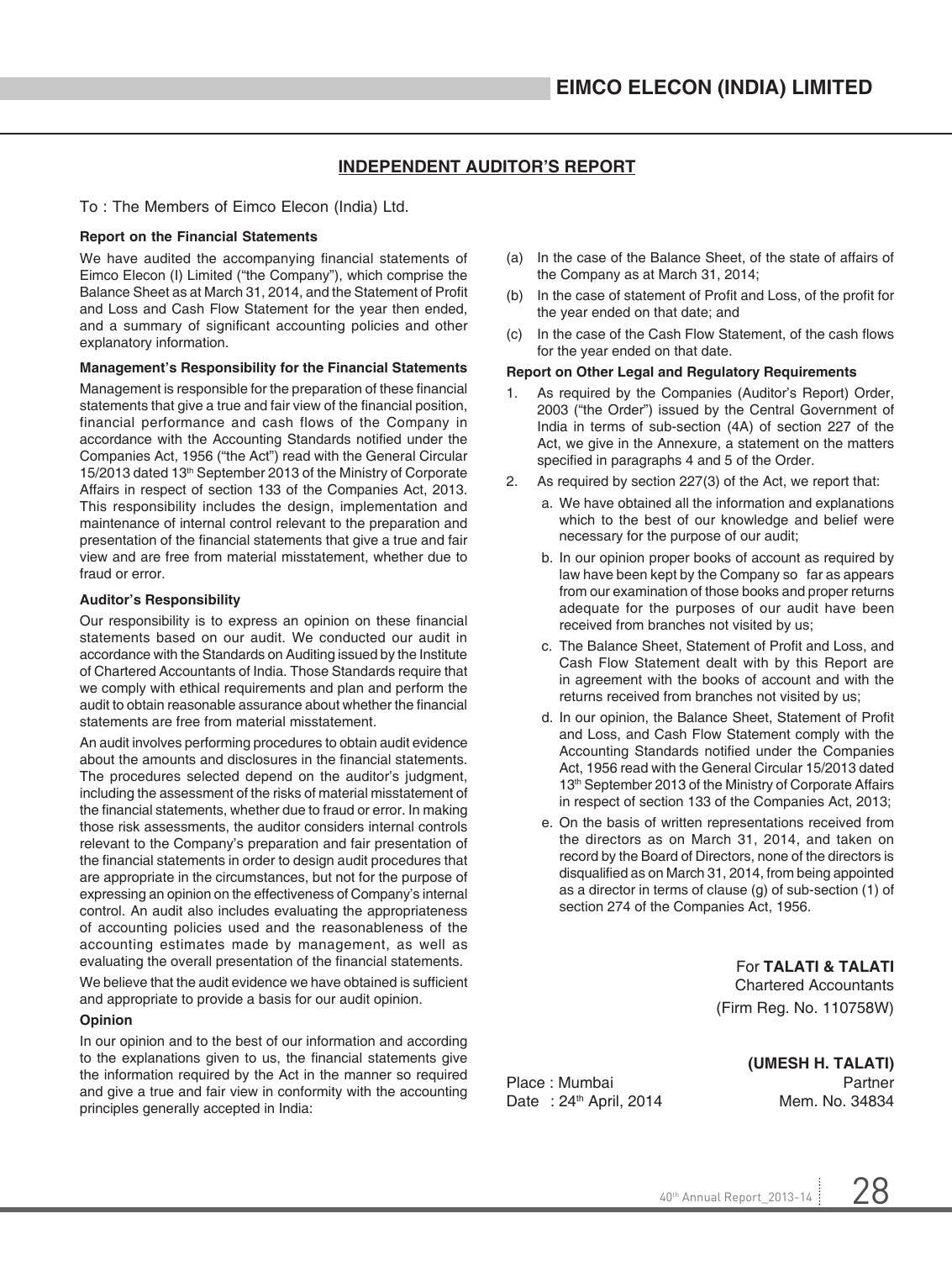## INDEPENDENT AUDITOR'S REPORT

To : The Members of Eimco Elecon (India) Ltd.

### Report on the Financial Statements

We have audited the accompanying financial statements of Eimco Elecon (I) Limited ("the Company"), which comprise the Balance Sheet as at March 31, 2014, and the Statement of Profit and Loss and Cash Flow Statement for the year then ended, and a summary of significant accounting policies and other explanatory information.

### Management's Responsibility for the Financial Statements

Management is responsible for the preparation of these financial statements that give a true and fair view of the financial position, financial performance and cash flows of the Company in accordance with the Accounting Standards notified under the Companies Act, 1956 ("the Act") read with the General Circular 15/2013 dated 13th September 2013 of the Ministry of Corporate Affairs in respect of section 133 of the Companies Act, 2013. This responsibility includes the design, implementation and maintenance of internal control relevant to the preparation and presentation of the financial statements that give a true and fair view and are free from material misstatement, whether due to fraud or error.

### Auditor's Responsibility

Our responsibility is to express an opinion on these financial statements based on our audit. We conducted our audit in accordance with the Standards on Auditing issued by the Institute of Chartered Accountants of India. Those Standards require that we comply with ethical requirements and plan and perform the audit to obtain reasonable assurance about whether the financial statements are free from material misstatement.

An audit involves performing procedures to obtain audit evidence about the amounts and disclosures in the financial statements. The procedures selected depend on the auditor's judgment, including the assessment of the risks of material misstatement of the financial statements, whether due to fraud or error. In making those risk assessments, the auditor considers internal controls relevant to the Company's preparation and fair presentation of the financial statements in order to design audit procedures that are appropriate in the circumstances, but not for the purpose of expressing an opinion on the effectiveness of Company's internal control. An audit also includes evaluating the appropriateness of accounting policies used and the reasonableness of the accounting estimates made by management, as well as evaluating the overall presentation of the financial statements.

We believe that the audit evidence we have obtained is sufficient and appropriate to provide a basis for our audit opinion.

### Opinion

In our opinion and to the best of our information and according to the explanations given to us, the financial statements give the information required by the Act in the manner so required and give a true and fair view in conformity with the accounting principles generally accepted in India:

(a) In the case of the Balance Sheet, of the state of affairs of the Company as at March 31, 2014;

(b) In the case of statement of Profit and Loss, of the profit for the year ended on that date; and

(c) In the case of the Cash Flow Statement, of the cash flows for the year ended on that date.

### Report on Other Legal and Regulatory Requirements

1. As required by the Companies (Auditor's Report) Order, 2003 ("the Order") issued by the Central Government of India in terms of sub-section (4A) of section 227 of the Act, we give in the Annexure, a statement on the matters specified in paragraphs 4 and 5 of the Order.

2. As required by section 227(3) of the Act, we report that:

   a. We have obtained all the information and explanations which to the best of our knowledge and belief were necessary for the purpose of our audit;

   b. In our opinion proper books of account as required by law have been kept by the Company so far as appears from our examination of those books and proper returns adequate for the purposes of our audit have been received from branches not visited by us;

   c. The Balance Sheet, Statement of Profit and Loss, and Cash Flow Statement dealt with by this Report are in agreement with the books of account and with the returns received from branches not visited by us;

   d. In our opinion, the Balance Sheet, Statement of Profit and Loss, and Cash Flow Statement comply with the Accounting Standards notified under the Companies Act, 1956 read with the General Circular 15/2013 dated 13th September 2013 of the Ministry of Corporate Affairs in respect of section 133 of the Companies Act, 2013;

   e. On the basis of written representations received from the directors as on March 31, 2014, and taken on record by the Board of Directors, none of the directors is disqualified as on March 31, 2014, from being appointed as a director in terms of clause (g) of sub-section (1) of section 274 of the Companies Act, 1956.

For **TALATI & TALATI**
Chartered Accountants
(Firm Reg. No. 110758W)

**(UMESH H. TALATI)**
Partner
Mem. No. 34834

Place : Mumbai
Date : 24th April, 2014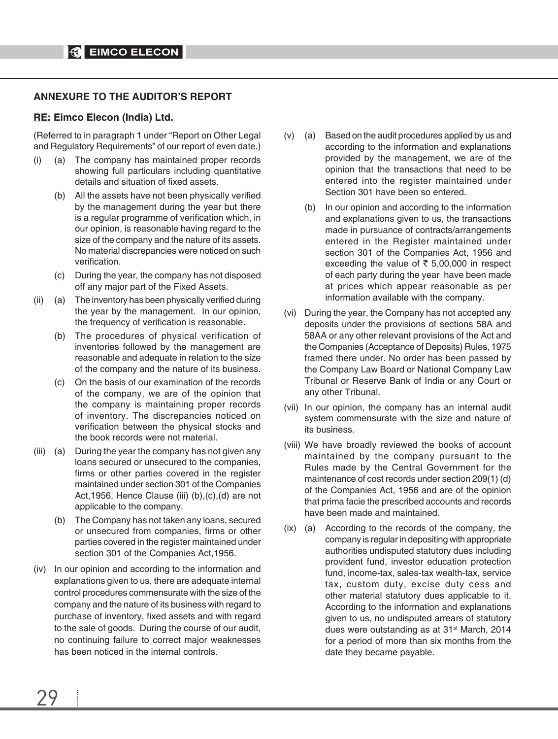## ANNEXURE TO THE AUDITOR'S REPORT

**RE: Eimco Elecon (India) Ltd.**

(Referred to in paragraph 1 under "Report on Other Legal and Regulatory Requirements" of our report of even date.)

(i) (a) The company has maintained proper records showing full particulars including quantitative details and situation of fixed assets.

(b) All the assets have not been physically verified by the management during the year but there is a regular programme of verification which, in our opinion, is reasonable having regard to the size of the company and the nature of its assets. No material discrepancies were noticed on such verification.

(c) During the year, the company has not disposed off any major part of the Fixed Assets.

(ii) (a) The inventory has been physically verified during the year by the management. In our opinion, the frequency of verification is reasonable.

(b) The procedures of physical verification of inventories followed by the management are reasonable and adequate in relation to the size of the company and the nature of its business.

(c) On the basis of our examination of the records of the company, we are of the opinion that the company is maintaining proper records of inventory. The discrepancies noticed on verification between the physical stocks and the book records were not material.

(iii) (a) During the year the company has not given any loans secured or unsecured to the companies, firms or other parties covered in the register maintained under section 301 of the Companies Act,1956. Hence Clause (iii) (b),(c),(d) are not applicable to the company.

(b) The Company has not taken any loans, secured or unsecured from companies, firms or other parties covered in the register maintained under section 301 of the Companies Act,1956.

(iv) In our opinion and according to the information and explanations given to us, there are adequate internal control procedures commensurate with the size of the company and the nature of its business with regard to purchase of inventory, fixed assets and with regard to the sale of goods. During the course of our audit, no continuing failure to correct major weaknesses has been noticed in the internal controls.

(v) (a) Based on the audit procedures applied by us and according to the information and explanations provided by the management, we are of the opinion that the transactions that need to be entered into the register maintained under Section 301 have been so entered.

(b) In our opinion and according to the information and explanations given to us, the transactions made in pursuance of contracts/arrangements entered in the Register maintained under section 301 of the Companies Act, 1956 and exceeding the value of ₹ 5,00,000 in respect of each party during the year have been made at prices which appear reasonable as per information available with the company.

(vi) During the year, the Company has not accepted any deposits under the provisions of sections 58A and 58AA or any other relevant provisions of the Act and the Companies (Acceptance of Deposits) Rules, 1975 framed there under. No order has been passed by the Company Law Board or National Company Law Tribunal or Reserve Bank of India or any Court or any other Tribunal.

(vii) In our opinion, the company has an internal audit system commensurate with the size and nature of its business.

(viii) We have broadly reviewed the books of account maintained by the company pursuant to the Rules made by the Central Government for the maintenance of cost records under section 209(1) (d) of the Companies Act, 1956 and are of the opinion that prima facie the prescribed accounts and records have been made and maintained.

(ix) (a) According to the records of the company, the company is regular in depositing with appropriate authorities undisputed statutory dues including provident fund, investor education protection fund, income-tax, sales-tax wealth-tax, service tax, custom duty, excise duty cess and other material statutory dues applicable to it. According to the information and explanations given to us, no undisputed arrears of statutory dues were outstanding as at 31st March, 2014 for a period of more than six months from the date they became payable.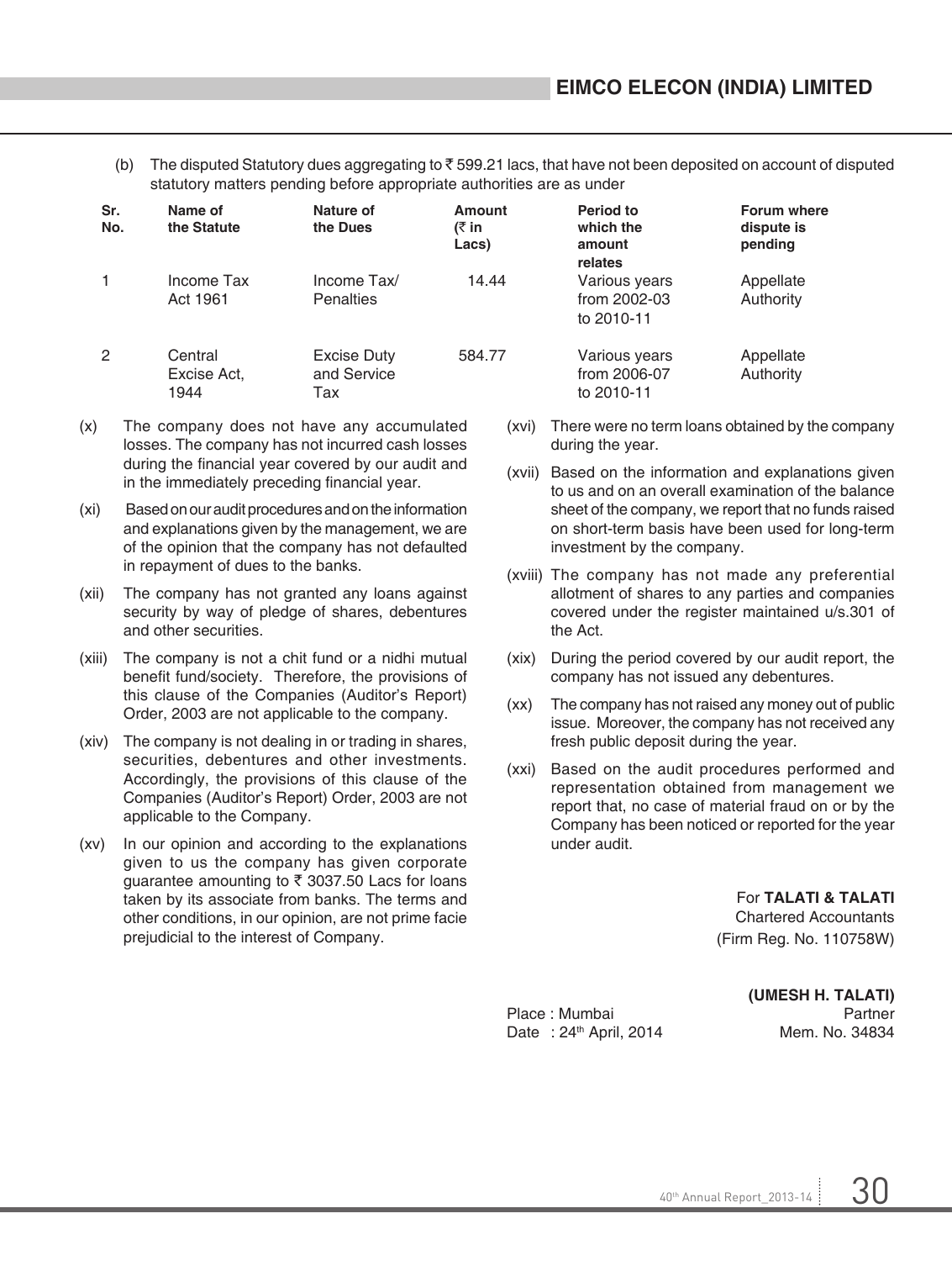(b) The disputed Statutory dues aggregating to ₹ 599.21 lacs, that have not been deposited on account of disputed statutory matters pending before appropriate authorities are as under

| Sr. No. | Name of the Statute | Nature of the Dues | Amount (₹ in Lacs) | Period to which the amount relates | Forum where dispute is pending |
|---|---|---|---|---|---|
| 1 | Income Tax Act 1961 | Income Tax/ Penalties | 14.44 | Various years from 2002-03 to 2010-11 | Appellate Authority |
| 2 | Central Excise Act, 1944 | Excise Duty and Service Tax | 584.77 | Various years from 2006-07 to 2010-11 | Appellate Authority |

(x) The company does not have any accumulated losses. The company has not incurred cash losses during the financial year covered by our audit and in the immediately preceding financial year.

(xi) Based on our audit procedures and on the information and explanations given by the management, we are of the opinion that the company has not defaulted in repayment of dues to the banks.

(xii) The company has not granted any loans against security by way of pledge of shares, debentures and other securities.

(xiii) The company is not a chit fund or a nidhi mutual benefit fund/society. Therefore, the provisions of this clause of the Companies (Auditor's Report) Order, 2003 are not applicable to the company.

(xiv) The company is not dealing in or trading in shares, securities, debentures and other investments. Accordingly, the provisions of this clause of the Companies (Auditor's Report) Order, 2003 are not applicable to the Company.

(xv) In our opinion and according to the explanations given to us the company has given corporate guarantee amounting to ₹ 3037.50 Lacs for loans taken by its associate from banks. The terms and other conditions, in our opinion, are not prime facie prejudicial to the interest of Company.

(xvi) There were no term loans obtained by the company during the year.

(xvii) Based on the information and explanations given to us and on an overall examination of the balance sheet of the company, we report that no funds raised on short-term basis have been used for long-term investment by the company.

(xviii) The company has not made any preferential allotment of shares to any parties and companies covered under the register maintained u/s.301 of the Act.

(xix) During the period covered by our audit report, the company has not issued any debentures.

(xx) The company has not raised any money out of public issue. Moreover, the company has not received any fresh public deposit during the year.

(xxi) Based on the audit procedures performed and representation obtained from management we report that, no case of material fraud on or by the Company has been noticed or reported for the year under audit.

For **TALATI & TALATI**
Chartered Accountants
(Firm Reg. No. 110758W)

**(UMESH H. TALATI)**
Partner
Mem. No. 34834

Place : Mumbai
Date : 24th April, 2014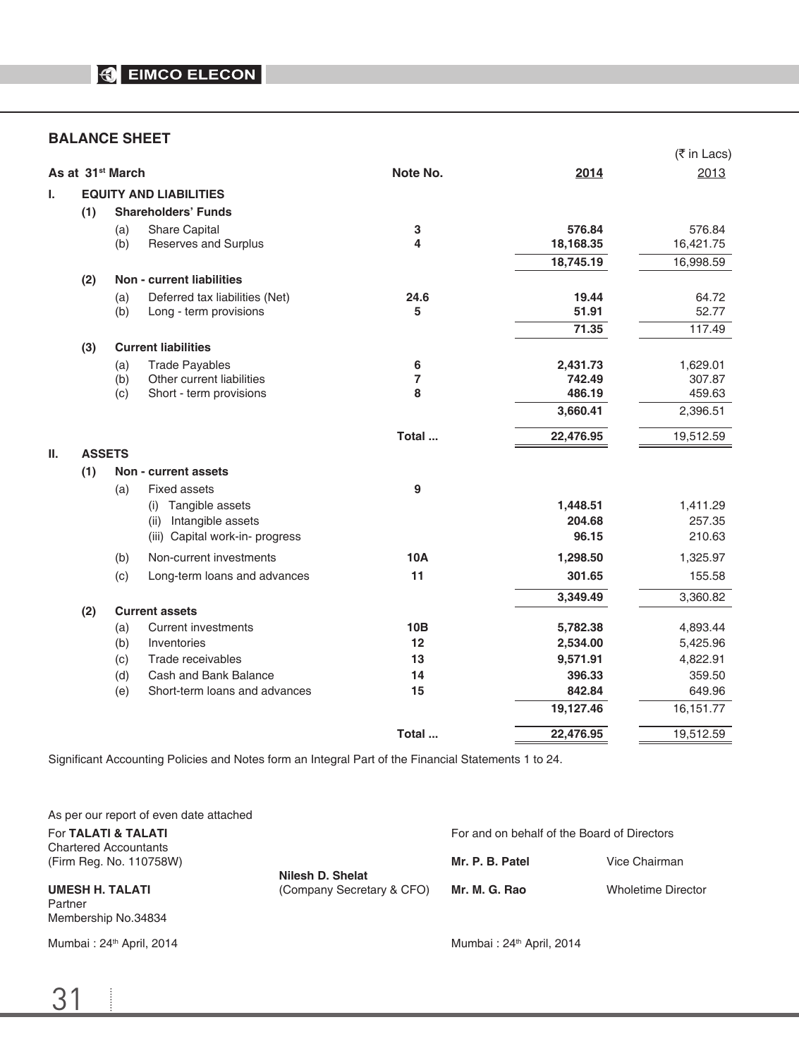## BALANCE SHEET

(₹ in Lacs)

| As at 31st March | | | | Note No. | 2014 | 2013 |
|---|---|---|---|---|---|---|
| **I.** | **EQUITY AND LIABILITIES** | | | | | |
| | **(1)** | **Shareholders' Funds** | | | | |
| | | (a) | Share Capital | 3 | **576.84** | 576.84 |
| | | (b) | Reserves and Surplus | 4 | **18,168.35** | 16,421.75 |
| | | | | | **18,745.19** | 16,998.59 |
| | **(2)** | **Non - current liabilities** | | | | |
| | | (a) | Deferred tax liabilities (Net) | 24.6 | **19.44** | 64.72 |
| | | (b) | Long - term provisions | 5 | **51.91** | 52.77 |
| | | | | | **71.35** | 117.49 |
| | **(3)** | **Current liabilities** | | | | |
| | | (a) | Trade Payables | 6 | **2,431.73** | 1,629.01 |
| | | (b) | Other current liabilities | 7 | **742.49** | 307.87 |
| | | (c) | Short - term provisions | 8 | **486.19** | 459.63 |
| | | | | | **3,660.41** | 2,396.51 |
| | | | | Total ... | **22,476.95** | 19,512.59 |
| **II.** | **ASSETS** | | | | | |
| | **(1)** | **Non - current assets** | | | | |
| | | (a) | Fixed assets | 9 | | |
| | | | (i) Tangible assets | | **1,448.51** | 1,411.29 |
| | | | (ii) Intangible assets | | **204.68** | 257.35 |
| | | | (iii) Capital work-in- progress | | **96.15** | 210.63 |
| | | (b) | Non-current investments | 10A | **1,298.50** | 1,325.97 |
| | | (c) | Long-term loans and advances | 11 | **301.65** | 155.58 |
| | | | | | **3,349.49** | 3,360.82 |
| | **(2)** | **Current assets** | | | | |
| | | (a) | Current investments | 10B | **5,782.38** | 4,893.44 |
| | | (b) | Inventories | 12 | **2,534.00** | 5,425.96 |
| | | (c) | Trade receivables | 13 | **9,571.91** | 4,822.91 |
| | | (d) | Cash and Bank Balance | 14 | **396.33** | 359.50 |
| | | (e) | Short-term loans and advances | 15 | **842.84** | 649.96 |
| | | | | | **19,127.46** | 16,151.77 |
| | | | | Total ... | **22,476.95** | 19,512.59 |

Significant Accounting Policies and Notes form an Integral Part of the Financial Statements 1 to 24.

As per our report of even date attached

For **TALATI & TALATI**
Chartered Accountants
(Firm Reg. No. 110758W)

**UMESH H. TALATI**
Partner
Membership No.34834

Mumbai : 24th April, 2014

**Nilesh D. Shelat**
(Company Secretary & CFO)

For and on behalf of the Board of Directors

**Mr. P. B. Patel** Vice Chairman

**Mr. M. G. Rao** Wholetime Director

Mumbai : 24th April, 2014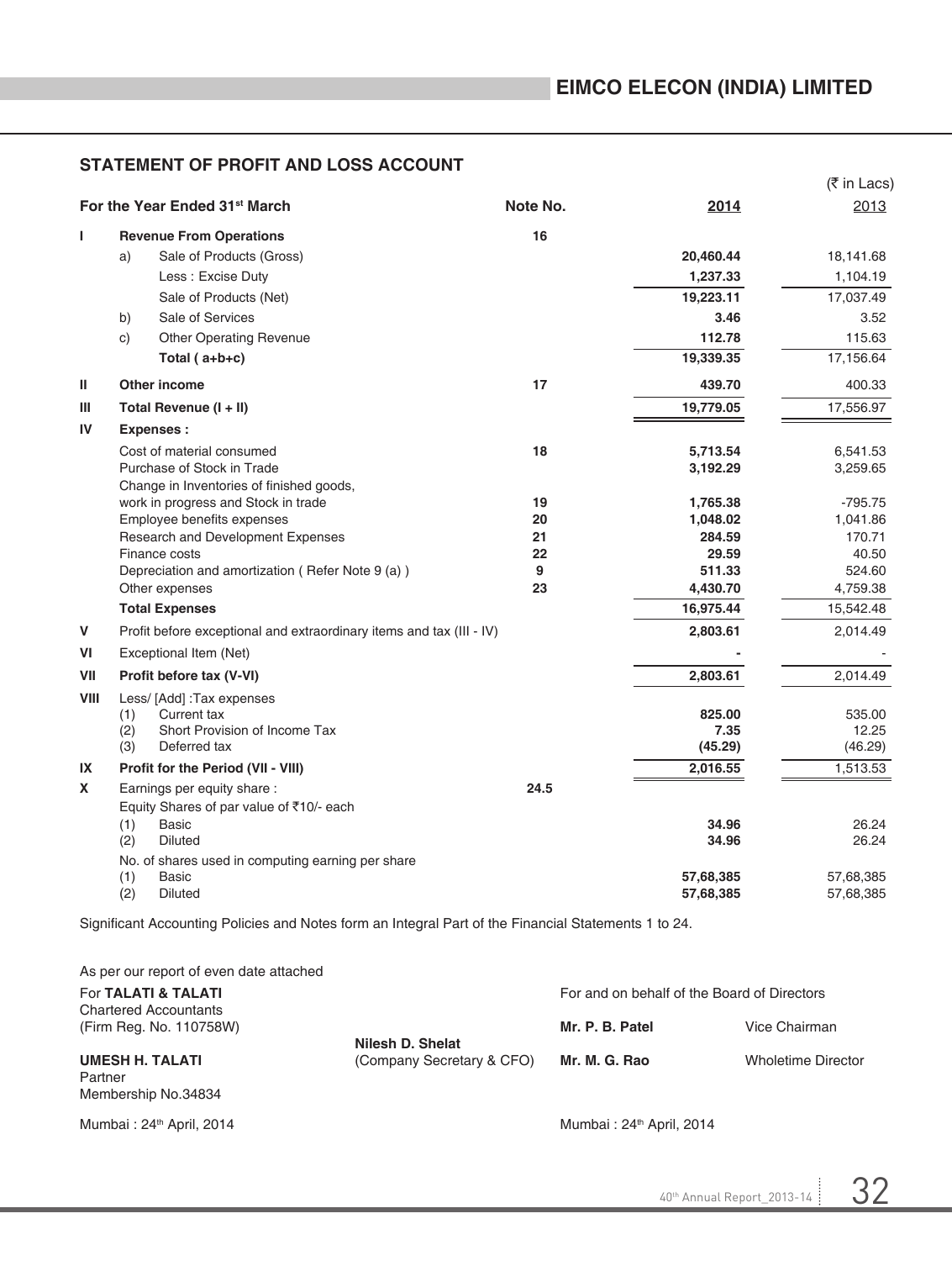# STATEMENT OF PROFIT AND LOSS ACCOUNT

(₹ in Lacs)

| | For the Year Ended 31st March | Note No. | 2014 | 2013 |
|---|---|---|---|---|
| I | **Revenue From Operations** | 16 | | |
| | a) Sale of Products (Gross) | | **20,460.44** | 18,141.68 |
| | Less : Excise Duty | | **1,237.33** | 1,104.19 |
| | Sale of Products (Net) | | **19,223.11** | 17,037.49 |
| | b) Sale of Services | | **3.46** | 3.52 |
| | c) Other Operating Revenue | | **112.78** | 115.63 |
| | **Total ( a+b+c)** | | **19,339.35** | 17,156.64 |
| II | **Other income** | 17 | **439.70** | 400.33 |
| III | **Total Revenue (I + II)** | | **19,779.05** | 17,556.97 |
| IV | **Expenses :** | | | |
| | Cost of material consumed | 18 | **5,713.54** | 6,541.53 |
| | Purchase of Stock in Trade | | **3,192.29** | 3,259.65 |
| | Change in Inventories of finished goods, work in progress and Stock in trade | 19 | **1,765.38** | -795.75 |
| | Employee benefits expenses | 20 | **1,048.02** | 1,041.86 |
| | Research and Development Expenses | 21 | **284.59** | 170.71 |
| | Finance costs | 22 | **29.59** | 40.50 |
| | Depreciation and amortization ( Refer Note 9 (a) ) | 9 | **511.33** | 524.60 |
| | Other expenses | 23 | **4,430.70** | 4,759.38 |
| | **Total Expenses** | | **16,975.44** | 15,542.48 |
| V | Profit before exceptional and extraordinary items and tax (III - IV) | | **2,803.61** | 2,014.49 |
| VI | Exceptional Item (Net) | | **-** | - |
| VII | **Profit before tax (V-VI)** | | **2,803.61** | 2,014.49 |
| VIII | Less/ [Add] :Tax expenses | | | |
| | (1) Current tax | | **825.00** | 535.00 |
| | (2) Short Provision of Income Tax | | **7.35** | 12.25 |
| | (3) Deferred tax | | **(45.29)** | (46.29) |
| IX | **Profit for the Period (VII - VIII)** | | **2,016.55** | 1,513.53 |
| X | Earnings per equity share : | 24.5 | | |
| | Equity Shares of par value of ₹10/- each | | | |
| | (1) Basic | | **34.96** | 26.24 |
| | (2) Diluted | | **34.96** | 26.24 |
| | No. of shares used in computing earning per share | | | |
| | (1) Basic | | **57,68,385** | 57,68,385 |
| | (2) Diluted | | **57,68,385** | 57,68,385 |

Significant Accounting Policies and Notes form an Integral Part of the Financial Statements 1 to 24.

As per our report of even date attached

For **TALATI & TALATI**
Chartered Accountants
(Firm Reg. No. 110758W)

**UMESH H. TALATI**
Partner
Membership No.34834

Mumbai : 24th April, 2014

**Nilesh D. Shelat**
(Company Secretary & CFO)

For and on behalf of the Board of Directors

**Mr. P. B. Patel** Vice Chairman

**Mr. M. G. Rao** Wholetime Director

Mumbai : 24th April, 2014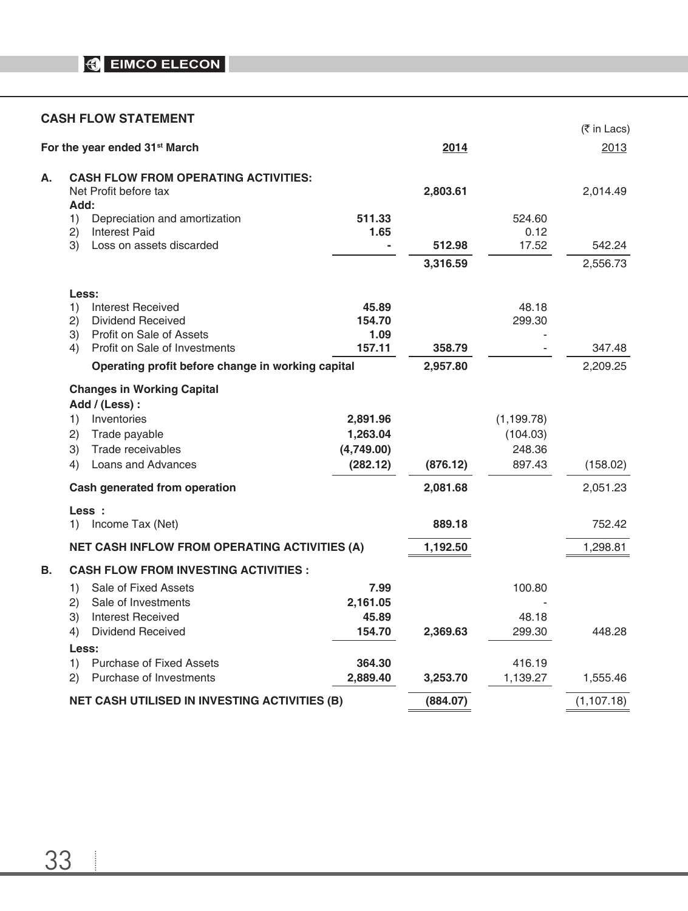## CASH FLOW STATEMENT

(₹ in Lacs)

| For the year ended 31st March | | | 2014 | | 2013 |
|---|---|---|---|---|---|
| **A.** | **CASH FLOW FROM OPERATING ACTIVITIES:** | | | | |
| | Net Profit before tax | | **2,803.61** | | 2,014.49 |
| | **Add:** | | | | |
| | 1) Depreciation and amortization | **511.33** | | 524.60 | |
| | 2) Interest Paid | **1.65** | | 0.12 | |
| | 3) Loss on assets discarded | **-** | **512.98** | 17.52 | 542.24 |
| | | | **3,316.59** | | 2,556.73 |
| | **Less:** | | | | |
| | 1) Interest Received | **45.89** | | 48.18 | |
| | 2) Dividend Received | **154.70** | | 299.30 | |
| | 3) Profit on Sale of Assets | **1.09** | | - | |
| | 4) Profit on Sale of Investments | **157.11** | **358.79** | - | 347.48 |
| | **Operating profit before change in working capital** | | **2,957.80** | | 2,209.25 |
| | **Changes in Working Capital** | | | | |
| | **Add / (Less) :** | | | | |
| | 1) Inventories | **2,891.96** | | (1,199.78) | |
| | 2) Trade payable | **1,263.04** | | (104.03) | |
| | 3) Trade receivables | **(4,749.00)** | | 248.36 | |
| | 4) Loans and Advances | **(282.12)** | **(876.12)** | 897.43 | (158.02) |
| | **Cash generated from operation** | | **2,081.68** | | 2,051.23 |
| | **Less :** | | | | |
| | 1) Income Tax (Net) | | **889.18** | | 752.42 |
| | **NET CASH INFLOW FROM OPERATING ACTIVITIES (A)** | | **1,192.50** | | 1,298.81 |
| **B.** | **CASH FLOW FROM INVESTING ACTIVITIES :** | | | | |
| | 1) Sale of Fixed Assets | **7.99** | | 100.80 | |
| | 2) Sale of Investments | **2,161.05** | | - | |
| | 3) Interest Received | **45.89** | | 48.18 | |
| | 4) Dividend Received | **154.70** | **2,369.63** | 299.30 | 448.28 |
| | **Less:** | | | | |
| | 1) Purchase of Fixed Assets | **364.30** | | 416.19 | |
| | 2) Purchase of Investments | **2,889.40** | **3,253.70** | 1,139.27 | 1,555.46 |
| | **NET CASH UTILISED IN INVESTING ACTIVITIES (B)** | | **(884.07)** | | (1,107.18) |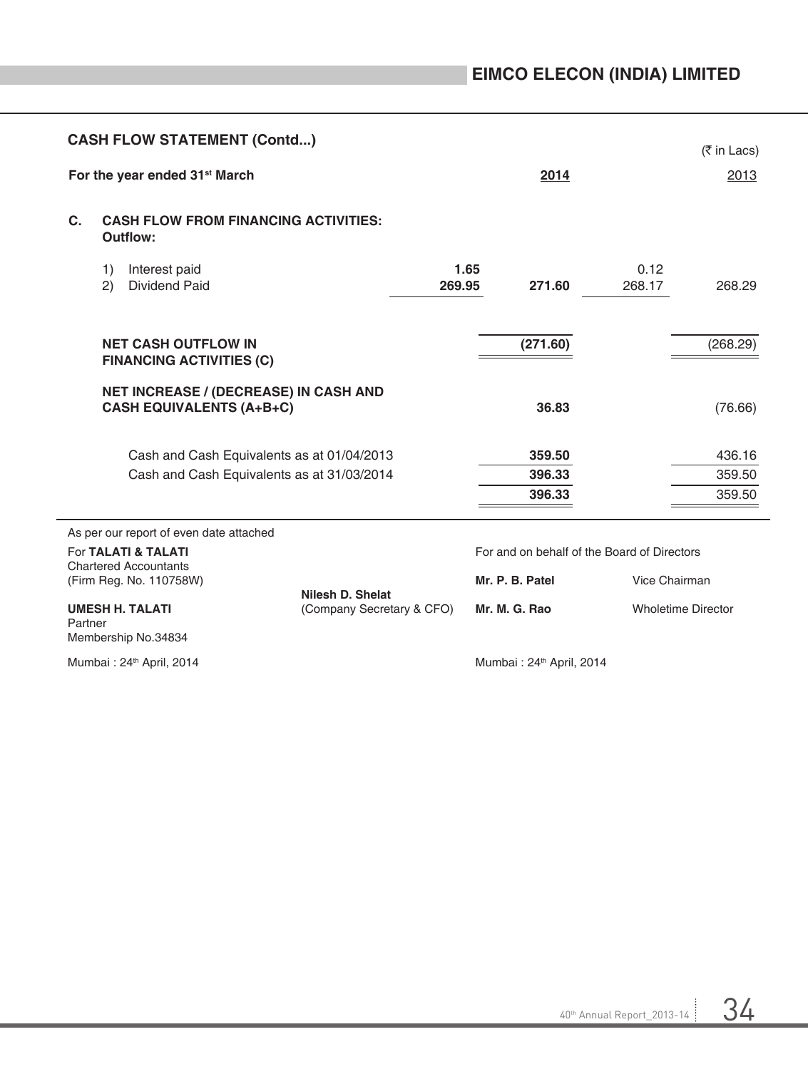## CASH FLOW STATEMENT (Contd...)

(₹ in Lacs)

| For the year ended 31st March | | 2014 | | 2013 |
|---|---|---|---|---|
| **C. CASH FLOW FROM FINANCING ACTIVITIES:** | | | | |
| **Outflow:** | | | | |
| 1) Interest paid | **1.65** | | 0.12 | |
| 2) Dividend Paid | **269.95** | **271.60** | 268.17 | 268.29 |
| **NET CASH OUTFLOW IN FINANCING ACTIVITIES (C)** | | **(271.60)** | | (268.29) |
| **NET INCREASE / (DECREASE) IN CASH AND CASH EQUIVALENTS (A+B+C)** | | **36.83** | | (76.66) |
| Cash and Cash Equivalents as at 01/04/2013 | | **359.50** | | 436.16 |
| Cash and Cash Equivalents as at 31/03/2014 | | **396.33** | | 359.50 |
| | | **396.33** | | 359.50 |

As per our report of even date attached

For **TALATI & TALATI**
Chartered Accountants
(Firm Reg. No. 110758W)

**UMESH H. TALATI**
Partner
Membership No.34834

Mumbai : 24th April, 2014

**Nilesh D. Shelat**
(Company Secretary & CFO)

For and on behalf of the Board of Directors

**Mr. P. B. Patel** Vice Chairman

**Mr. M. G. Rao** Wholetime Director

Mumbai : 24th April, 2014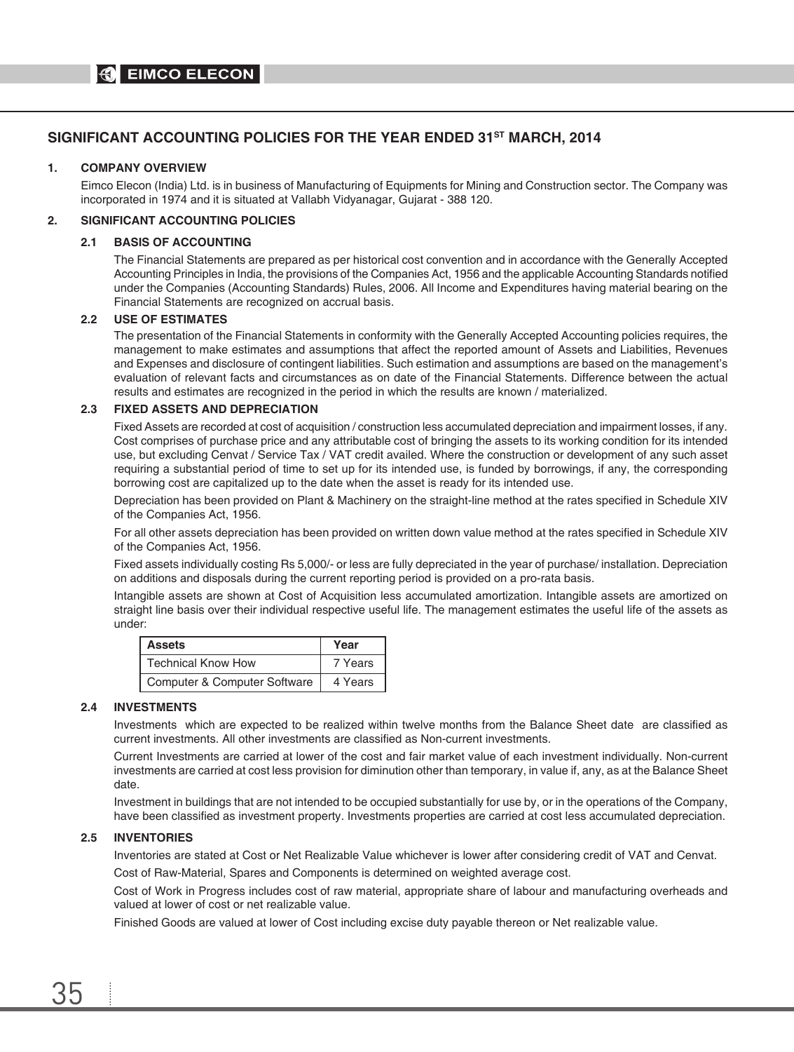# SIGNIFICANT ACCOUNTING POLICIES FOR THE YEAR ENDED 31ST MARCH, 2014

## 1. COMPANY OVERVIEW

Eimco Elecon (India) Ltd. is in business of Manufacturing of Equipments for Mining and Construction sector. The Company was incorporated in 1974 and it is situated at Vallabh Vidyanagar, Gujarat - 388 120.

## 2. SIGNIFICANT ACCOUNTING POLICIES

### 2.1 BASIS OF ACCOUNTING

The Financial Statements are prepared as per historical cost convention and in accordance with the Generally Accepted Accounting Principles in India, the provisions of the Companies Act, 1956 and the applicable Accounting Standards notified under the Companies (Accounting Standards) Rules, 2006. All Income and Expenditures having material bearing on the Financial Statements are recognized on accrual basis.

### 2.2 USE OF ESTIMATES

The presentation of the Financial Statements in conformity with the Generally Accepted Accounting policies requires, the management to make estimates and assumptions that affect the reported amount of Assets and Liabilities, Revenues and Expenses and disclosure of contingent liabilities. Such estimation and assumptions are based on the management's evaluation of relevant facts and circumstances as on date of the Financial Statements. Difference between the actual results and estimates are recognized in the period in which the results are known / materialized.

### 2.3 FIXED ASSETS AND DEPRECIATION

Fixed Assets are recorded at cost of acquisition / construction less accumulated depreciation and impairment losses, if any. Cost comprises of purchase price and any attributable cost of bringing the assets to its working condition for its intended use, but excluding Cenvat / Service Tax / VAT credit availed. Where the construction or development of any such asset requiring a substantial period of time to set up for its intended use, is funded by borrowings, if any, the corresponding borrowing cost are capitalized up to the date when the asset is ready for its intended use.

Depreciation has been provided on Plant & Machinery on the straight-line method at the rates specified in Schedule XIV of the Companies Act, 1956.

For all other assets depreciation has been provided on written down value method at the rates specified in Schedule XIV of the Companies Act, 1956.

Fixed assets individually costing Rs 5,000/- or less are fully depreciated in the year of purchase/ installation. Depreciation on additions and disposals during the current reporting period is provided on a pro-rata basis.

Intangible assets are shown at Cost of Acquisition less accumulated amortization. Intangible assets are amortized on straight line basis over their individual respective useful life. The management estimates the useful life of the assets as under:

| Assets | Year |
|---|---|
| Technical Know How | 7 Years |
| Computer & Computer Software | 4 Years |

### 2.4 INVESTMENTS

Investments which are expected to be realized within twelve months from the Balance Sheet date are classified as current investments. All other investments are classified as Non-current investments.

Current Investments are carried at lower of the cost and fair market value of each investment individually. Non-current investments are carried at cost less provision for diminution other than temporary, in value if, any, as at the Balance Sheet date.

Investment in buildings that are not intended to be occupied substantially for use by, or in the operations of the Company, have been classified as investment property. Investments properties are carried at cost less accumulated depreciation.

### 2.5 INVENTORIES

Inventories are stated at Cost or Net Realizable Value whichever is lower after considering credit of VAT and Cenvat.

Cost of Raw-Material, Spares and Components is determined on weighted average cost.

Cost of Work in Progress includes cost of raw material, appropriate share of labour and manufacturing overheads and valued at lower of cost or net realizable value.

Finished Goods are valued at lower of Cost including excise duty payable thereon or Net realizable value.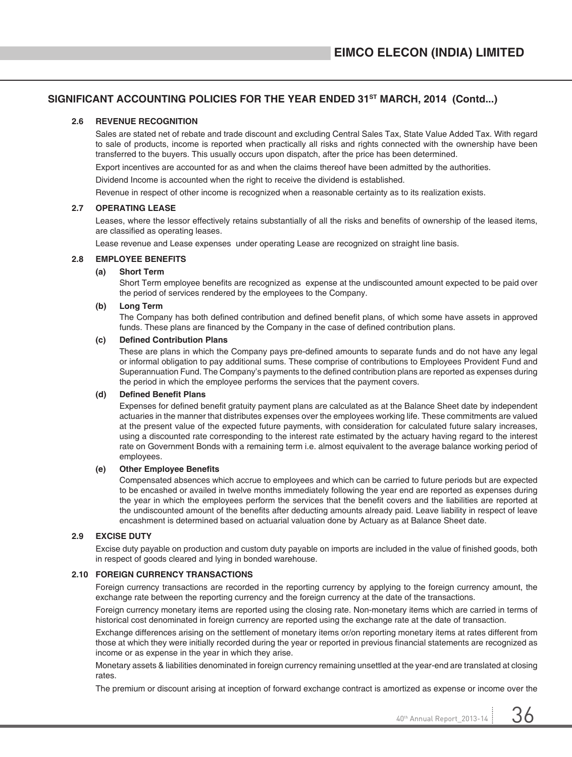## SIGNIFICANT ACCOUNTING POLICIES FOR THE YEAR ENDED 31ST MARCH, 2014 (Contd...)

### 2.6 REVENUE RECOGNITION

Sales are stated net of rebate and trade discount and excluding Central Sales Tax, State Value Added Tax. With regard to sale of products, income is reported when practically all risks and rights connected with the ownership have been transferred to the buyers. This usually occurs upon dispatch, after the price has been determined.

Export incentives are accounted for as and when the claims thereof have been admitted by the authorities.

Dividend Income is accounted when the right to receive the dividend is established.

Revenue in respect of other income is recognized when a reasonable certainty as to its realization exists.

### 2.7 OPERATING LEASE

Leases, where the lessor effectively retains substantially of all the risks and benefits of ownership of the leased items, are classified as operating leases.

Lease revenue and Lease expenses under operating Lease are recognized on straight line basis.

### 2.8 EMPLOYEE BENEFITS

**(a) Short Term**

Short Term employee benefits are recognized as expense at the undiscounted amount expected to be paid over the period of services rendered by the employees to the Company.

**(b) Long Term**

The Company has both defined contribution and defined benefit plans, of which some have assets in approved funds. These plans are financed by the Company in the case of defined contribution plans.

**(c) Defined Contribution Plans**

These are plans in which the Company pays pre-defined amounts to separate funds and do not have any legal or informal obligation to pay additional sums. These comprise of contributions to Employees Provident Fund and Superannuation Fund. The Company's payments to the defined contribution plans are reported as expenses during the period in which the employee performs the services that the payment covers.

**(d) Defined Benefit Plans**

Expenses for defined benefit gratuity payment plans are calculated as at the Balance Sheet date by independent actuaries in the manner that distributes expenses over the employees working life. These commitments are valued at the present value of the expected future payments, with consideration for calculated future salary increases, using a discounted rate corresponding to the interest rate estimated by the actuary having regard to the interest rate on Government Bonds with a remaining term i.e. almost equivalent to the average balance working period of employees.

**(e) Other Employee Benefits**

Compensated absences which accrue to employees and which can be carried to future periods but are expected to be encashed or availed in twelve months immediately following the year end are reported as expenses during the year in which the employees perform the services that the benefit covers and the liabilities are reported at the undiscounted amount of the benefits after deducting amounts already paid. Leave liability in respect of leave encashment is determined based on actuarial valuation done by Actuary as at Balance Sheet date.

### 2.9 EXCISE DUTY

Excise duty payable on production and custom duty payable on imports are included in the value of finished goods, both in respect of goods cleared and lying in bonded warehouse.

### 2.10 FOREIGN CURRENCY TRANSACTIONS

Foreign currency transactions are recorded in the reporting currency by applying to the foreign currency amount, the exchange rate between the reporting currency and the foreign currency at the date of the transactions.

Foreign currency monetary items are reported using the closing rate. Non-monetary items which are carried in terms of historical cost denominated in foreign currency are reported using the exchange rate at the date of transaction.

Exchange differences arising on the settlement of monetary items or/on reporting monetary items at rates different from those at which they were initially recorded during the year or reported in previous financial statements are recognized as income or as expense in the year in which they arise.

Monetary assets & liabilities denominated in foreign currency remaining unsettled at the year-end are translated at closing rates.

The premium or discount arising at inception of forward exchange contract is amortized as expense or income over the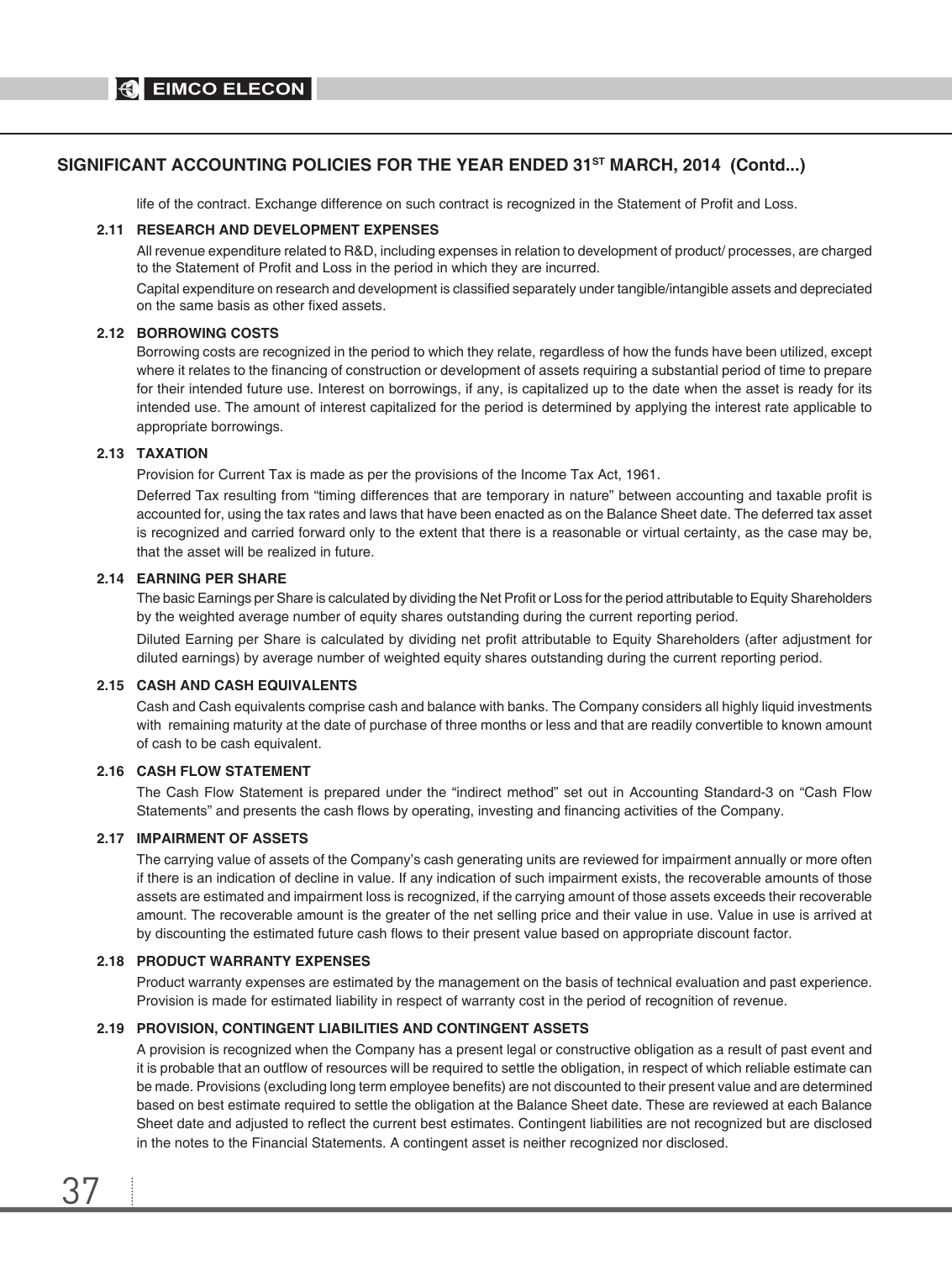## SIGNIFICANT ACCOUNTING POLICIES FOR THE YEAR ENDED 31ST MARCH, 2014 (Contd...)

life of the contract. Exchange difference on such contract is recognized in the Statement of Profit and Loss.

### 2.11 RESEARCH AND DEVELOPMENT EXPENSES

All revenue expenditure related to R&D, including expenses in relation to development of product/ processes, are charged to the Statement of Profit and Loss in the period in which they are incurred.

Capital expenditure on research and development is classified separately under tangible/intangible assets and depreciated on the same basis as other fixed assets.

### 2.12 BORROWING COSTS

Borrowing costs are recognized in the period to which they relate, regardless of how the funds have been utilized, except where it relates to the financing of construction or development of assets requiring a substantial period of time to prepare for their intended future use. Interest on borrowings, if any, is capitalized up to the date when the asset is ready for its intended use. The amount of interest capitalized for the period is determined by applying the interest rate applicable to appropriate borrowings.

### 2.13 TAXATION

Provision for Current Tax is made as per the provisions of the Income Tax Act, 1961.

Deferred Tax resulting from "timing differences that are temporary in nature" between accounting and taxable profit is accounted for, using the tax rates and laws that have been enacted as on the Balance Sheet date. The deferred tax asset is recognized and carried forward only to the extent that there is a reasonable or virtual certainty, as the case may be, that the asset will be realized in future.

### 2.14 EARNING PER SHARE

The basic Earnings per Share is calculated by dividing the Net Profit or Loss for the period attributable to Equity Shareholders by the weighted average number of equity shares outstanding during the current reporting period.

Diluted Earning per Share is calculated by dividing net profit attributable to Equity Shareholders (after adjustment for diluted earnings) by average number of weighted equity shares outstanding during the current reporting period.

### 2.15 CASH AND CASH EQUIVALENTS

Cash and Cash equivalents comprise cash and balance with banks. The Company considers all highly liquid investments with remaining maturity at the date of purchase of three months or less and that are readily convertible to known amount of cash to be cash equivalent.

### 2.16 CASH FLOW STATEMENT

The Cash Flow Statement is prepared under the "indirect method" set out in Accounting Standard-3 on "Cash Flow Statements" and presents the cash flows by operating, investing and financing activities of the Company.

### 2.17 IMPAIRMENT OF ASSETS

The carrying value of assets of the Company's cash generating units are reviewed for impairment annually or more often if there is an indication of decline in value. If any indication of such impairment exists, the recoverable amounts of those assets are estimated and impairment loss is recognized, if the carrying amount of those assets exceeds their recoverable amount. The recoverable amount is the greater of the net selling price and their value in use. Value in use is arrived at by discounting the estimated future cash flows to their present value based on appropriate discount factor.

### 2.18 PRODUCT WARRANTY EXPENSES

Product warranty expenses are estimated by the management on the basis of technical evaluation and past experience. Provision is made for estimated liability in respect of warranty cost in the period of recognition of revenue.

### 2.19 PROVISION, CONTINGENT LIABILITIES AND CONTINGENT ASSETS

A provision is recognized when the Company has a present legal or constructive obligation as a result of past event and it is probable that an outflow of resources will be required to settle the obligation, in respect of which reliable estimate can be made. Provisions (excluding long term employee benefits) are not discounted to their present value and are determined based on best estimate required to settle the obligation at the Balance Sheet date. These are reviewed at each Balance Sheet date and adjusted to reflect the current best estimates. Contingent liabilities are not recognized but are disclosed in the notes to the Financial Statements. A contingent asset is neither recognized nor disclosed.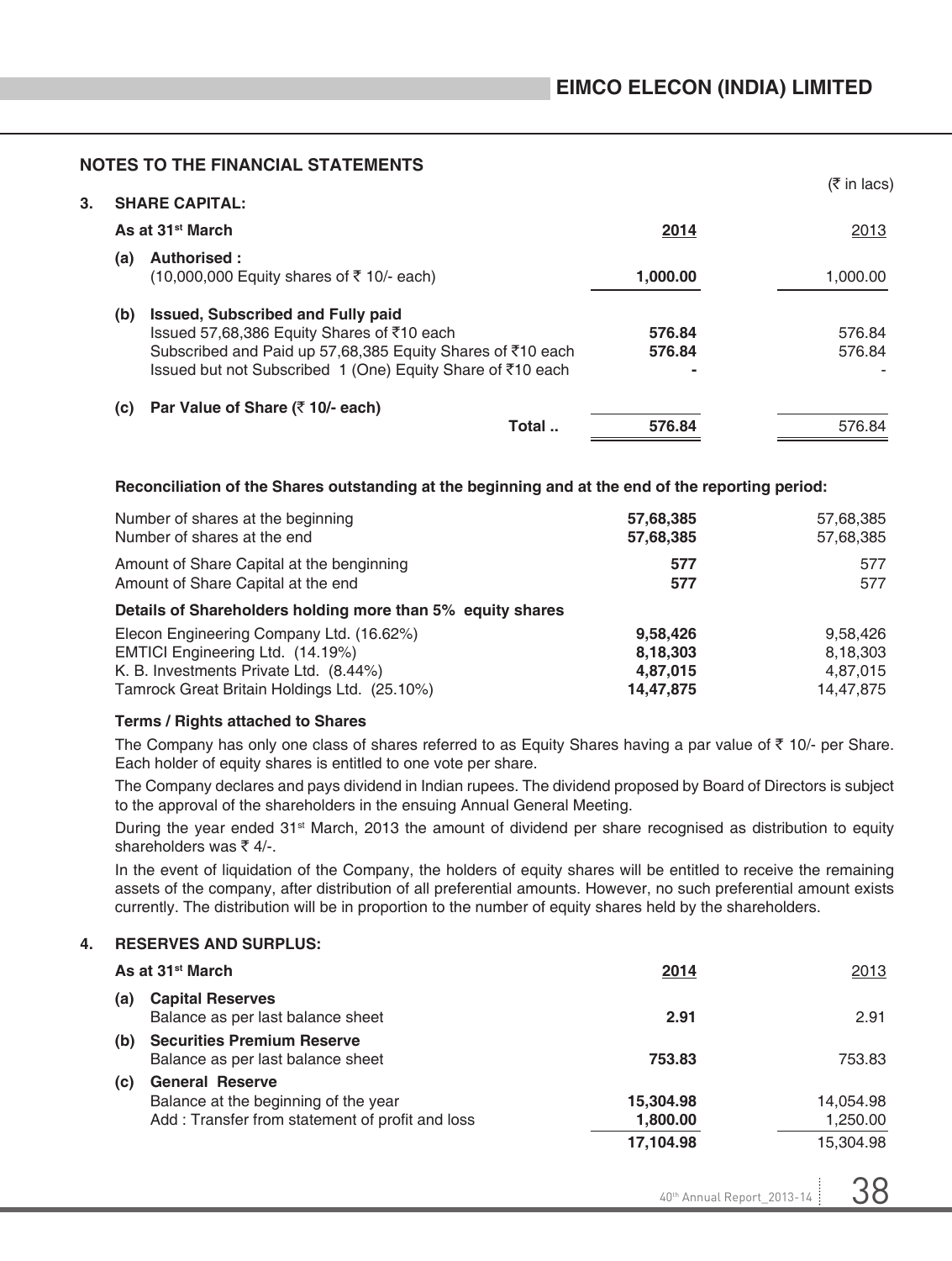## NOTES TO THE FINANCIAL STATEMENTS

(₹ in lacs)

### 3. SHARE CAPITAL:

| As at 31st March | | 2014 | 2013 |
|---|---|---|---|
| (a) | **Authorised :** (10,000,000 Equity shares of ₹ 10/- each) | **1,000.00** | 1,000.00 |
| (b) | **Issued, Subscribed and Fully paid** | | |
| | Issued 57,68,386 Equity Shares of ₹10 each | **576.84** | 576.84 |
| | Subscribed and Paid up 57,68,385 Equity Shares of ₹10 each | **576.84** | 576.84 |
| | Issued but not Subscribed 1 (One) Equity Share of ₹10 each | **-** | - |
| (c) | **Par Value of Share (₹ 10/- each)** | | |
| | Total .. | **576.84** | 576.84 |

**Reconciliation of the Shares outstanding at the beginning and at the end of the reporting period:**

| | 2014 | 2013 |
|---|---|---|
| Number of shares at the beginning | **57,68,385** | 57,68,385 |
| Number of shares at the end | **57,68,385** | 57,68,385 |
| Amount of Share Capital at the benginning | **577** | 577 |
| Amount of Share Capital at the end | **577** | 577 |
| **Details of Shareholders holding more than 5% equity shares** | | |
| Elecon Engineering Company Ltd. (16.62%) | **9,58,426** | 9,58,426 |
| EMTICI Engineering Ltd. (14.19%) | **8,18,303** | 8,18,303 |
| K. B. Investments Private Ltd. (8.44%) | **4,87,015** | 4,87,015 |
| Tamrock Great Britain Holdings Ltd. (25.10%) | **14,47,875** | 14,47,875 |

**Terms / Rights attached to Shares**

The Company has only one class of shares referred to as Equity Shares having a par value of ₹ 10/- per Share. Each holder of equity shares is entitled to one vote per share.

The Company declares and pays dividend in Indian rupees. The dividend proposed by Board of Directors is subject to the approval of the shareholders in the ensuing Annual General Meeting.

During the year ended 31st March, 2013 the amount of dividend per share recognised as distribution to equity shareholders was ₹ 4/-.

In the event of liquidation of the Company, the holders of equity shares will be entitled to receive the remaining assets of the company, after distribution of all preferential amounts. However, no such preferential amount exists currently. The distribution will be in proportion to the number of equity shares held by the shareholders.

### 4. RESERVES AND SURPLUS:

| As at 31st March | | 2014 | 2013 |
|---|---|---|---|
| (a) | **Capital Reserves** | | |
| | Balance as per last balance sheet | **2.91** | 2.91 |
| (b) | **Securities Premium Reserve** | | |
| | Balance as per last balance sheet | **753.83** | 753.83 |
| (c) | **General Reserve** | | |
| | Balance at the beginning of the year | **15,304.98** | 14,054.98 |
| | Add : Transfer from statement of profit and loss | **1,800.00** | 1,250.00 |
| | | **17,104.98** | 15,304.98 |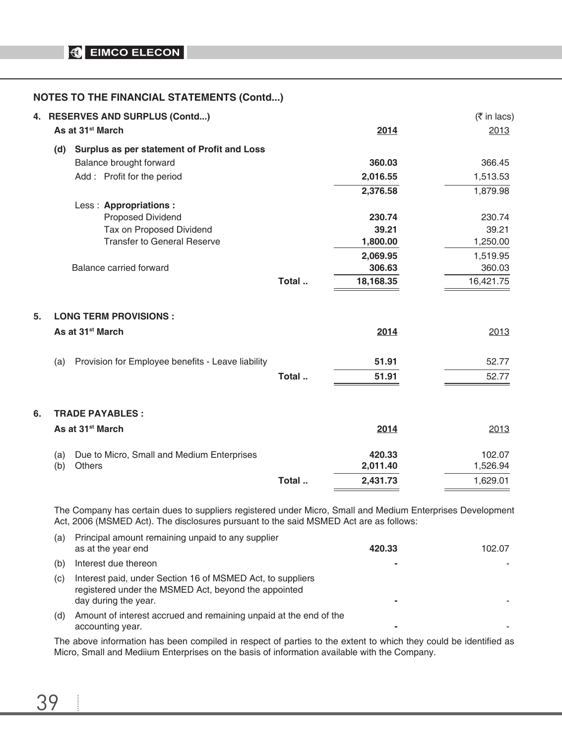## NOTES TO THE FINANCIAL STATEMENTS (Contd...)

### 4. RESERVES AND SURPLUS (Contd...)

(₹ in lacs)

| As at 31st March | | 2014 | 2013 |
|---|---|---|---|
| **(d) Surplus as per statement of Profit and Loss** | | | |
| Balance brought forward | | **360.03** | 366.45 |
| Add : Profit for the period | | **2,016.55** | 1,513.53 |
| | | **2,376.58** | 1,879.98 |
| Less : **Appropriations :** | | | |
| Proposed Dividend | | **230.74** | 230.74 |
| Tax on Proposed Dividend | | **39.21** | 39.21 |
| Transfer to General Reserve | | **1,800.00** | 1,250.00 |
| | | **2,069.95** | 1,519.95 |
| Balance carried forward | | **306.63** | 360.03 |
| | Total .. | **18,168.35** | 16,421.75 |

### 5. LONG TERM PROVISIONS :

| As at 31st March | | 2014 | 2013 |
|---|---|---|---|
| (a) Provision for Employee benefits - Leave liability | | **51.91** | 52.77 |
| | Total .. | **51.91** | 52.77 |

### 6. TRADE PAYABLES :

| As at 31st March | | 2014 | 2013 |
|---|---|---|---|
| (a) Due to Micro, Small and Medium Enterprises | | **420.33** | 102.07 |
| (b) Others | | **2,011.40** | 1,526.94 |
| | Total .. | **2,431.73** | 1,629.01 |

The Company has certain dues to suppliers registered under Micro, Small and Medium Enterprises Development Act, 2006 (MSMED Act). The disclosures pursuant to the said MSMED Act are as follows:

| | 2014 | 2013 |
|---|---|---|
| (a) Principal amount remaining unpaid to any supplier as at the year end | **420.33** | 102.07 |
| (b) Interest due thereon | **-** | - |
| (c) Interest paid, under Section 16 of MSMED Act, to suppliers registered under the MSMED Act, beyond the appointed day during the year. | **-** | - |
| (d) Amount of interest accrued and remaining unpaid at the end of the accounting year. | **-** | - |

The above information has been compiled in respect of parties to the extent to which they could be identified as Micro, Small and Mediium Enterprises on the basis of information available with the Company.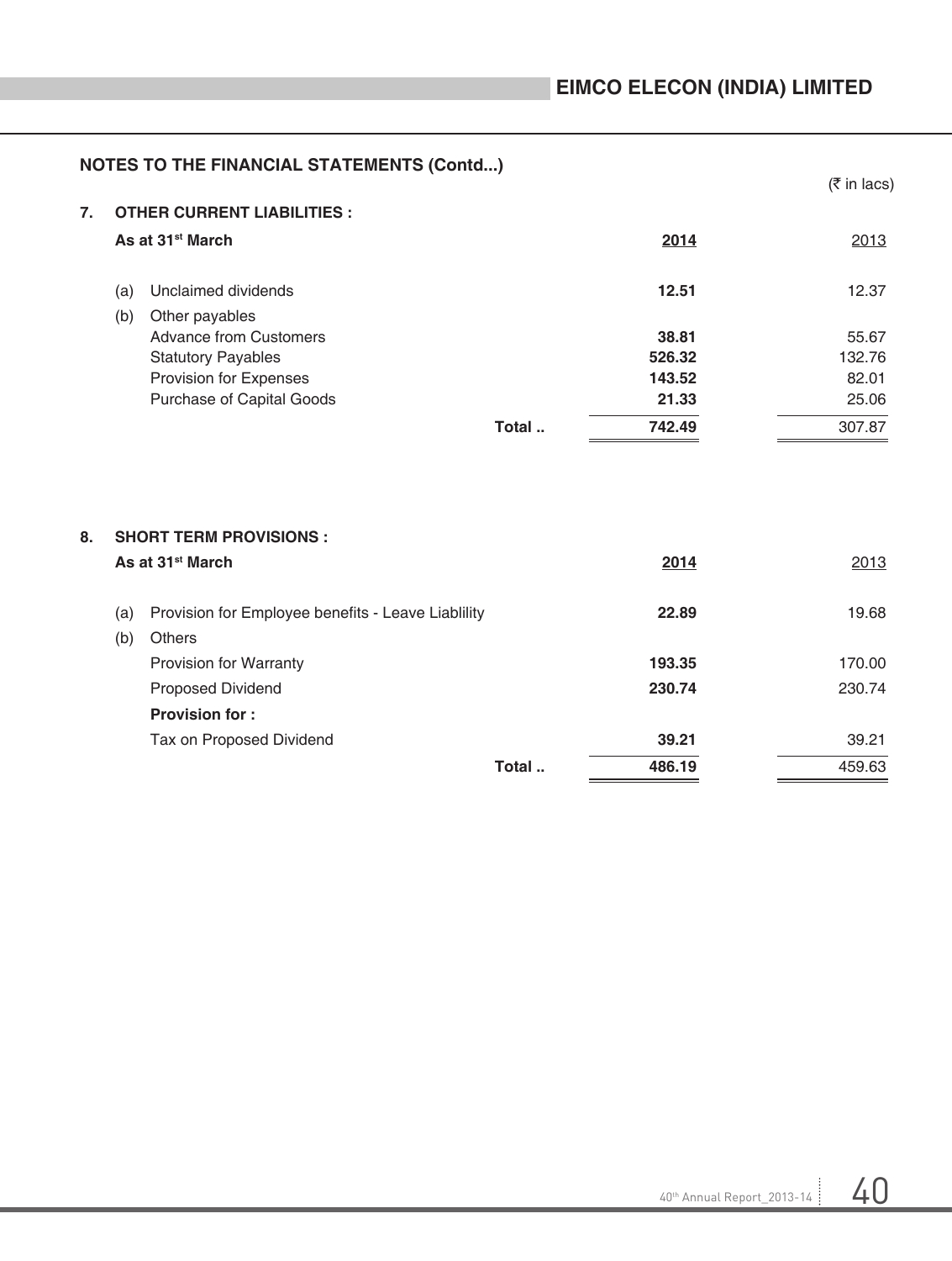## NOTES TO THE FINANCIAL STATEMENTS (Contd...)

(₹ in lacs)

### 7. OTHER CURRENT LIABILITIES :

| As at 31st March | | **2014** | 2013 |
|---|---|---|---|
| (a) | Unclaimed dividends | **12.51** | 12.37 |
| (b) | Other payables | | |
| | Advance from Customers | **38.81** | 55.67 |
| | Statutory Payables | **526.32** | 132.76 |
| | Provision for Expenses | **143.52** | 82.01 |
| | Purchase of Capital Goods | **21.33** | 25.06 |
| | **Total ..** | **742.49** | 307.87 |

### 8. SHORT TERM PROVISIONS :

| As at 31st March | | **2014** | 2013 |
|---|---|---|---|
| (a) | Provision for Employee benefits - Leave Liablility | **22.89** | 19.68 |
| (b) | Others | | |
| | Provision for Warranty | **193.35** | 170.00 |
| | Proposed Dividend | **230.74** | 230.74 |
| | **Provision for :** | | |
| | Tax on Proposed Dividend | **39.21** | 39.21 |
| | **Total ..** | **486.19** | 459.63 |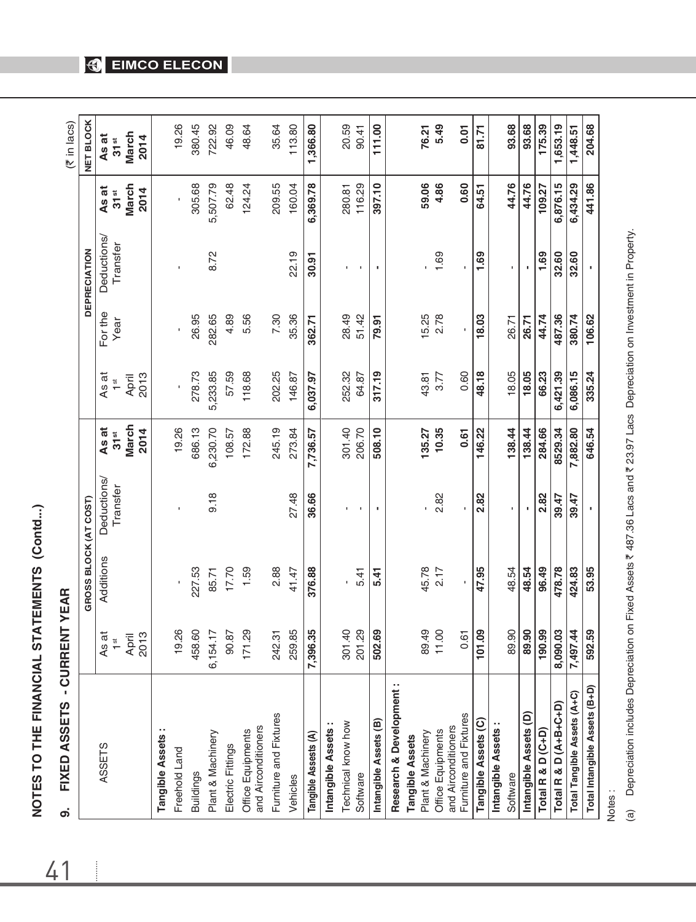## NOTES TO THE FINANCIAL STATEMENTS (Contd...)

### 9. FIXED ASSETS - CURRENT YEAR

(₹ in lacs)

| ASSETS | GROSS BLOCK (AT COST) | | | | DEPRECIATION | | | | NET BLOCK |
|---|---|---|---|---|---|---|---|---|---|
| | As at 1st April 2013 | Additions | Deductions/ Transfer | **As at 31st March 2014** | As at 1st April 2013 | For the Year | Deductions/ Transfer | **As at 31st March 2014** | **As at 31st March 2014** |
| **Tangible Assets :** | | | | | | | | | |
| Freehold Land | 19.26 | - | - | 19.26 | - | - | - | - | 19.26 |
| Buildings | 458.60 | 227.53 | | 686.13 | 278.73 | 26.95 | | 305.68 | 380.45 |
| Plant & Machinery | 6,154.17 | 85.71 | 9.18 | 6,230.70 | 5,233.85 | 282.65 | 8.72 | 5,507.79 | 722.92 |
| Electric Fittings | 90.87 | 17.70 | | 108.57 | 57.59 | 4.89 | | 62.48 | 46.09 |
| Office Equipments and Airconditioners | 171.29 | 1.59 | | 172.88 | 118.68 | 5.56 | | 124.24 | 48.64 |
| Furniture and Fixtures | 242.31 | 2.88 | | 245.19 | 202.25 | 7.30 | | 209.55 | 35.64 |
| Vehicles | 259.85 | 41.47 | 27.48 | 273.84 | 146.87 | 35.36 | 22.19 | 160.04 | 113.80 |
| **Tangible Assests (A)** | **7,396.35** | **376.88** | **36.66** | **7,736.57** | **6,037.97** | **362.71** | **30.91** | **6,369.78** | **1,366.80** |
| **Intangible Assets :** | | | | | | | | | |
| Technical know how | 301.40 | - | - | 301.40 | 252.32 | 28.49 | - | 280.81 | 20.59 |
| Software | 201.29 | 5.41 | - | 206.70 | 64.87 | 51.42 | - | 116.29 | 90.41 |
| **Intangible Assets (B)** | **502.69** | **5.41** | **-** | **508.10** | **317.19** | **79.91** | **-** | **397.10** | **111.00** |
| **Research & Development :** | | | | | | | | | |
| **Tangible Assets** | | | | | | | | | |
| Plant & Machinery | 89.49 | 45.78 | - | **135.27** | 43.81 | 15.25 | - | **59.06** | **76.21** |
| Office Equipments and Airconditioners | 11.00 | 2.17 | 2.82 | **10.35** | 3.77 | 2.78 | 1.69 | **4.86** | **5.49** |
| Furniture and Fixtures | 0.61 | - | - | **0.61** | 0.60 | - | - | **0.60** | **0.01** |
| **Tangible Assets (C)** | **101.09** | **47.95** | **2.82** | **146.22** | **48.18** | **18.03** | **1.69** | **64.51** | **81.71** |
| **Intangible Assets :** | | | | | | | | | |
| Software | 89.90 | 48.54 | - | **138.44** | 18.05 | 26.71 | - | **44.76** | **93.68** |
| **Intangible Assets (D)** | **89.90** | **48.54** | **-** | **138.44** | **18.05** | **26.71** | **-** | **44.76** | **93.68** |
| **Total R & D (C+D)** | **190.99** | **96.49** | **2.82** | **284.66** | **66.23** | **44.74** | **1.69** | **109.27** | **175.39** |
| **Total R & D (A+B+C+D)** | **8,090.03** | **478.78** | **39.47** | **8529.34** | **6,421.39** | **487.36** | **32.60** | **6,876.15** | **1,653.19** |
| **Total Tangible Assets (A+C)** | **7,497.44** | **424.83** | **39.47** | **7,882.80** | **6,086.15** | **380.74** | **32.60** | **6,434.29** | **1,448.51** |
| **Total Intangible Assets (B+D)** | **592.59** | **53.95** | **-** | **646.54** | **335.24** | **106.62** | **-** | **441.86** | **204.68** |

Notes :

(a) Depreciation includes Depreciation on Fixed Assets ₹ 487.36 Lacs and ₹ 23.97 Lacs Depreciation on Investment in Property.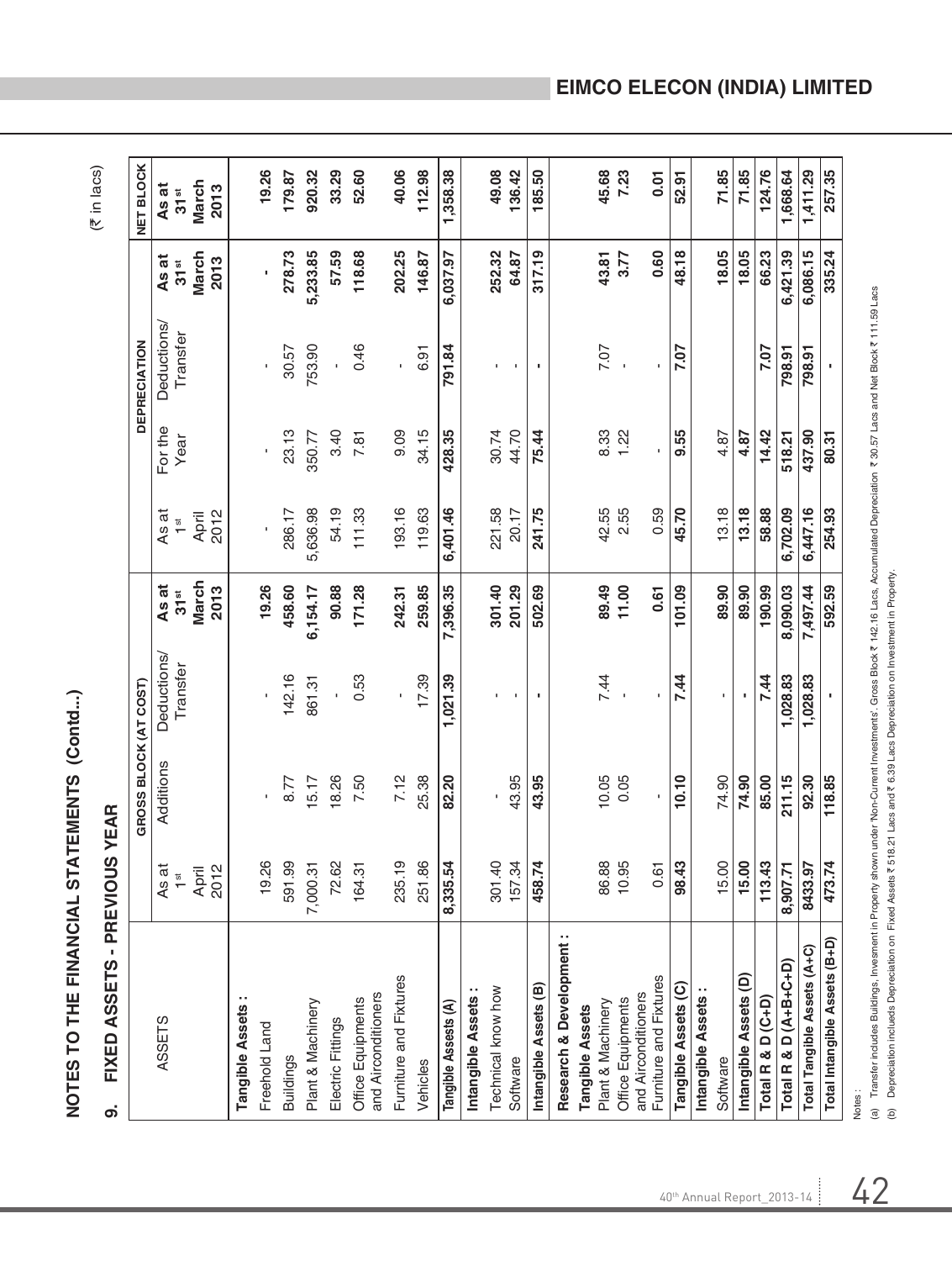## NOTES TO THE FINANCIAL STATEMENTS (Contd..)

### 9. FIXED ASSETS - PREVIOUS YEAR

(₹ in lacs)

| ASSETS | GROSS BLOCK (AT COST) | | | | DEPRECIATION | | | | NET BLOCK |
|---|---|---|---|---|---|---|---|---|---|
| | As at 1st April 2012 | Additions | Deductions/ Transfer | As at 31st March 2013 | As at 1st April 2012 | For the Year | Deductions/ Transfer | As at 31st March 2013 | As at 31st March 2013 |
| **Tangible Assets :** | | | | | | | | | |
| Freehold Land | 19.26 | - | - | 19.26 | - | - | - | - | 19.26 |
| Buildings | 591.99 | 8.77 | 142.16 | 458.60 | 286.17 | 23.13 | 30.57 | 278.73 | 179.87 |
| Plant & Machinery | 7,000.31 | 15.17 | 861.31 | 6,154.17 | 5,636.98 | 350.77 | 753.90 | 5,233.85 | 920.32 |
| Electric Fittings | 72.62 | 18.26 | - | 90.88 | 54.19 | 3.40 | - | 57.59 | 33.29 |
| Office Equipments and Airconditioners | 164.31 | 7.50 | 0.53 | 171.28 | 111.33 | 7.81 | 0.46 | 118.68 | 52.60 |
| Furniture and Fixtures | 235.19 | 7.12 | - | 242.31 | 193.16 | 9.09 | - | 202.25 | 40.06 |
| Vehicles | 251.86 | 25.38 | 17.39 | 259.85 | 119.63 | 34.15 | 6.91 | 146.87 | 112.98 |
| **Tangible Assests (A)** | **8,335.54** | **82.20** | **1,021.39** | **7,396.35** | **6,401.46** | **428.35** | **791.84** | **6,037.97** | **1,358.38** |
| **Intangible Assets :** | | | | | | | | | |
| Technical know how | 301.40 | - | - | 301.40 | 221.58 | 30.74 | - | 252.32 | 49.08 |
| Software | 157.34 | 43.95 | - | 201.29 | 20.17 | 44.70 | - | 64.87 | 136.42 |
| **Intangible Assets (B)** | **458.74** | **43.95** | **-** | **502.69** | **241.75** | **75.44** | **-** | **317.19** | **185.50** |
| **Research & Development :** | | | | | | | | | |
| **Tangible Assets** | | | | | | | | | |
| Plant & Machinery | 86.88 | 10.05 | 7.44 | 89.49 | 42.55 | 8.33 | 7.07 | 43.81 | 45.68 |
| Office Equipments and Airconditioners | 10.95 | 0.05 | - | 11.00 | 2.55 | 1.22 | - | 3.77 | 7.23 |
| Furniture and Fixtures | 0.61 | - | - | 0.61 | 0.59 | - | - | 0.60 | 0.01 |
| **Tangible Assets (C)** | **98.43** | **10.10** | **7.44** | **101.09** | **45.70** | **9.55** | **7.07** | **48.18** | **52.91** |
| **Intangible Assets :** | | | | | | | | | |
| Software | 15.00 | 74.90 | - | 89.90 | 13.18 | 4.87 | | 18.05 | 71.85 |
| **Intangible Assets (D)** | **15.00** | **74.90** | **-** | **89.90** | **13.18** | **4.87** | | **18.05** | **71.85** |
| **Total R & D (C+D)** | **113.43** | **85.00** | **7.44** | **190.99** | **58.88** | **14.42** | **7.07** | **66.23** | **124.76** |
| **Total R & D (A+B+C+D)** | **8,907.71** | **211.15** | **1,028.83** | **8,090.03** | **6,702.09** | **518.21** | **798.91** | **6,421.39** | **1,668.64** |
| **Total Tangible Assets (A+C)** | **8433.97** | **92.30** | **1,028.83** | **7,497.44** | **6,447.16** | **437.90** | **798.91** | **6,086.15** | **1,411.29** |
| **Total Intangible Assets (B+D)** | **473.74** | **118.85** | **-** | **592.59** | **254.93** | **80.31** | **-** | **335.24** | **257.35** |

Notes :

(a) Transfer includes Buildings, Invesment in Property shown under 'Non-Current Investments'. Gross Block ₹ 142.16 Lacs, Accumulated Depreciation ₹ 30.57 Lacs and Net Block ₹ 111.59 Lacs

(b) Depreciation inclueds Depreciation on Fixed Assets ₹ 518.21 Lacs and ₹ 6.39 Lacs Depreciation on Investment in Property.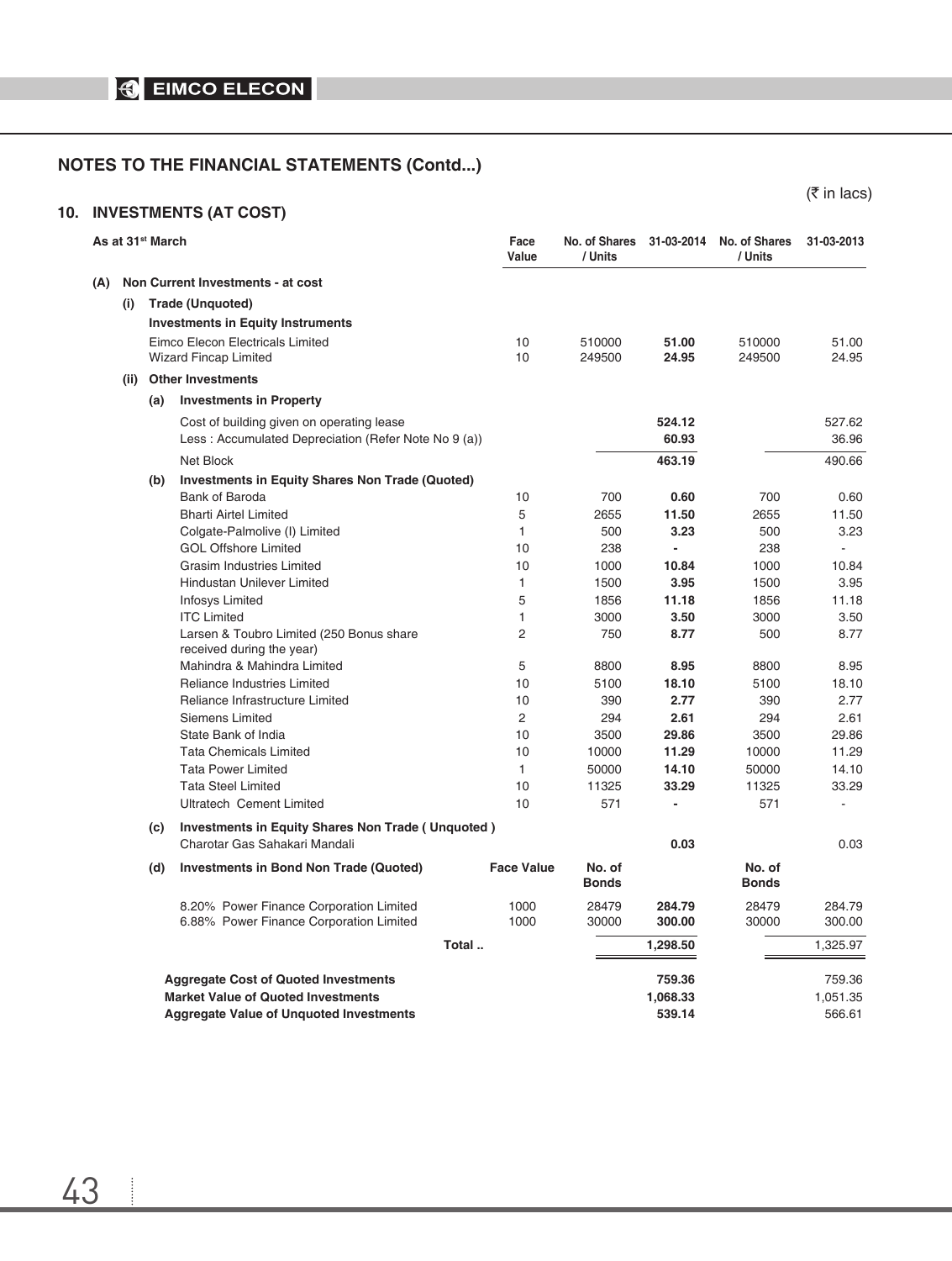## NOTES TO THE FINANCIAL STATEMENTS (Contd...)

(₹ in lacs)

### 10. INVESTMENTS (AT COST)

| As at 31st March | Face Value | No. of Shares / Units | 31-03-2014 | No. of Shares / Units | 31-03-2013 |
|---|---|---|---|---|---|
| **(A) Non Current Investments - at cost** | | | | | |
| **(i) Trade (Unquoted)** | | | | | |
| **Investments in Equity Instruments** | | | | | |
| Eimco Elecon Electricals Limited | 10 | 510000 | **51.00** | 510000 | 51.00 |
| Wizard Fincap Limited | 10 | 249500 | **24.95** | 249500 | 24.95 |
| **(ii) Other Investments** | | | | | |
| **(a) Investments in Property** | | | | | |
| Cost of building given on operating lease | | | **524.12** | | 527.62 |
| Less : Accumulated Depreciation (Refer Note No 9 (a)) | | | **60.93** | | 36.96 |
| Net Block | | | **463.19** | | 490.66 |
| **(b) Investments in Equity Shares Non Trade (Quoted)** | | | | | |
| Bank of Baroda | 10 | 700 | **0.60** | 700 | 0.60 |
| Bharti Airtel Limited | 5 | 2655 | **11.50** | 2655 | 11.50 |
| Colgate-Palmolive (I) Limited | 1 | 500 | **3.23** | 500 | 3.23 |
| GOL Offshore Limited | 10 | 238 | **-** | 238 | - |
| Grasim Industries Limited | 10 | 1000 | **10.84** | 1000 | 10.84 |
| Hindustan Unilever Limited | 1 | 1500 | **3.95** | 1500 | 3.95 |
| Infosys Limited | 5 | 1856 | **11.18** | 1856 | 11.18 |
| ITC Limited | 1 | 3000 | **3.50** | 3000 | 3.50 |
| Larsen & Toubro Limited (250 Bonus share received during the year) | 2 | 750 | **8.77** | 500 | 8.77 |
| Mahindra & Mahindra Limited | 5 | 8800 | **8.95** | 8800 | 8.95 |
| Reliance Industries Limited | 10 | 5100 | **18.10** | 5100 | 18.10 |
| Reliance Infrastructure Limited | 10 | 390 | **2.77** | 390 | 2.77 |
| Siemens Limited | 2 | 294 | **2.61** | 294 | 2.61 |
| State Bank of India | 10 | 3500 | **29.86** | 3500 | 29.86 |
| Tata Chemicals Limited | 10 | 10000 | **11.29** | 10000 | 11.29 |
| Tata Power Limited | 1 | 50000 | **14.10** | 50000 | 14.10 |
| Tata Steel Limited | 10 | 11325 | **33.29** | 11325 | 33.29 |
| Ultratech Cement Limited | 10 | 571 | **-** | 571 | - |
| **(c) Investments in Equity Shares Non Trade ( Unquoted )** | | | | | |
| Charotar Gas Sahakari Mandali | | | **0.03** | | 0.03 |
| **(d) Investments in Bond Non Trade (Quoted)** | **Face Value** | **No. of Bonds** | | **No. of Bonds** | |
| 8.20% Power Finance Corporation Limited | 1000 | 28479 | **284.79** | 28479 | 284.79 |
| 6.88% Power Finance Corporation Limited | 1000 | 30000 | **300.00** | 30000 | 300.00 |
| Total .. | | | **1,298.50** | | 1,325.97 |
| **Aggregate Cost of Quoted Investments** | | | **759.36** | | 759.36 |
| **Market Value of Quoted Investments** | | | **1,068.33** | | 1,051.35 |
| **Aggregate Value of Unquoted Investments** | | | **539.14** | | 566.61 |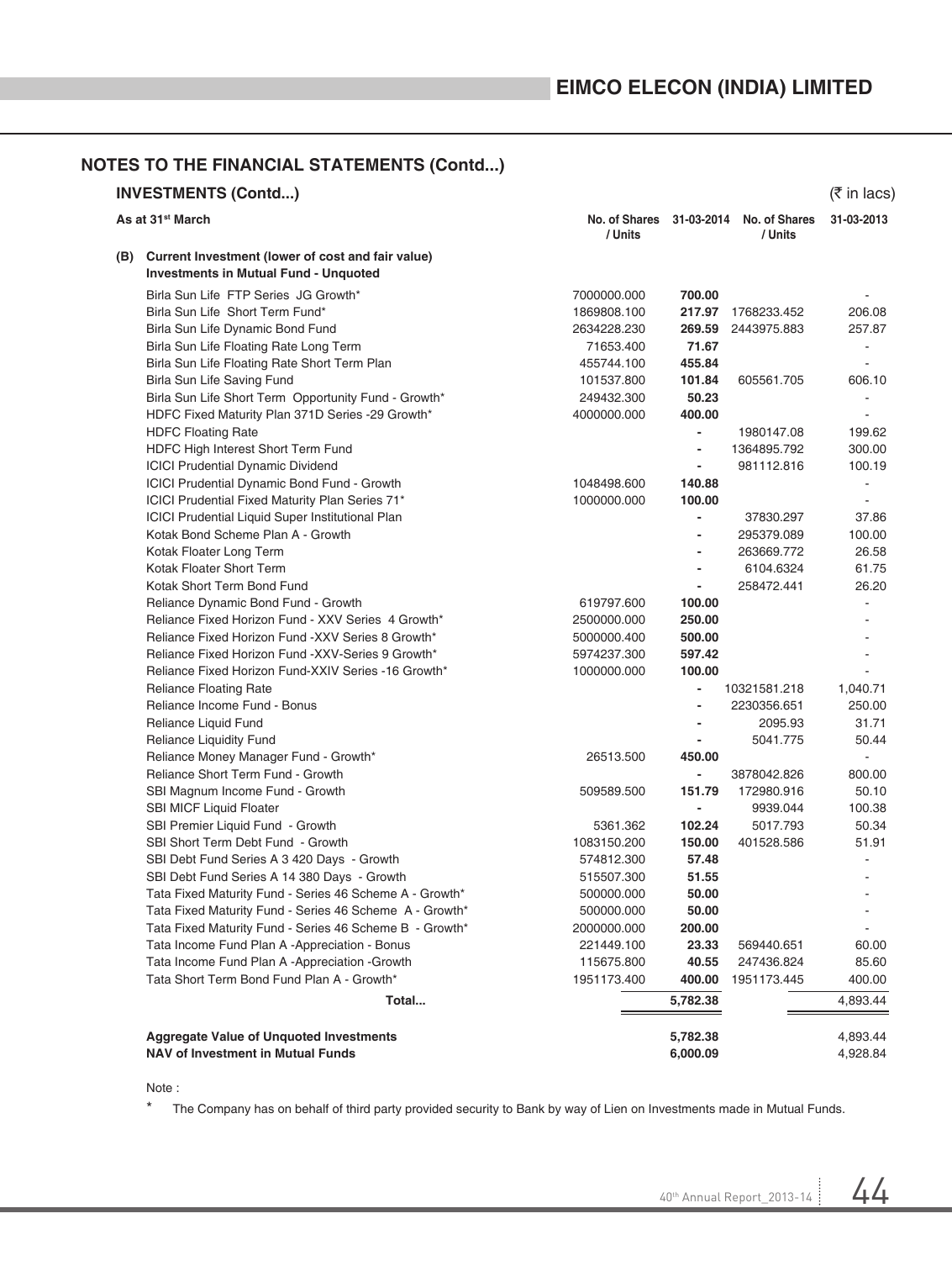## NOTES TO THE FINANCIAL STATEMENTS (Contd...)

### INVESTMENTS (Contd...)

(₹ in lacs)

| As at 31st March | No. of Shares / Units | 31-03-2014 | No. of Shares / Units | 31-03-2013 |
|---|---|---|---|---|
| **(B) Current Investment (lower of cost and fair value)** | | | | |
| **Investments in Mutual Fund - Unquoted** | | | | |
| Birla Sun Life FTP Series JG Growth* | 7000000.000 | **700.00** | | - |
| Birla Sun Life Short Term Fund* | 1869808.100 | **217.97** | 1768233.452 | 206.08 |
| Birla Sun Life Dynamic Bond Fund | 2634228.230 | **269.59** | 2443975.883 | 257.87 |
| Birla Sun Life Floating Rate Long Term | 71653.400 | **71.67** | | - |
| Birla Sun Life Floating Rate Short Term Plan | 455744.100 | **455.84** | | - |
| Birla Sun Life Saving Fund | 101537.800 | **101.84** | 605561.705 | 606.10 |
| Birla Sun Life Short Term Opportunity Fund - Growth* | 249432.300 | **50.23** | | - |
| HDFC Fixed Maturity Plan 371D Series -29 Growth* | 4000000.000 | **400.00** | | - |
| HDFC Floating Rate | | **-** | 1980147.08 | 199.62 |
| HDFC High Interest Short Term Fund | | **-** | 1364895.792 | 300.00 |
| ICICI Prudential Dynamic Dividend | | **-** | 981112.816 | 100.19 |
| ICICI Prudential Dynamic Bond Fund - Growth | 1048498.600 | **140.88** | | - |
| ICICI Prudential Fixed Maturity Plan Series 71* | 1000000.000 | **100.00** | | - |
| ICICI Prudential Liquid Super Institutional Plan | | **-** | 37830.297 | 37.86 |
| Kotak Bond Scheme Plan A - Growth | | **-** | 295379.089 | 100.00 |
| Kotak Floater Long Term | | **-** | 263669.772 | 26.58 |
| Kotak Floater Short Term | | **-** | 6104.6324 | 61.75 |
| Kotak Short Term Bond Fund | | **-** | 258472.441 | 26.20 |
| Reliance Dynamic Bond Fund - Growth | 619797.600 | **100.00** | | - |
| Reliance Fixed Horizon Fund - XXV Series 4 Growth* | 2500000.000 | **250.00** | | - |
| Reliance Fixed Horizon Fund -XXV Series 8 Growth* | 5000000.400 | **500.00** | | - |
| Reliance Fixed Horizon Fund -XXV-Series 9 Growth* | 5974237.300 | **597.42** | | - |
| Reliance Fixed Horizon Fund-XXIV Series -16 Growth* | 1000000.000 | **100.00** | | - |
| Reliance Floating Rate | | **-** | 10321581.218 | 1,040.71 |
| Reliance Income Fund - Bonus | | **-** | 2230356.651 | 250.00 |
| Reliance Liquid Fund | | **-** | 2095.93 | 31.71 |
| Reliance Liquidity Fund | | **-** | 5041.775 | 50.44 |
| Reliance Money Manager Fund - Growth* | 26513.500 | **450.00** | | - |
| Reliance Short Term Fund - Growth | | **-** | 3878042.826 | 800.00 |
| SBI Magnum Income Fund - Growth | 509589.500 | **151.79** | 172980.916 | 50.10 |
| SBI MICF Liquid Floater | | **-** | 9939.044 | 100.38 |
| SBI Premier Liquid Fund - Growth | 5361.362 | **102.24** | 5017.793 | 50.34 |
| SBI Short Term Debt Fund - Growth | 1083150.200 | **150.00** | 401528.586 | 51.91 |
| SBI Debt Fund Series A 3 420 Days - Growth | 574812.300 | **57.48** | | - |
| SBI Debt Fund Series A 14 380 Days - Growth | 515507.300 | **51.55** | | - |
| Tata Fixed Maturity Fund - Series 46 Scheme A - Growth* | 500000.000 | **50.00** | | - |
| Tata Fixed Maturity Fund - Series 46 Scheme A - Growth* | 500000.000 | **50.00** | | - |
| Tata Fixed Maturity Fund - Series 46 Scheme B - Growth* | 2000000.000 | **200.00** | | - |
| Tata Income Fund Plan A -Appreciation - Bonus | 221449.100 | **23.33** | 569440.651 | 60.00 |
| Tata Income Fund Plan A -Appreciation -Growth | 115675.800 | **40.55** | 247436.824 | 85.60 |
| Tata Short Term Bond Fund Plan A - Growth* | 1951173.400 | **400.00** | 1951173.445 | 400.00 |
| **Total...** | | **5,782.38** | | 4,893.44 |
| **Aggregate Value of Unquoted Investments** | | **5,782.38** | | 4,893.44 |
| **NAV of Investment in Mutual Funds** | | **6,000.09** | | 4,928.84 |

Note :

* The Company has on behalf of third party provided security to Bank by way of Lien on Investments made in Mutual Funds.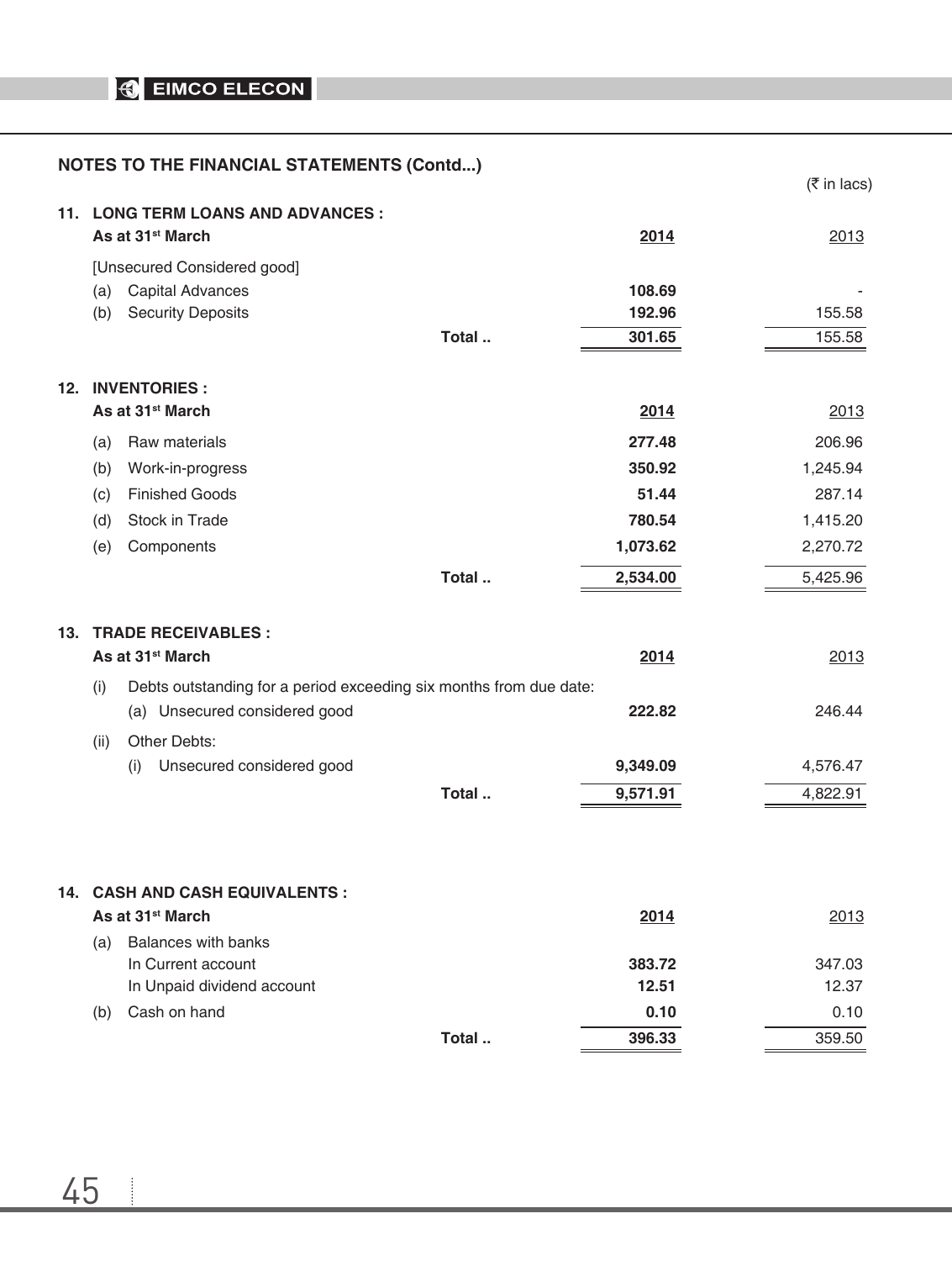## NOTES TO THE FINANCIAL STATEMENTS (Contd...)

(₹ in lacs)

### 11. LONG TERM LOANS AND ADVANCES :

| As at 31st March | | 2014 | 2013 |
|---|---|---|---|
| [Unsecured Considered good] | | | |
| (a) Capital Advances | | **108.69** | - |
| (b) Security Deposits | | **192.96** | 155.58 |
| | **Total ..** | **301.65** | 155.58 |

### 12. INVENTORIES :

| As at 31st March | | 2014 | 2013 |
|---|---|---|---|
| (a) Raw materials | | **277.48** | 206.96 |
| (b) Work-in-progress | | **350.92** | 1,245.94 |
| (c) Finished Goods | | **51.44** | 287.14 |
| (d) Stock in Trade | | **780.54** | 1,415.20 |
| (e) Components | | **1,073.62** | 2,270.72 |
| | **Total ..** | **2,534.00** | 5,425.96 |

### 13. TRADE RECEIVABLES :

| As at 31st March | | 2014 | 2013 |
|---|---|---|---|
| (i) Debts outstanding for a period exceeding six months from due date: | | | |
| (a) Unsecured considered good | | **222.82** | 246.44 |
| (ii) Other Debts: | | | |
| (i) Unsecured considered good | | **9,349.09** | 4,576.47 |
| | **Total ..** | **9,571.91** | 4,822.91 |

### 14. CASH AND CASH EQUIVALENTS :

| As at 31st March | | 2014 | 2013 |
|---|---|---|---|
| (a) Balances with banks | | | |
| In Current account | | **383.72** | 347.03 |
| In Unpaid dividend account | | **12.51** | 12.37 |
| (b) Cash on hand | | **0.10** | 0.10 |
| | **Total ..** | **396.33** | 359.50 |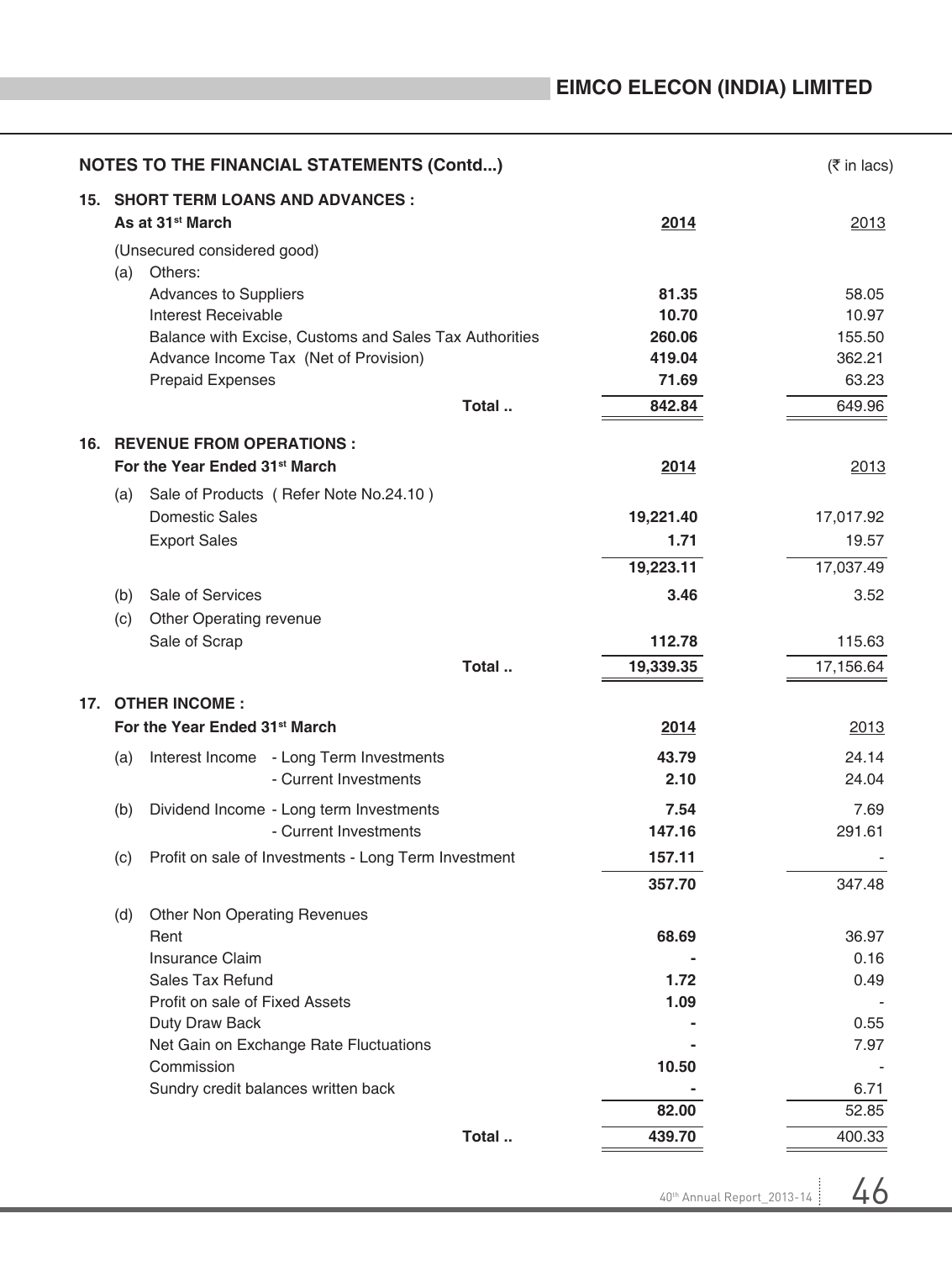## NOTES TO THE FINANCIAL STATEMENTS (Contd...)

(₹ in lacs)

### 15. SHORT TERM LOANS AND ADVANCES :

| As at 31st March | 2014 | 2013 |
|---|---|---|
| (Unsecured considered good) | | |
| (a) Others: | | |
| Advances to Suppliers | **81.35** | 58.05 |
| Interest Receivable | **10.70** | 10.97 |
| Balance with Excise, Customs and Sales Tax Authorities | **260.06** | 155.50 |
| Advance Income Tax (Net of Provision) | **419.04** | 362.21 |
| Prepaid Expenses | **71.69** | 63.23 |
| **Total ..** | **842.84** | 649.96 |

### 16. REVENUE FROM OPERATIONS :

| For the Year Ended 31st March | 2014 | 2013 |
|---|---|---|
| (a) Sale of Products ( Refer Note No.24.10 ) | | |
| Domestic Sales | **19,221.40** | 17,017.92 |
| Export Sales | **1.71** | 19.57 |
| | **19,223.11** | 17,037.49 |
| (b) Sale of Services | **3.46** | 3.52 |
| (c) Other Operating revenue | | |
| Sale of Scrap | **112.78** | 115.63 |
| **Total ..** | **19,339.35** | 17,156.64 |

### 17. OTHER INCOME :

| For the Year Ended 31st March | 2014 | 2013 |
|---|---|---|
| (a) Interest Income - Long Term Investments | **43.79** | 24.14 |
| - Current Investments | **2.10** | 24.04 |
| (b) Dividend Income - Long term Investments | **7.54** | 7.69 |
| - Current Investments | **147.16** | 291.61 |
| (c) Profit on sale of Investments - Long Term Investment | **157.11** | - |
| | **357.70** | 347.48 |
| (d) Other Non Operating Revenues | | |
| Rent | **68.69** | 36.97 |
| Insurance Claim | **-** | 0.16 |
| Sales Tax Refund | **1.72** | 0.49 |
| Profit on sale of Fixed Assets | **1.09** | - |
| Duty Draw Back | **-** | 0.55 |
| Net Gain on Exchange Rate Fluctuations | **-** | 7.97 |
| Commission | **10.50** | - |
| Sundry credit balances written back | **-** | 6.71 |
| | **82.00** | 52.85 |
| **Total ..** | **439.70** | 400.33 |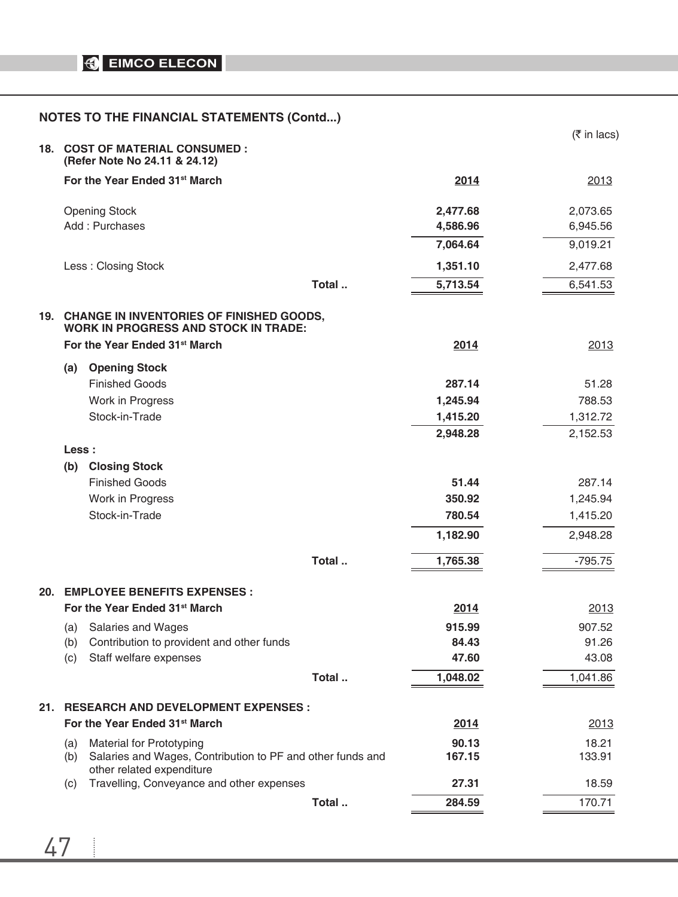## NOTES TO THE FINANCIAL STATEMENTS (Contd...)

(₹ in lacs)

### 18. COST OF MATERIAL CONSUMED :
**(Refer Note No 24.11 & 24.12)**

| For the Year Ended 31st March | 2014 | 2013 |
|---|---|---|
| Opening Stock | 2,477.68 | 2,073.65 |
| Add : Purchases | 4,586.96 | 6,945.56 |
| | 7,064.64 | 9,019.21 |
| Less : Closing Stock | 1,351.10 | 2,477.68 |
| Total .. | 5,713.54 | 6,541.53 |

### 19. CHANGE IN INVENTORIES OF FINISHED GOODS, WORK IN PROGRESS AND STOCK IN TRADE:

| For the Year Ended 31st March | 2014 | 2013 |
|---|---|---|
| **(a) Opening Stock** | | |
| Finished Goods | 287.14 | 51.28 |
| Work in Progress | 1,245.94 | 788.53 |
| Stock-in-Trade | 1,415.20 | 1,312.72 |
| | 2,948.28 | 2,152.53 |
| **Less :** | | |
| **(b) Closing Stock** | | |
| Finished Goods | 51.44 | 287.14 |
| Work in Progress | 350.92 | 1,245.94 |
| Stock-in-Trade | 780.54 | 1,415.20 |
| | 1,182.90 | 2,948.28 |
| Total .. | 1,765.38 | -795.75 |

### 20. EMPLOYEE BENEFITS EXPENSES :

| For the Year Ended 31st March | 2014 | 2013 |
|---|---|---|
| (a) Salaries and Wages | 915.99 | 907.52 |
| (b) Contribution to provident and other funds | 84.43 | 91.26 |
| (c) Staff welfare expenses | 47.60 | 43.08 |
| Total .. | 1,048.02 | 1,041.86 |

### 21. RESEARCH AND DEVELOPMENT EXPENSES :

| For the Year Ended 31st March | 2014 | 2013 |
|---|---|---|
| (a) Material for Prototyping | 90.13 | 18.21 |
| (b) Salaries and Wages, Contribution to PF and other funds and other related expenditure | 167.15 | 133.91 |
| (c) Travelling, Conveyance and other expenses | 27.31 | 18.59 |
| Total .. | 284.59 | 170.71 |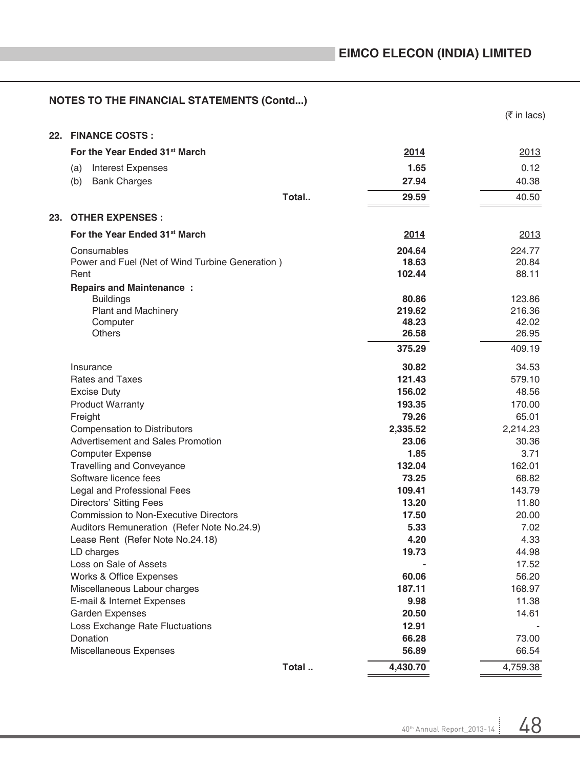## NOTES TO THE FINANCIAL STATEMENTS (Contd...)

(₹ in lacs)

### 22. FINANCE COSTS :

| For the Year Ended 31st March | 2014 | 2013 |
|---|---|---|
| (a) Interest Expenses | **1.65** | 0.12 |
| (b) Bank Charges | **27.94** | 40.38 |
| Total.. | **29.59** | 40.50 |

### 23. OTHER EXPENSES :

| For the Year Ended 31st March | 2014 | 2013 |
|---|---|---|
| Consumables | **204.64** | 224.77 |
| Power and Fuel (Net of Wind Turbine Generation ) | **18.63** | 20.84 |
| Rent | **102.44** | 88.11 |
| **Repairs and Maintenance :** | | |
| Buildings | **80.86** | 123.86 |
| Plant and Machinery | **219.62** | 216.36 |
| Computer | **48.23** | 42.02 |
| Others | **26.58** | 26.95 |
| | **375.29** | 409.19 |
| Insurance | **30.82** | 34.53 |
| Rates and Taxes | **121.43** | 579.10 |
| Excise Duty | **156.02** | 48.56 |
| Product Warranty | **193.35** | 170.00 |
| Freight | **79.26** | 65.01 |
| Compensation to Distributors | **2,335.52** | 2,214.23 |
| Advertisement and Sales Promotion | **23.06** | 30.36 |
| Computer Expense | **1.85** | 3.71 |
| Travelling and Conveyance | **132.04** | 162.01 |
| Software licence fees | **73.25** | 68.82 |
| Legal and Professional Fees | **109.41** | 143.79 |
| Directors' Sitting Fees | **13.20** | 11.80 |
| Commission to Non-Executive Directors | **17.50** | 20.00 |
| Auditors Remuneration (Refer Note No.24.9) | **5.33** | 7.02 |
| Lease Rent (Refer Note No.24.18) | **4.20** | 4.33 |
| LD charges | **19.73** | 44.98 |
| Loss on Sale of Assets | **-** | 17.52 |
| Works & Office Expenses | **60.06** | 56.20 |
| Miscellaneous Labour charges | **187.11** | 168.97 |
| E-mail & Internet Expenses | **9.98** | 11.38 |
| Garden Expenses | **20.50** | 14.61 |
| Loss Exchange Rate Fluctuations | **12.91** | - |
| Donation | **66.28** | 73.00 |
| Miscellaneous Expenses | **56.89** | 66.54 |
| Total .. | **4,430.70** | 4,759.38 |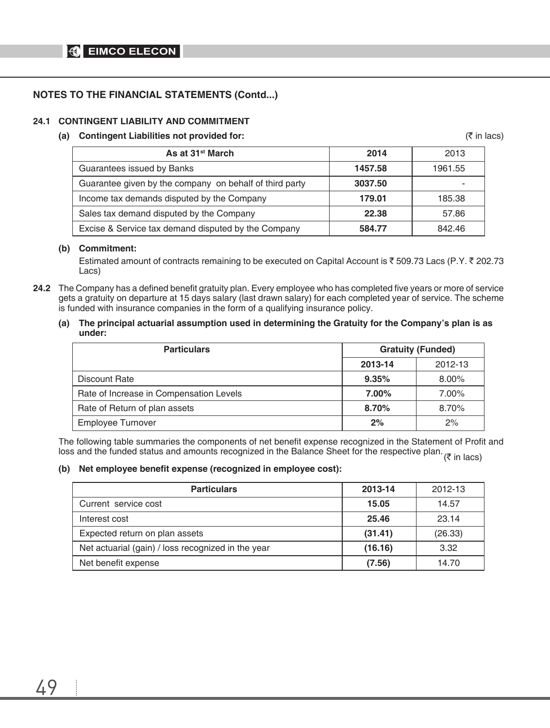## NOTES TO THE FINANCIAL STATEMENTS (Contd...)

### 24.1 CONTINGENT LIABILITY AND COMMITMENT

**(a) Contingent Liabilities not provided for:** (₹ in lacs)

| As at 31st March | 2014 | 2013 |
|---|---|---|
| Guarantees issued by Banks | **1457.58** | 1961.55 |
| Guarantee given by the company on behalf of third party | **3037.50** | - |
| Income tax demands disputed by the Company | **179.01** | 185.38 |
| Sales tax demand disputed by the Company | **22.38** | 57.86 |
| Excise & Service tax demand disputed by the Company | **584.77** | 842.46 |

**(b) Commitment:**

Estimated amount of contracts remaining to be executed on Capital Account is ₹ 509.73 Lacs (P.Y. ₹ 202.73 Lacs)

**24.2** The Company has a defined benefit gratuity plan. Every employee who has completed five years or more of service gets a gratuity on departure at 15 days salary (last drawn salary) for each completed year of service. The scheme is funded with insurance companies in the form of a qualifying insurance policy.

**(a) The principal actuarial assumption used in determining the Gratuity for the Company's plan is as under:**

| Particulars | Gratuity (Funded) | |
|---|---|---|
| | **2013-14** | 2012-13 |
| Discount Rate | **9.35%** | 8.00% |
| Rate of Increase in Compensation Levels | **7.00%** | 7.00% |
| Rate of Return of plan assets | **8.70%** | 8.70% |
| Employee Turnover | **2%** | 2% |

The following table summaries the components of net benefit expense recognized in the Statement of Profit and loss and the funded status and amounts recognized in the Balance Sheet for the respective plan. (₹ in lacs)

**(b) Net employee benefit expense (recognized in employee cost):**

| Particulars | 2013-14 | 2012-13 |
|---|---|---|
| Current service cost | **15.05** | 14.57 |
| Interest cost | **25.46** | 23.14 |
| Expected return on plan assets | **(31.41)** | (26.33) |
| Net actuarial (gain) / loss recognized in the year | **(16.16)** | 3.32 |
| Net benefit expense | **(7.56)** | 14.70 |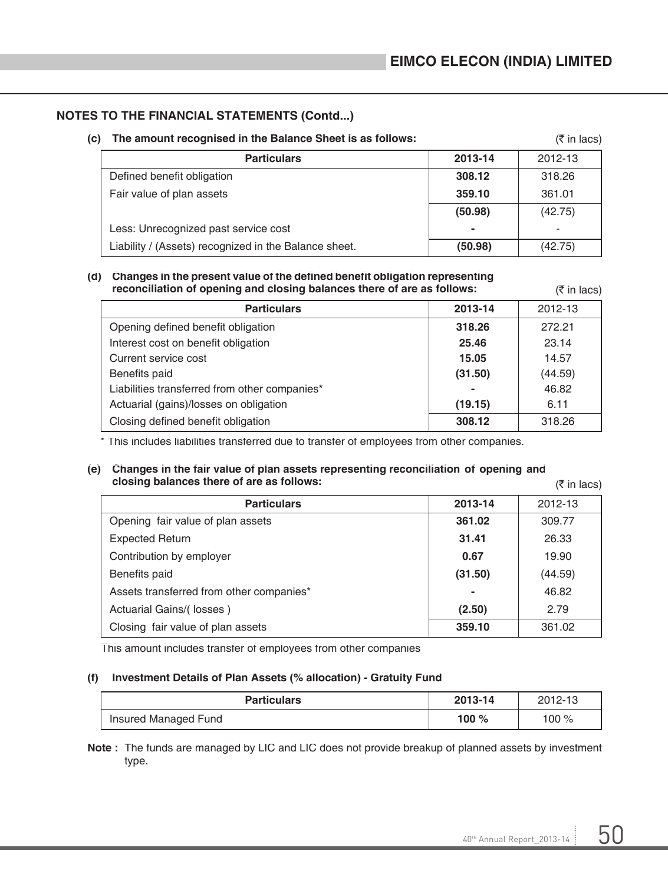## NOTES TO THE FINANCIAL STATEMENTS (Contd...)

**(c) The amount recognised in the Balance Sheet is as follows:** (₹ in lacs)

| Particulars | 2013-14 | 2012-13 |
|---|---|---|
| Defined benefit obligation | **308.12** | 318.26 |
| Fair value of plan assets | **359.10** | 361.01 |
| | **(50.98)** | (42.75) |
| Less: Unrecognized past service cost | **-** | - |
| Liability / (Assets) recognized in the Balance sheet. | **(50.98)** | (42.75) |

**(d) Changes in the present value of the defined benefit obligation representing reconciliation of opening and closing balances there of are as follows:** (₹ in lacs)

| Particulars | 2013-14 | 2012-13 |
|---|---|---|
| Opening defined benefit obligation | **318.26** | 272.21 |
| Interest cost on benefit obligation | **25.46** | 23.14 |
| Current service cost | **15.05** | 14.57 |
| Benefits paid | **(31.50)** | (44.59) |
| Liabilities transferred from other companies* | **-** | 46.82 |
| Actuarial (gains)/losses on obligation | **(19.15)** | 6.11 |
| Closing defined benefit obligation | **308.12** | 318.26 |

* This includes liabilities transferred due to transfer of employees from other companies.

**(e) Changes in the fair value of plan assets representing reconciliation of opening and closing balances there of are as follows:** (₹ in lacs)

| Particulars | 2013-14 | 2012-13 |
|---|---|---|
| Opening fair value of plan assets | **361.02** | 309.77 |
| Expected Return | **31.41** | 26.33 |
| Contribution by employer | **0.67** | 19.90 |
| Benefits paid | **(31.50)** | (44.59) |
| Assets transferred from other companies* | **-** | 46.82 |
| Actuarial Gains/( losses ) | **(2.50)** | 2.79 |
| Closing fair value of plan assets | **359.10** | 361.02 |

This amount includes transfer of employees from other companies

**(f) Investment Details of Plan Assets (% allocation) - Gratuity Fund**

| Particulars | 2013-14 | 2012-13 |
|---|---|---|
| Insured Managed Fund | **100 %** | 100 % |

**Note :** The funds are managed by LIC and LIC does not provide breakup of planned assets by investment type.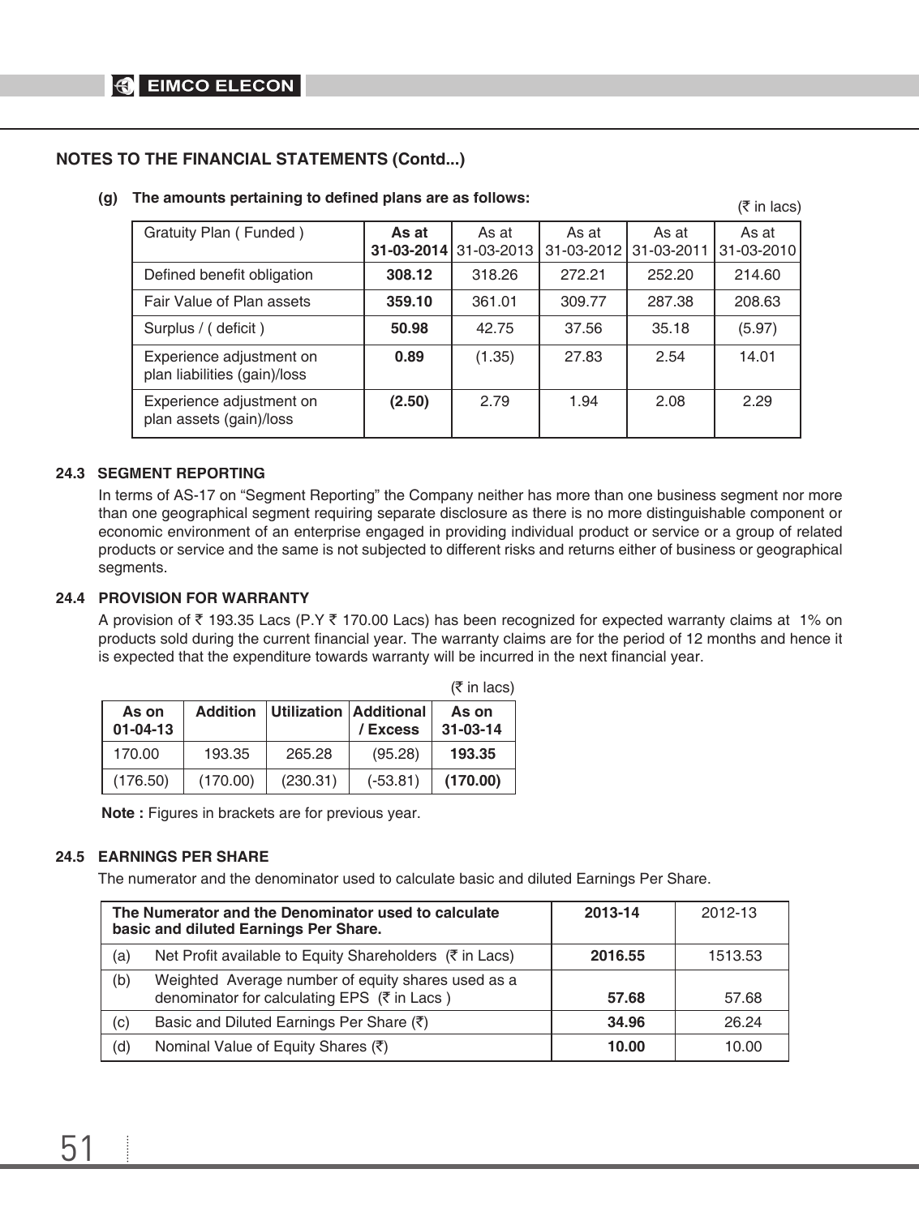## NOTES TO THE FINANCIAL STATEMENTS (Contd...)

**(g) The amounts pertaining to defined plans are as follows:**

(₹ in lacs)

| Gratuity Plan ( Funded ) | **As at 31-03-2014** | As at 31-03-2013 | As at 31-03-2012 | As at 31-03-2011 | As at 31-03-2010 |
|---|---|---|---|---|---|
| Defined benefit obligation | **308.12** | 318.26 | 272.21 | 252.20 | 214.60 |
| Fair Value of Plan assets | **359.10** | 361.01 | 309.77 | 287.38 | 208.63 |
| Surplus / ( deficit ) | **50.98** | 42.75 | 37.56 | 35.18 | (5.97) |
| Experience adjustment on plan liabilities (gain)/loss | **0.89** | (1.35) | 27.83 | 2.54 | 14.01 |
| Experience adjustment on plan assets (gain)/loss | **(2.50)** | 2.79 | 1.94 | 2.08 | 2.29 |

### 24.3 SEGMENT REPORTING

In terms of AS-17 on "Segment Reporting" the Company neither has more than one business segment nor more than one geographical segment requiring separate disclosure as there is no more distinguishable component or economic environment of an enterprise engaged in providing individual product or service or a group of related products or service and the same is not subjected to different risks and returns either of business or geographical segments.

### 24.4 PROVISION FOR WARRANTY

A provision of ₹ 193.35 Lacs (P.Y ₹ 170.00 Lacs) has been recognized for expected warranty claims at 1% on products sold during the current financial year. The warranty claims are for the period of 12 months and hence it is expected that the expenditure towards warranty will be incurred in the next financial year.

(₹ in lacs)

| As on 01-04-13 | Addition | Utilization | Additional / Excess | As on 31-03-14 |
|---|---|---|---|---|
| 170.00 | 193.35 | 265.28 | (95.28) | **193.35** |
| (176.50) | (170.00) | (230.31) | (-53.81) | **(170.00)** |

**Note :** Figures in brackets are for previous year.

### 24.5 EARNINGS PER SHARE

The numerator and the denominator used to calculate basic and diluted Earnings Per Share.

| | The Numerator and the Denominator used to calculate basic and diluted Earnings Per Share. | 2013-14 | 2012-13 |
|---|---|---|---|
| (a) | Net Profit available to Equity Shareholders (₹ in Lacs) | **2016.55** | 1513.53 |
| (b) | Weighted Average number of equity shares used as a denominator for calculating EPS (₹ in Lacs ) | **57.68** | 57.68 |
| (c) | Basic and Diluted Earnings Per Share (₹) | **34.96** | 26.24 |
| (d) | Nominal Value of Equity Shares (₹) | **10.00** | 10.00 |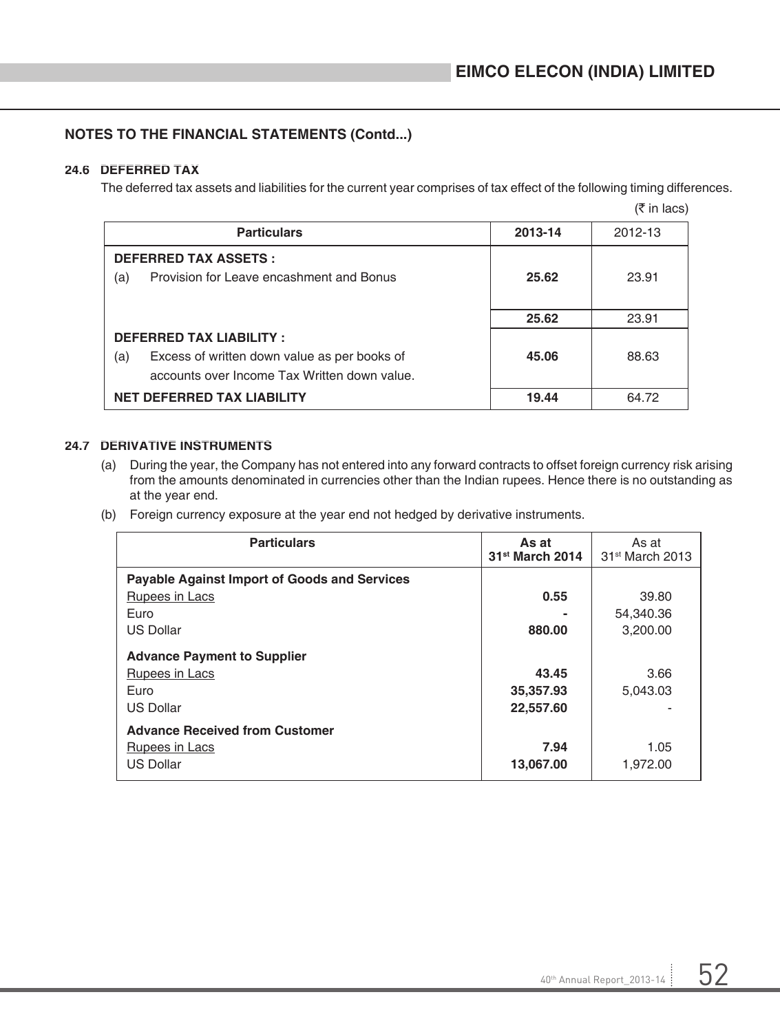## NOTES TO THE FINANCIAL STATEMENTS (Contd...)

### 24.6 DEFERRED TAX

The deferred tax assets and liabilities for the current year comprises of tax effect of the following timing differences.

(₹ in lacs)

| Particulars | 2013-14 | 2012-13 |
|---|---|---|
| **DEFERRED TAX ASSETS :** | | |
| (a) Provision for Leave encashment and Bonus | **25.62** | 23.91 |
| | **25.62** | 23.91 |
| **DEFERRED TAX LIABILITY :** | | |
| (a) Excess of written down value as per books of accounts over Income Tax Written down value. | **45.06** | 88.63 |
| **NET DEFERRED TAX LIABILITY** | **19.44** | 64.72 |

### 24.7 DERIVATIVE INSTRUMENTS

(a) During the year, the Company has not entered into any forward contracts to offset foreign currency risk arising from the amounts denominated in currencies other than the Indian rupees. Hence there is no outstanding as at the year end.

(b) Foreign currency exposure at the year end not hedged by derivative instruments.

| Particulars | As at 31st March 2014 | As at 31st March 2013 |
|---|---|---|
| **Payable Against Import of Goods and Services** | | |
| Rupees in Lacs | **0.55** | 39.80 |
| Euro | **-** | 54,340.36 |
| US Dollar | **880.00** | 3,200.00 |
| **Advance Payment to Supplier** | | |
| Rupees in Lacs | **43.45** | 3.66 |
| Euro | **35,357.93** | 5,043.03 |
| US Dollar | **22,557.60** | - |
| **Advance Received from Customer** | | |
| Rupees in Lacs | **7.94** | 1.05 |
| US Dollar | **13,067.00** | 1,972.00 |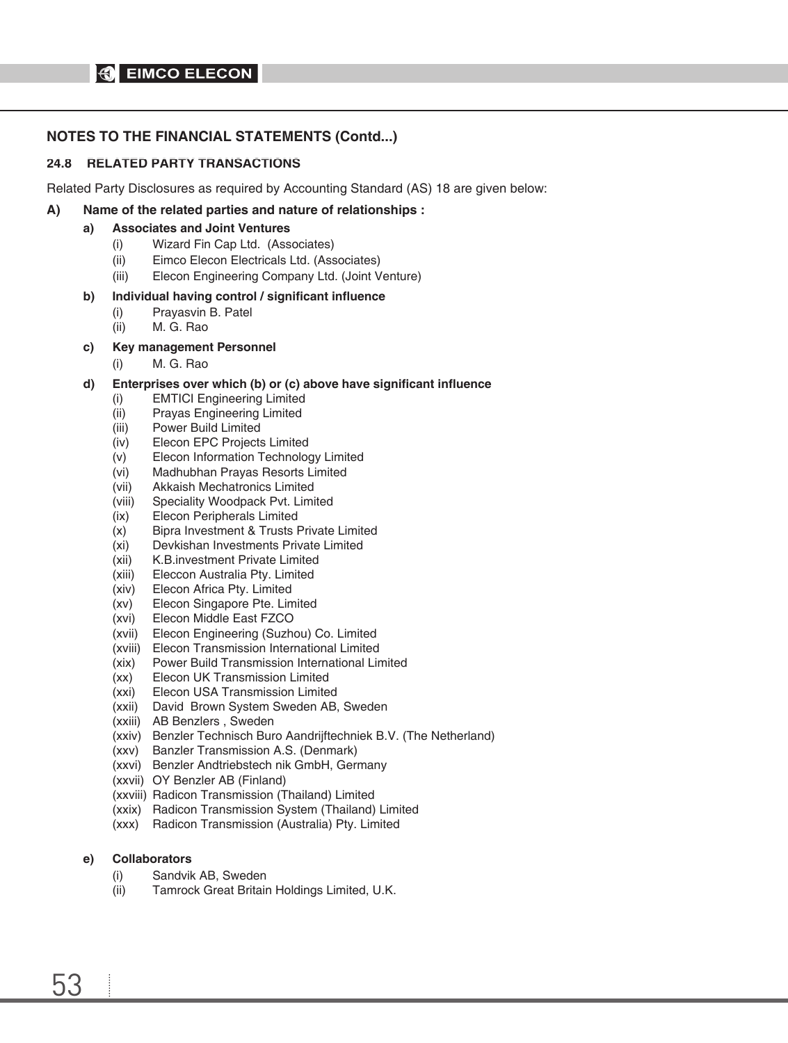## NOTES TO THE FINANCIAL STATEMENTS (Contd...)

### 24.8 RELATED PARTY TRANSACTIONS

Related Party Disclosures as required by Accounting Standard (AS) 18 are given below:

**A) Name of the related parties and nature of relationships :**

**a) Associates and Joint Ventures**

- (i) Wizard Fin Cap Ltd. (Associates)
- (ii) Eimco Elecon Electricals Ltd. (Associates)
- (iii) Elecon Engineering Company Ltd. (Joint Venture)

**b) Individual having control / significant influence**

- (i) Prayasvin B. Patel
- (ii) M. G. Rao

**c) Key management Personnel**

- (i) M. G. Rao

**d) Enterprises over which (b) or (c) above have significant influence**

- (i) EMTICI Engineering Limited
- (ii) Prayas Engineering Limited
- (iii) Power Build Limited
- (iv) Elecon EPC Projects Limited
- (v) Elecon Information Technology Limited
- (vi) Madhubhan Prayas Resorts Limited
- (vii) Akkaish Mechatronics Limited
- (viii) Speciality Woodpack Pvt. Limited
- (ix) Elecon Peripherals Limited
- (x) Bipra Investment & Trusts Private Limited
- (xi) Devkishan Investments Private Limited
- (xii) K.B.investment Private Limited
- (xiii) Eleccon Australia Pty. Limited
- (xiv) Elecon Africa Pty. Limited
- (xv) Elecon Singapore Pte. Limited
- (xvi) Elecon Middle East FZCO
- (xvii) Elecon Engineering (Suzhou) Co. Limited
- (xviii) Elecon Transmission International Limited
- (xix) Power Build Transmission International Limited
- (xx) Elecon UK Transmission Limited
- (xxi) Elecon USA Transmission Limited
- (xxii) David Brown System Sweden AB, Sweden
- (xxiii) AB Benzlers , Sweden
- (xxiv) Benzler Technisch Buro Aandrijftechniek B.V. (The Netherland)
- (xxv) Banzler Transmission A.S. (Denmark)
- (xxvi) Benzler Andtriebstech nik GmbH, Germany
- (xxvii) OY Benzler AB (Finland)
- (xxviii) Radicon Transmission (Thailand) Limited
- (xxix) Radicon Transmission System (Thailand) Limited
- (xxx) Radicon Transmission (Australia) Pty. Limited

**e) Collaborators**

- (i) Sandvik AB, Sweden
- (ii) Tamrock Great Britain Holdings Limited, U.K.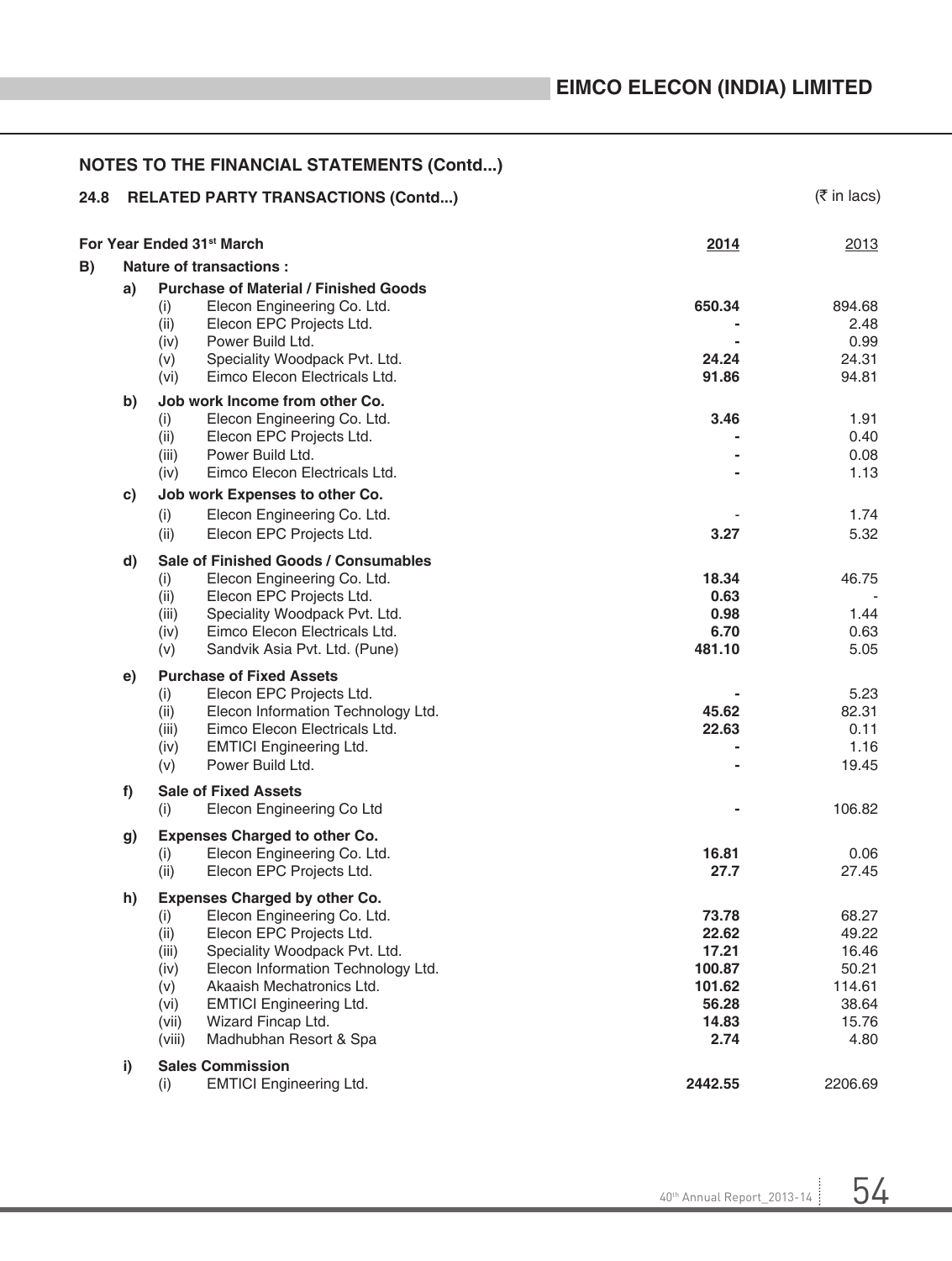## NOTES TO THE FINANCIAL STATEMENTS (Contd...)

### 24.8 RELATED PARTY TRANSACTIONS (Contd...)

(₹ in lacs)

| | | | For Year Ended 31st March | 2014 | 2013 |
|---|---|---|---|---|---|
| **B)** | | | **Nature of transactions :** | | |
| | **a)** | | **Purchase of Material / Finished Goods** | | |
| | | (i) | Elecon Engineering Co. Ltd. | **650.34** | 894.68 |
| | | (ii) | Elecon EPC Projects Ltd. | **-** | 2.48 |
| | | (iv) | Power Build Ltd. | **-** | 0.99 |
| | | (v) | Speciality Woodpack Pvt. Ltd. | **24.24** | 24.31 |
| | | (vi) | Eimco Elecon Electricals Ltd. | **91.86** | 94.81 |
| | **b)** | | **Job work Income from other Co.** | | |
| | | (i) | Elecon Engineering Co. Ltd. | **3.46** | 1.91 |
| | | (ii) | Elecon EPC Projects Ltd. | **-** | 0.40 |
| | | (iii) | Power Build Ltd. | **-** | 0.08 |
| | | (iv) | Eimco Elecon Electricals Ltd. | **-** | 1.13 |
| | **c)** | | **Job work Expenses to other Co.** | | |
| | | (i) | Elecon Engineering Co. Ltd. | - | 1.74 |
| | | (ii) | Elecon EPC Projects Ltd. | **3.27** | 5.32 |
| | **d)** | | **Sale of Finished Goods / Consumables** | | |
| | | (i) | Elecon Engineering Co. Ltd. | **18.34** | 46.75 |
| | | (ii) | Elecon EPC Projects Ltd. | **0.63** | - |
| | | (iii) | Speciality Woodpack Pvt. Ltd. | **0.98** | 1.44 |
| | | (iv) | Eimco Elecon Electricals Ltd. | **6.70** | 0.63 |
| | | (v) | Sandvik Asia Pvt. Ltd. (Pune) | **481.10** | 5.05 |
| | **e)** | | **Purchase of Fixed Assets** | | |
| | | (i) | Elecon EPC Projects Ltd. | **-** | 5.23 |
| | | (ii) | Elecon Information Technology Ltd. | **45.62** | 82.31 |
| | | (iii) | Eimco Elecon Electricals Ltd. | **22.63** | 0.11 |
| | | (iv) | EMTICI Engineering Ltd. | **-** | 1.16 |
| | | (v) | Power Build Ltd. | **-** | 19.45 |
| | **f)** | | **Sale of Fixed Assets** | | |
| | | (i) | Elecon Engineering Co Ltd | **-** | 106.82 |
| | **g)** | | **Expenses Charged to other Co.** | | |
| | | (i) | Elecon Engineering Co. Ltd. | **16.81** | 0.06 |
| | | (ii) | Elecon EPC Projects Ltd. | **27.7** | 27.45 |
| | **h)** | | **Expenses Charged by other Co.** | | |
| | | (i) | Elecon Engineering Co. Ltd. | **73.78** | 68.27 |
| | | (ii) | Elecon EPC Projects Ltd. | **22.62** | 49.22 |
| | | (iii) | Speciality Woodpack Pvt. Ltd. | **17.21** | 16.46 |
| | | (iv) | Elecon Information Technology Ltd. | **100.87** | 50.21 |
| | | (v) | Akaaish Mechatronics Ltd. | **101.62** | 114.61 |
| | | (vi) | EMTICI Engineering Ltd. | **56.28** | 38.64 |
| | | (vii) | Wizard Fincap Ltd. | **14.83** | 15.76 |
| | | (viii) | Madhubhan Resort & Spa | **2.74** | 4.80 |
| | **i)** | | **Sales Commission** | | |
| | | (i) | EMTICI Engineering Ltd. | **2442.55** | 2206.69 |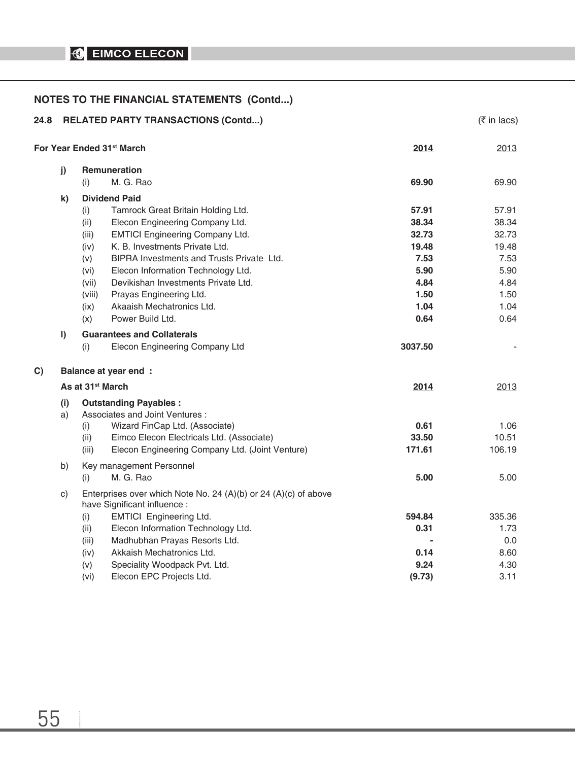## NOTES TO THE FINANCIAL STATEMENTS (Contd...)

### 24.8 RELATED PARTY TRANSACTIONS (Contd...)

(₹ in lacs)

| For Year Ended 31st March | | | 2014 | 2013 |
|---|---|---|---|---|
| **j)** | **Remuneration** | | | |
| | (i) | M. G. Rao | **69.90** | 69.90 |
| **k)** | **Dividend Paid** | | | |
| | (i) | Tamrock Great Britain Holding Ltd. | **57.91** | 57.91 |
| | (ii) | Elecon Engineering Company Ltd. | **38.34** | 38.34 |
| | (iii) | EMTICI Engineering Company Ltd. | **32.73** | 32.73 |
| | (iv) | K. B. Investments Private Ltd. | **19.48** | 19.48 |
| | (v) | BIPRA Investments and Trusts Private Ltd. | **7.53** | 7.53 |
| | (vi) | Elecon Information Technology Ltd. | **5.90** | 5.90 |
| | (vii) | Devikishan Investments Private Ltd. | **4.84** | 4.84 |
| | (viii) | Prayas Engineering Ltd. | **1.50** | 1.50 |
| | (ix) | Akaaish Mechatronics Ltd. | **1.04** | 1.04 |
| | (x) | Power Build Ltd. | **0.64** | 0.64 |
| **l)** | **Guarantees and Collaterals** | | | |
| | (i) | Elecon Engineering Company Ltd | **3037.50** | - |

**C) Balance at year end :**

| As at 31st March | | | 2014 | 2013 |
|---|---|---|---|---|
| **(i)** | **Outstanding Payables :** | | | |
| a) | Associates and Joint Ventures : | | | |
| | (i) | Wizard FinCap Ltd. (Associate) | **0.61** | 1.06 |
| | (ii) | Eimco Elecon Electricals Ltd. (Associate) | **33.50** | 10.51 |
| | (iii) | Elecon Engineering Company Ltd. (Joint Venture) | **171.61** | 106.19 |
| b) | Key management Personnel | | | |
| | (i) | M. G. Rao | **5.00** | 5.00 |
| c) | Enterprises over which Note No. 24 (A)(b) or 24 (A)(c) of above have Significant influence : | | | |
| | (i) | EMTICI Engineering Ltd. | **594.84** | 335.36 |
| | (ii) | Elecon Information Technology Ltd. | **0.31** | 1.73 |
| | (iii) | Madhubhan Prayas Resorts Ltd. | **-** | 0.0 |
| | (iv) | Akkaish Mechatronics Ltd. | **0.14** | 8.60 |
| | (v) | Speciality Woodpack Pvt. Ltd. | **9.24** | 4.30 |
| | (vi) | Elecon EPC Projects Ltd. | **(9.73)** | 3.11 |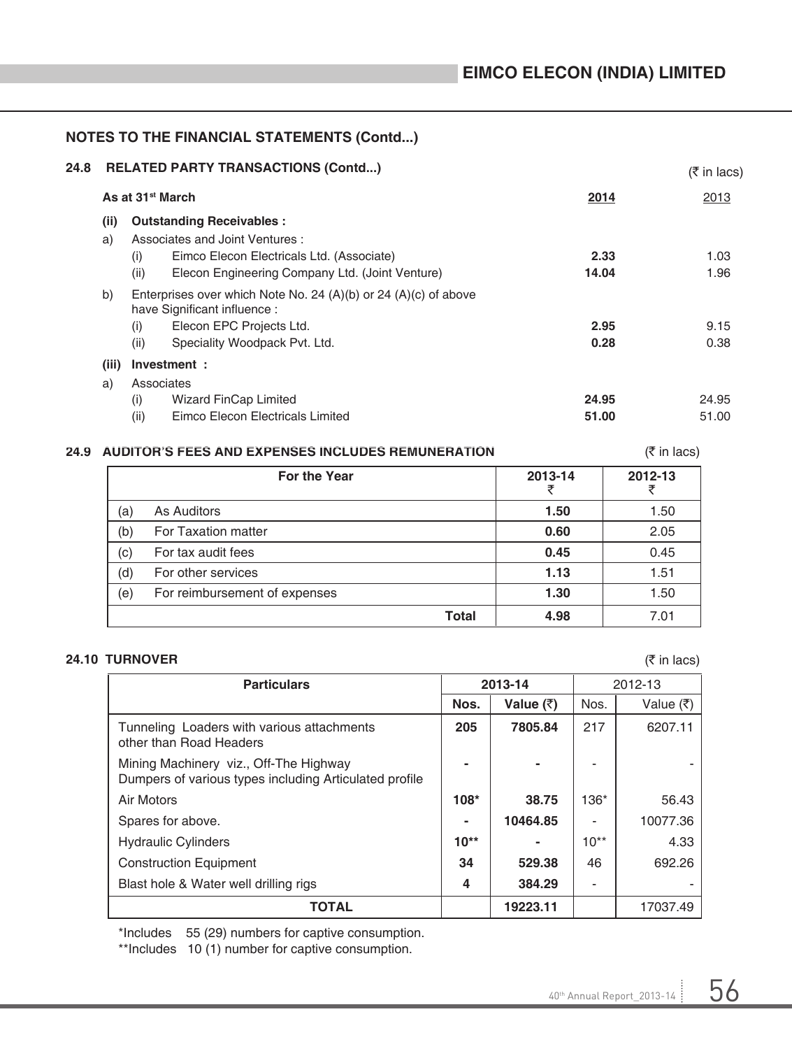## NOTES TO THE FINANCIAL STATEMENTS (Contd...)

### 24.8 RELATED PARTY TRANSACTIONS (Contd...)

(₹ in lacs)

| As at 31st March | | | 2014 | 2013 |
|---|---|---|---|---|
| **(ii)** | **Outstanding Receivables :** | | | |
| a) | Associates and Joint Ventures : | | | |
| | (i) | Eimco Elecon Electricals Ltd. (Associate) | **2.33** | 1.03 |
| | (ii) | Elecon Engineering Company Ltd. (Joint Venture) | **14.04** | 1.96 |
| b) | Enterprises over which Note No. 24 (A)(b) or 24 (A)(c) of above have Significant influence : | | | |
| | (i) | Elecon EPC Projects Ltd. | **2.95** | 9.15 |
| | (ii) | Speciality Woodpack Pvt. Ltd. | **0.28** | 0.38 |
| **(iii)** | **Investment :** | | | |
| a) | Associates | | | |
| | (i) | Wizard FinCap Limited | **24.95** | 24.95 |
| | (ii) | Eimco Elecon Electricals Limited | **51.00** | 51.00 |

### 24.9 AUDITOR'S FEES AND EXPENSES INCLUDES REMUNERATION

(₹ in lacs)

| | For the Year | 2013-14 ₹ | 2012-13 ₹ |
|---|---|---|---|
| (a) | As Auditors | **1.50** | 1.50 |
| (b) | For Taxation matter | **0.60** | 2.05 |
| (c) | For tax audit fees | **0.45** | 0.45 |
| (d) | For other services | **1.13** | 1.51 |
| (e) | For reimbursement of expenses | **1.30** | 1.50 |
| | **Total** | **4.98** | 7.01 |

### 24.10 TURNOVER

(₹ in lacs)

| Particulars | 2013-14 | | 2012-13 | |
|---|---|---|---|---|
| | Nos. | Value (₹) | Nos. | Value (₹) |
| Tunneling Loaders with various attachments other than Road Headers | **205** | **7805.84** | 217 | 6207.11 |
| Mining Machinery viz., Off-The Highway Dumpers of various types including Articulated profile | **-** | **-** | - | - |
| Air Motors | **108*** | **38.75** | 136* | 56.43 |
| Spares for above. | **-** | **10464.85** | - | 10077.36 |
| Hydraulic Cylinders | **10**** | **-** | 10** | 4.33 |
| Construction Equipment | **34** | **529.38** | 46 | 692.26 |
| Blast hole & Water well drilling rigs | **4** | **384.29** | - | - |
| **TOTAL** | | **19223.11** | | 17037.49 |

*Includes 55 (29) numbers for captive consumption.

**Includes 10 (1) number for captive consumption.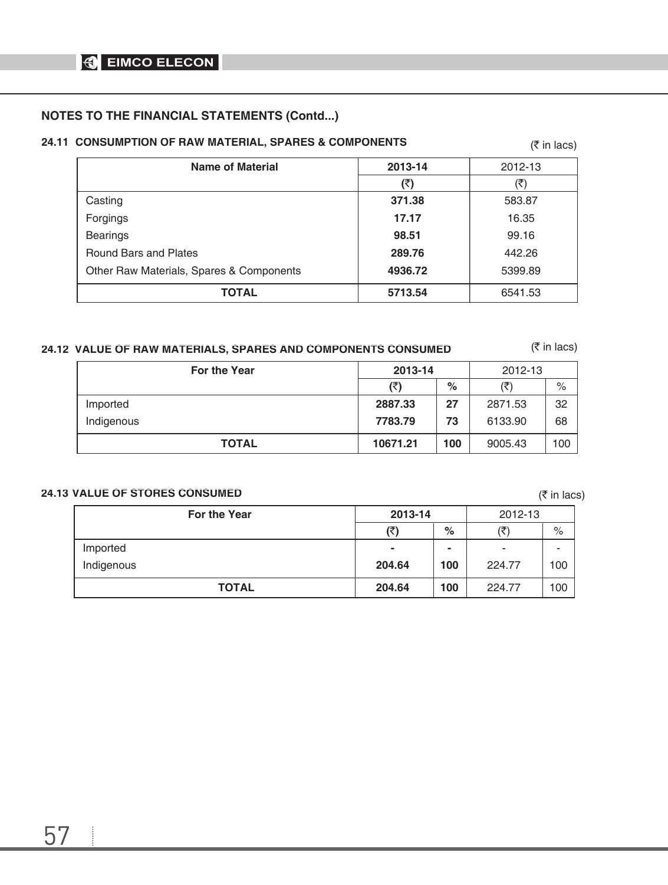## NOTES TO THE FINANCIAL STATEMENTS (Contd...)

### 24.11 CONSUMPTION OF RAW MATERIAL, SPARES & COMPONENTS

(₹ in lacs)

| Name of Material | **2013-14** | 2012-13 |
|---|---|---|
| | **(₹)** | (₹) |
| Casting | **371.38** | 583.87 |
| Forgings | **17.17** | 16.35 |
| Bearings | **98.51** | 99.16 |
| Round Bars and Plates | **289.76** | 442.26 |
| Other Raw Materials, Spares & Components | **4936.72** | 5399.89 |
| **TOTAL** | **5713.54** | 6541.53 |

### 24.12 VALUE OF RAW MATERIALS, SPARES AND COMPONENTS CONSUMED

(₹ in lacs)

| For the Year | **2013-14** | | 2012-13 | |
|---|---|---|---|---|
| | **(₹)** | **%** | (₹) | % |
| Imported | **2887.33** | **27** | 2871.53 | 32 |
| Indigenous | **7783.79** | **73** | 6133.90 | 68 |
| **TOTAL** | **10671.21** | **100** | 9005.43 | 100 |

### 24.13 VALUE OF STORES CONSUMED

(₹ in lacs)

| For the Year | **2013-14** | | 2012-13 | |
|---|---|---|---|---|
| | **(₹)** | **%** | (₹) | % |
| Imported | **-** | **-** | - | - |
| Indigenous | **204.64** | **100** | 224.77 | 100 |
| **TOTAL** | **204.64** | **100** | 224.77 | 100 |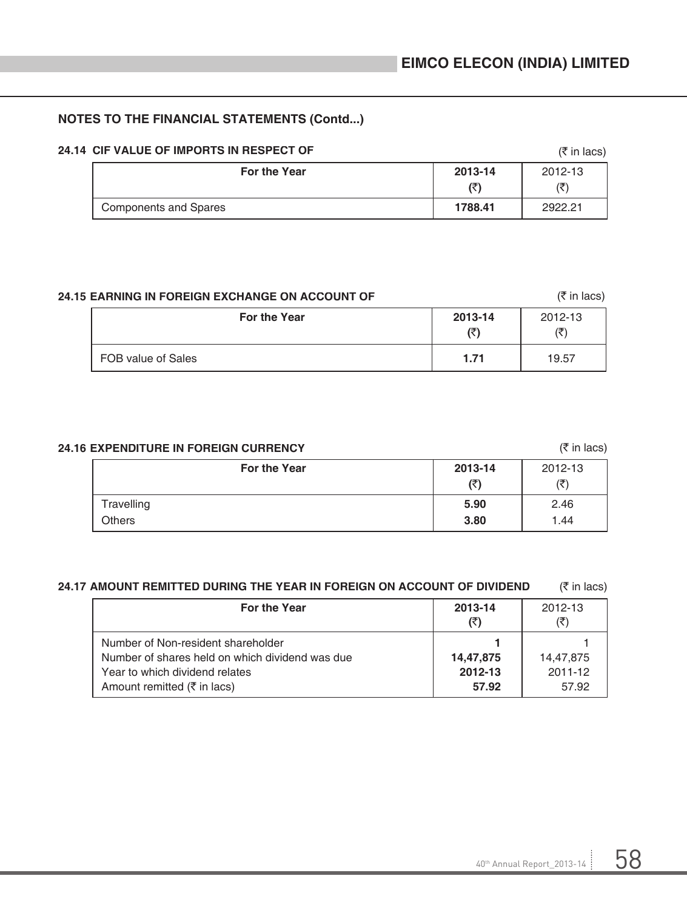## NOTES TO THE FINANCIAL STATEMENTS (Contd...)

### 24.14 CIF VALUE OF IMPORTS IN RESPECT OF

(₹ in lacs)

| For the Year | 2013-14 (₹) | 2012-13 (₹) |
|---|---|---|
| Components and Spares | **1788.41** | 2922.21 |

### 24.15 EARNING IN FOREIGN EXCHANGE ON ACCOUNT OF

(₹ in lacs)

| For the Year | 2013-14 (₹) | 2012-13 (₹) |
|---|---|---|
| FOB value of Sales | **1.71** | 19.57 |

### 24.16 EXPENDITURE IN FOREIGN CURRENCY

(₹ in lacs)

| For the Year | 2013-14 (₹) | 2012-13 (₹) |
|---|---|---|
| Travelling | **5.90** | 2.46 |
| Others | **3.80** | 1.44 |

### 24.17 AMOUNT REMITTED DURING THE YEAR IN FOREIGN ON ACCOUNT OF DIVIDEND

(₹ in lacs)

| For the Year | 2013-14 (₹) | 2012-13 (₹) |
|---|---|---|
| Number of Non-resident shareholder | **1** | 1 |
| Number of shares held on which dividend was due | **14,47,875** | 14,47,875 |
| Year to which dividend relates | **2012-13** | 2011-12 |
| Amount remitted (₹ in lacs) | **57.92** | 57.92 |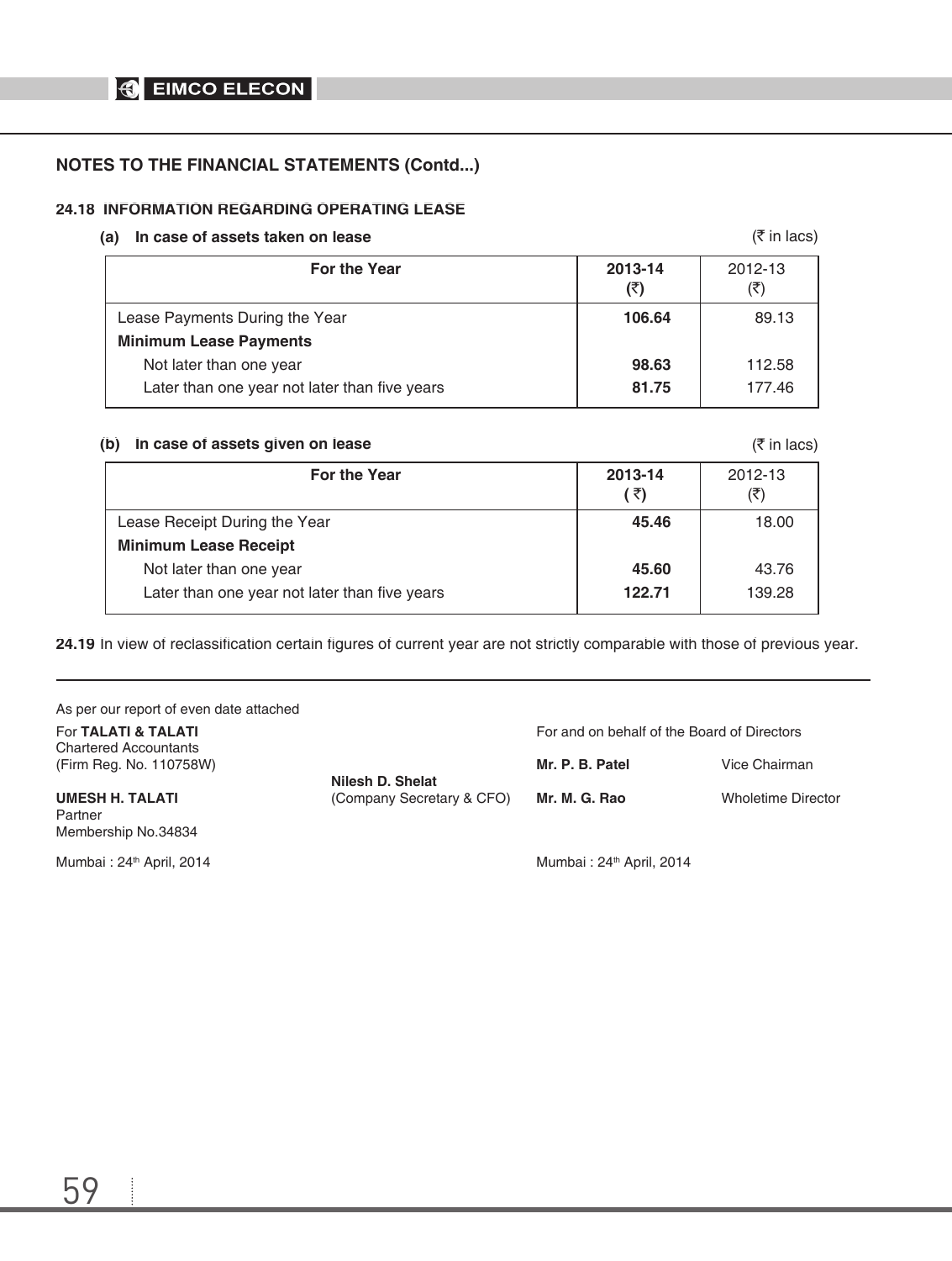## NOTES TO THE FINANCIAL STATEMENTS (Contd...)

### 24.18 INFORMATION REGARDING OPERATING LEASE

**(a) In case of assets taken on lease** (₹ in lacs)

| For the Year | 2013-14 (₹) | 2012-13 (₹) |
|---|---|---|
| Lease Payments During the Year | **106.64** | 89.13 |
| **Minimum Lease Payments** | | |
| Not later than one year | **98.63** | 112.58 |
| Later than one year not later than five years | **81.75** | 177.46 |

**(b) In case of assets given on lease** (₹ in lacs)

| For the Year | 2013-14 (₹) | 2012-13 (₹) |
|---|---|---|
| Lease Receipt During the Year | **45.46** | 18.00 |
| **Minimum Lease Receipt** | | |
| Not later than one year | **45.60** | 43.76 |
| Later than one year not later than five years | **122.71** | 139.28 |

**24.19** In view of reclassification certain figures of current year are not strictly comparable with those of previous year.

As per our report of even date attached

For **TALATI & TALATI**
Chartered Accountants
(Firm Reg. No. 110758W)

**UMESH H. TALATI**
Partner
Membership No.34834

Mumbai : 24th April, 2014

**Nilesh D. Shelat**
(Company Secretary & CFO)

For and on behalf of the Board of Directors

**Mr. P. B. Patel** Vice Chairman

**Mr. M. G. Rao** Wholetime Director

Mumbai : 24th April, 2014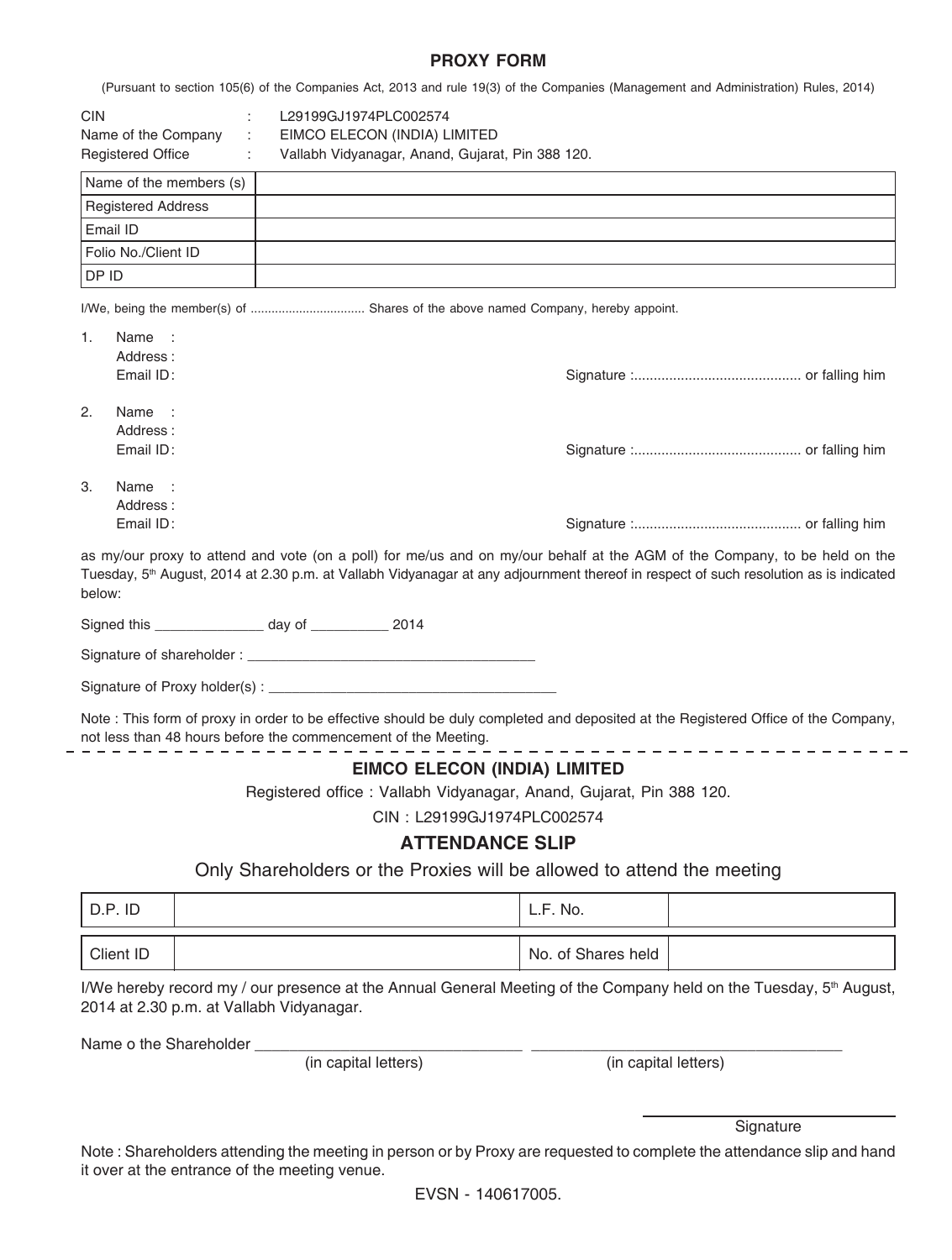## PROXY FORM

(Pursuant to section 105(6) of the Companies Act, 2013 and rule 19(3) of the Companies (Management and Administration) Rules, 2014)

CIN : L29199GJ1974PLC002574
Name of the Company : EIMCO ELECON (INDIA) LIMITED
Registered Office : Vallabh Vidyanagar, Anand, Gujarat, Pin 388 120.

| Name of the members (s) | |
|---|---|
| Registered Address | |
| Email ID | |
| Folio No./Client ID | |
| DP ID | |

I/We, being the member(s) of ................................ Shares of the above named Company, hereby appoint.

1. Name :
   Address :
   Email ID: Signature :........................................... or falling him

2. Name :
   Address :
   Email ID: Signature :........................................... or falling him

3. Name :
   Address :
   Email ID: Signature :........................................... or falling him

as my/our proxy to attend and vote (on a poll) for me/us and on my/our behalf at the AGM of the Company, to be held on the Tuesday, 5th August, 2014 at 2.30 p.m. at Vallabh Vidyanagar at any adjournment thereof in respect of such resolution as is indicated below:

Signed this ______________ day of __________ 2014

Signature of shareholder : ______________________________________

Signature of Proxy holder(s) : ______________________________________

Note : This form of proxy in order to be effective should be duly completed and deposited at the Registered Office of the Company, not less than 48 hours before the commencement of the Meeting.

---

## EIMCO ELECON (INDIA) LIMITED

Registered office : Vallabh Vidyanagar, Anand, Gujarat, Pin 388 120.

CIN : L29199GJ1974PLC002574

## ATTENDANCE SLIP

Only Shareholders or the Proxies will be allowed to attend the meeting

| D.P. ID | | L.F. No. | |
|---|---|---|---|
| Client ID | | No. of Shares held | |

I/We hereby record my / our presence at the Annual General Meeting of the Company held on the Tuesday, 5th August, 2014 at 2.30 p.m. at Vallabh Vidyanagar.

Name o the Shareholder ________________________________ ________________________________
(in capital letters) (in capital letters)

______________________
Signature

Note : Shareholders attending the meeting in person or by Proxy are requested to complete the attendance slip and hand it over at the entrance of the meeting venue.

EVSN - 140617005.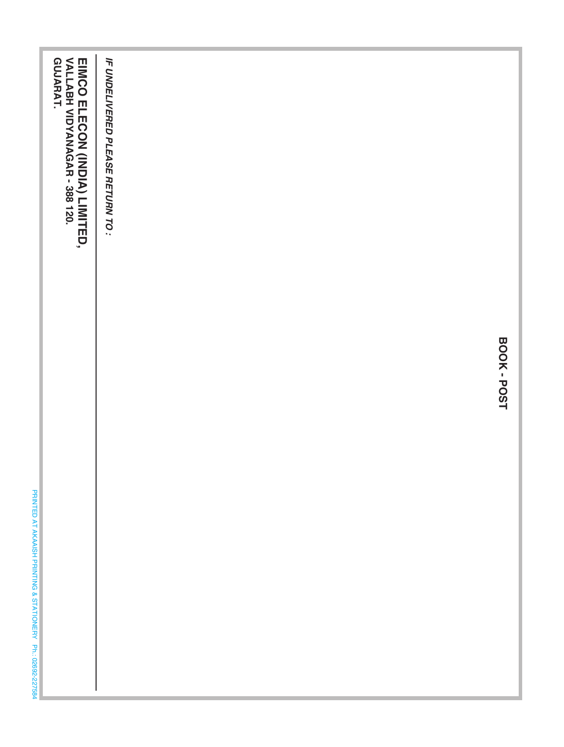**BOOK - POST**

*IF UNDELIVERED PLEASE RETURN TO :*

**EIMCO ELECON (INDIA) LIMITED,**
**VALLABH VIDYANAGAR - 388 120.**
**GUJARAT.**

PRINTED AT AKAAISH PRINTING & STATIONERY Ph.: 02692-227584